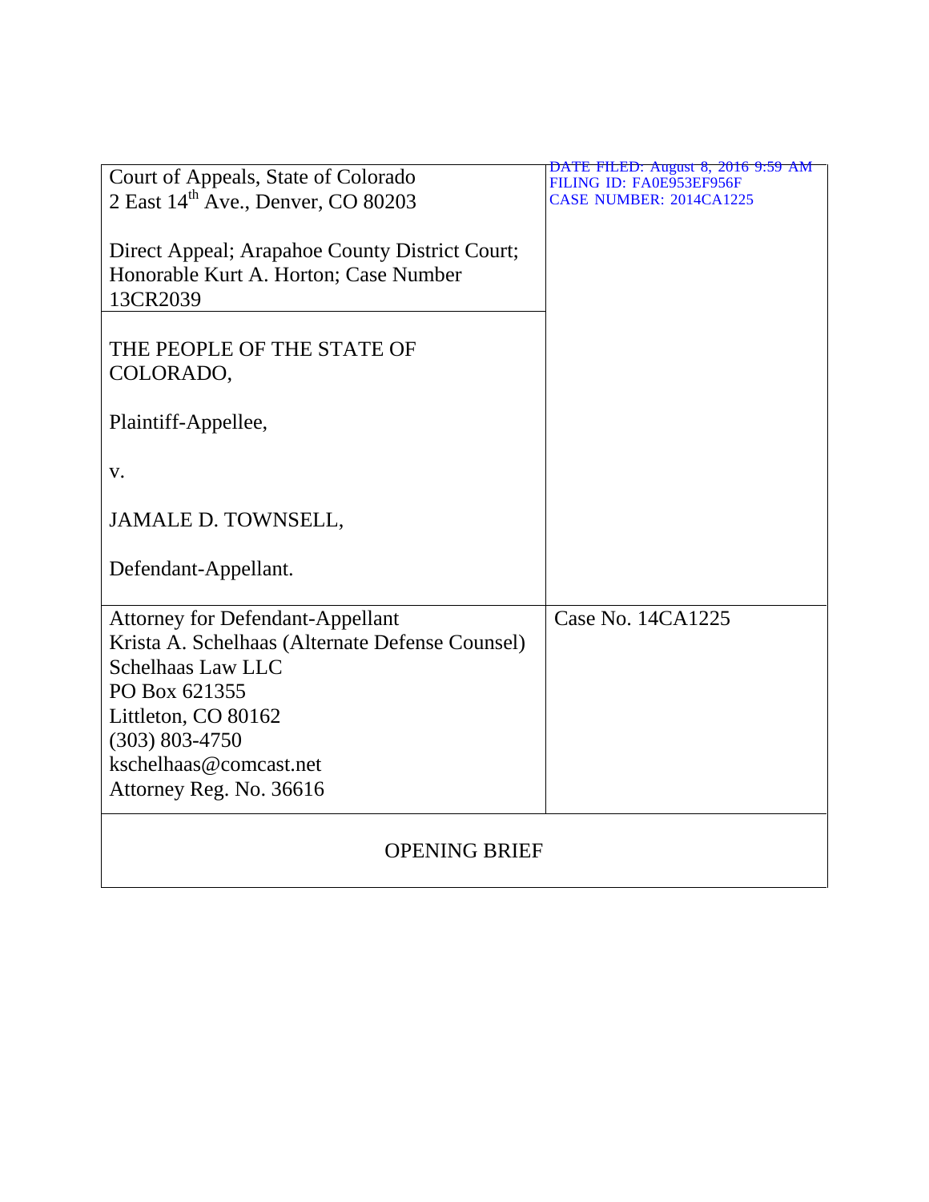| Court of Appeals, State of Colorado<br>2 East 14th Ave., Denver, CO 80203<br><br>Direct Appeal; Arapahoe County District Court; Honorable Kurt A. Horton; Case Number 13CR2039 | DATE FILED: August 8, 2016 9:59 AM<br>FILING ID: FA0E953EF956F<br>CASE NUMBER: 2014CA1225 |
|---|---|
| THE PEOPLE OF THE STATE OF COLORADO,<br><br>Plaintiff-Appellee,<br><br>v.<br><br>JAMALE D. TOWNSELL,<br><br>Defendant-Appellant. | |
| Attorney for Defendant-Appellant<br>Krista A. Schelhaas (Alternate Defense Counsel)<br>Schelhaas Law LLC<br>PO Box 621355<br>Littleton, CO 80162<br>(303) 803-4750<br>kschelhaas@comcast.net<br>Attorney Reg. No. 36616 | Case No. 14CA1225 |

# OPENING BRIEF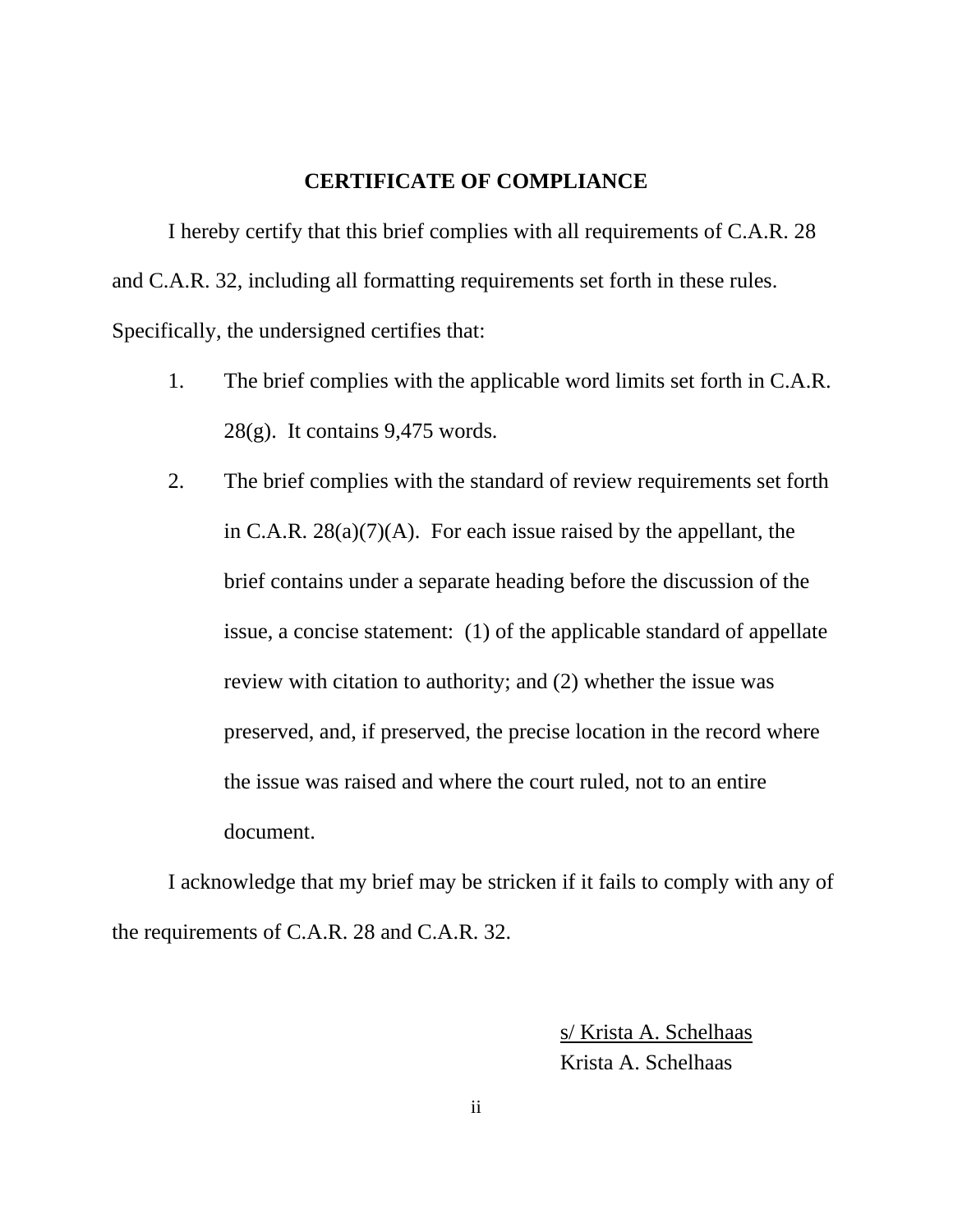## CERTIFICATE OF COMPLIANCE

I hereby certify that this brief complies with all requirements of C.A.R. 28 and C.A.R. 32, including all formatting requirements set forth in these rules. Specifically, the undersigned certifies that:

1. The brief complies with the applicable word limits set forth in C.A.R. 28(g). It contains 9,475 words.

2. The brief complies with the standard of review requirements set forth in C.A.R. 28(a)(7)(A). For each issue raised by the appellant, the brief contains under a separate heading before the discussion of the issue, a concise statement: (1) of the applicable standard of appellate review with citation to authority; and (2) whether the issue was preserved, and, if preserved, the precise location in the record where the issue was raised and where the court ruled, not to an entire document.

I acknowledge that my brief may be stricken if it fails to comply with any of the requirements of C.A.R. 28 and C.A.R. 32.

s/ Krista A. Schelhaas
Krista A. Schelhaas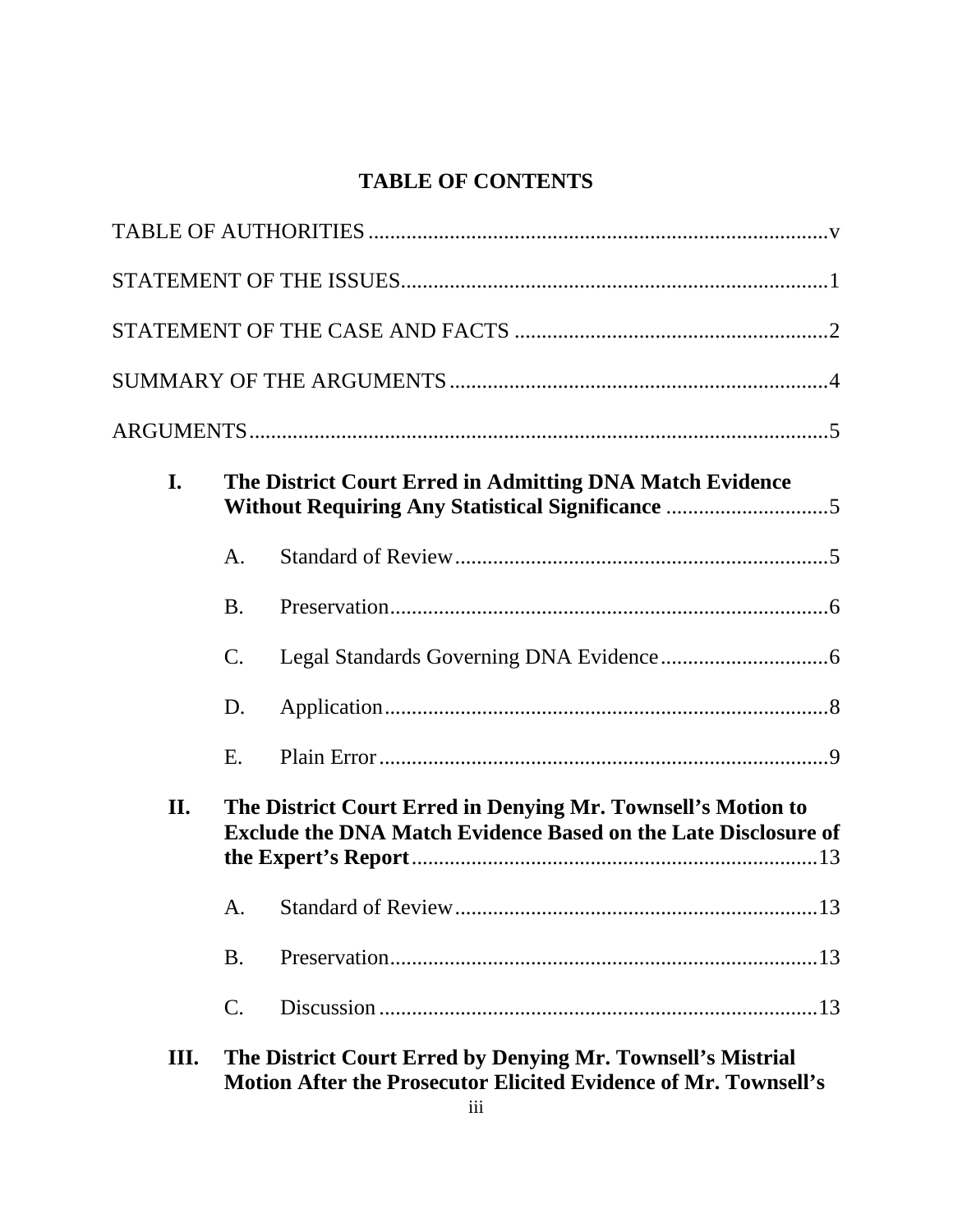# TABLE OF CONTENTS

TABLE OF AUTHORITIES .................................................................................v

STATEMENT OF THE ISSUES..........................................................................1

STATEMENT OF THE CASE AND FACTS .....................................................2

SUMMARY OF THE ARGUMENTS .................................................................4

ARGUMENTS.....................................................................................................5

- **I. The District Court Erred in Admitting DNA Match Evidence Without Requiring Any Statistical Significance** ..............................5
  - A. Standard of Review.....................................................................5
  - B. Preservation.................................................................................6
  - C. Legal Standards Governing DNA Evidence...............................6
  - D. Application..................................................................................8
  - E. Plain Error ...................................................................................9
- **II. The District Court Erred in Denying Mr. Townsell's Motion to Exclude the DNA Match Evidence Based on the Late Disclosure of the Expert's Report**...........................................................................13
  - A. Standard of Review...................................................................13
  - B. Preservation...............................................................................13
  - C. Discussion .................................................................................13
- **III. The District Court Erred by Denying Mr. Townsell's Mistrial Motion After the Prosecutor Elicited Evidence of Mr. Townsell's**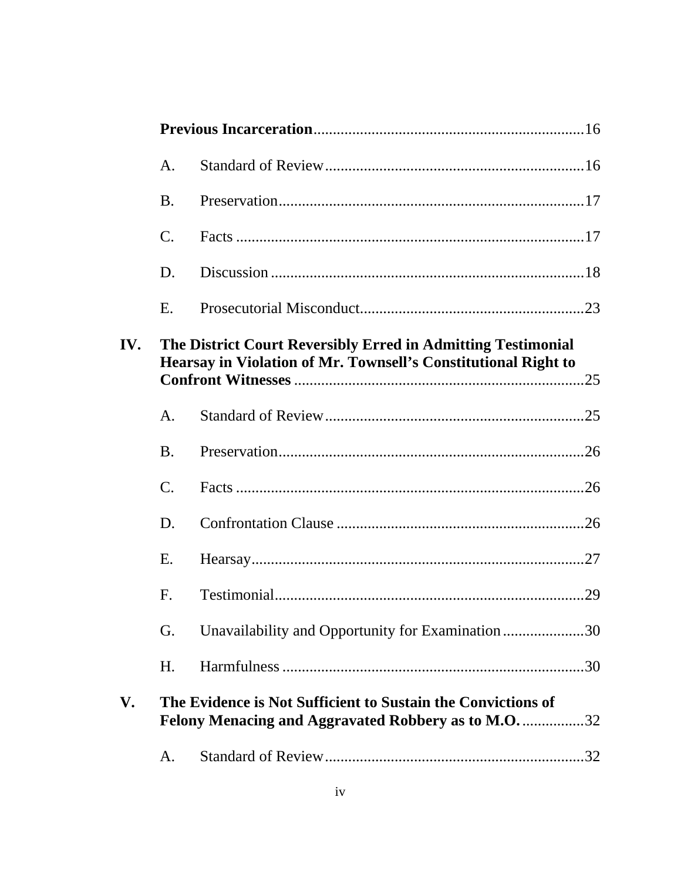**Previous Incarceration**......................................................................16

A. Standard of Review...................................................................16

B. Preservation...............................................................................17

C. Facts ..........................................................................................17

D. Discussion .................................................................................18

E. Prosecutorial Misconduct..........................................................23

**IV. The District Court Reversibly Erred in Admitting Testimonial Hearsay in Violation of Mr. Townsell's Constitutional Right to Confront Witnesses** ...........................................................................25

A. Standard of Review...................................................................25

B. Preservation...............................................................................26

C. Facts ..........................................................................................26

D. Confrontation Clause ................................................................26

E. Hearsay......................................................................................27

F. Testimonial................................................................................29

G. Unavailability and Opportunity for Examination.....................30

H. Harmfulness ..............................................................................30

**V. The Evidence is Not Sufficient to Sustain the Convictions of Felony Menacing and Aggravated Robbery as to M.O.** ................32

A. Standard of Review...................................................................32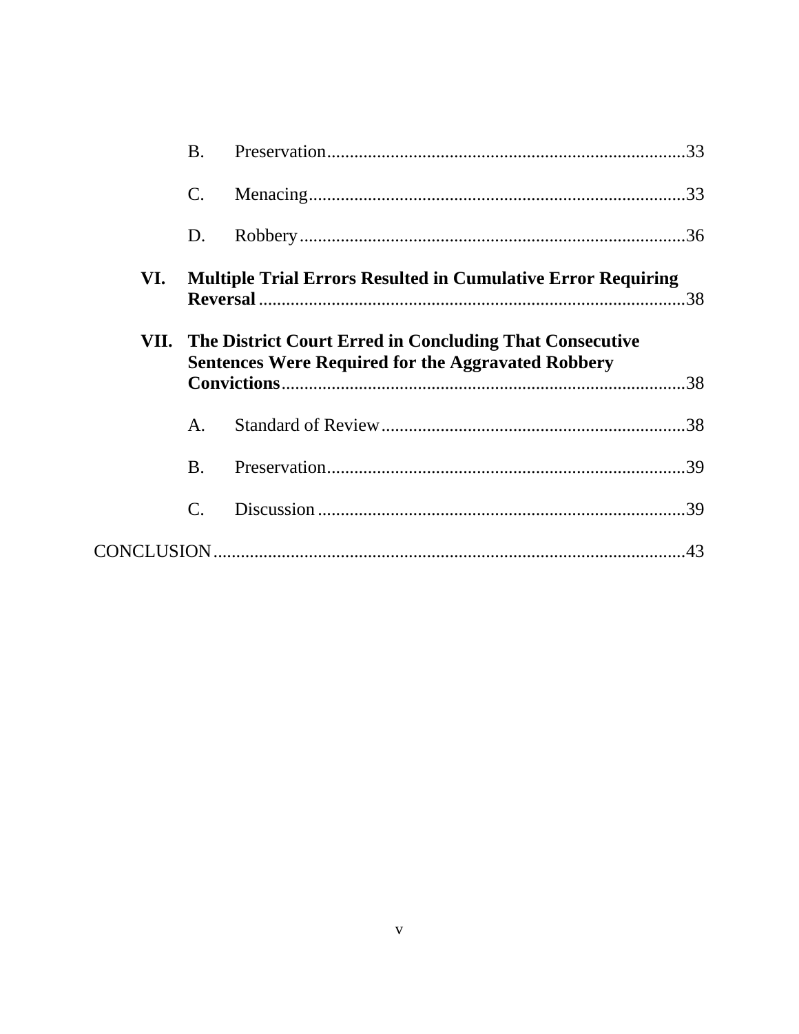B. Preservation....................................................................................33

C. Menacing........................................................................................33

D. Robbery..........................................................................................36

**VI. Multiple Trial Errors Resulted in Cumulative Error Requiring Reversal**..........................................................................................38

**VII. The District Court Erred in Concluding That Consecutive Sentences Were Required for the Aggravated Robbery Convictions**...................................................................................38

A. Standard of Review........................................................................38

B. Preservation....................................................................................39

C. Discussion......................................................................................39

CONCLUSION..........................................................................................43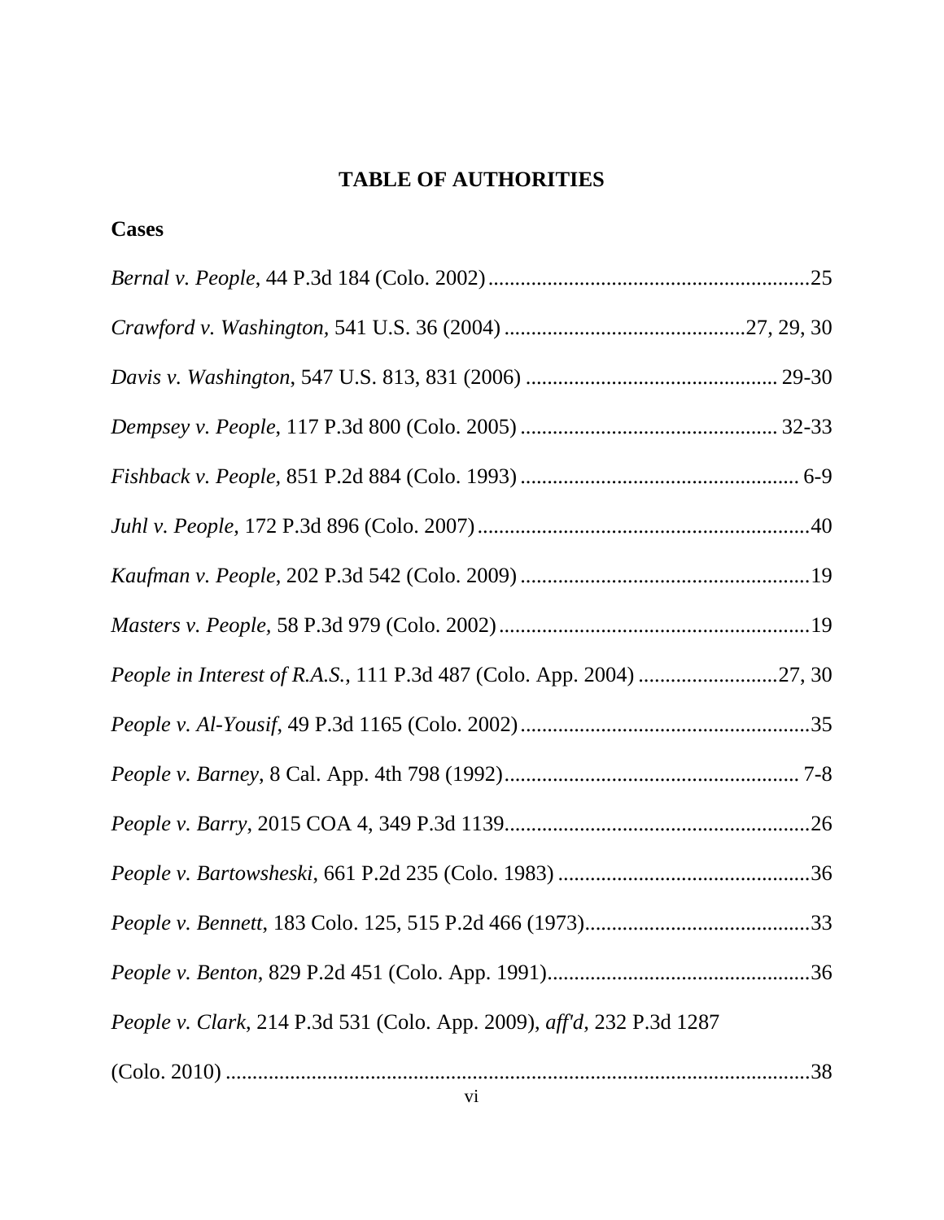# TABLE OF AUTHORITIES

## Cases

*Bernal v. People*, 44 P.3d 184 (Colo. 2002) .......... 25

*Crawford v. Washington*, 541 U.S. 36 (2004) .......... 27, 29, 30

*Davis v. Washington*, 547 U.S. 813, 831 (2006) .......... 29-30

*Dempsey v. People*, 117 P.3d 800 (Colo. 2005) .......... 32-33

*Fishback v. People*, 851 P.2d 884 (Colo. 1993) .......... 6-9

*Juhl v. People*, 172 P.3d 896 (Colo. 2007) .......... 40

*Kaufman v. People*, 202 P.3d 542 (Colo. 2009) .......... 19

*Masters v. People*, 58 P.3d 979 (Colo. 2002) .......... 19

*People in Interest of R.A.S.*, 111 P.3d 487 (Colo. App. 2004) .......... 27, 30

*People v. Al-Yousif*, 49 P.3d 1165 (Colo. 2002) .......... 35

*People v. Barney*, 8 Cal. App. 4th 798 (1992) .......... 7-8

*People v. Barry*, 2015 COA 4, 349 P.3d 1139 .......... 26

*People v. Bartowsheski*, 661 P.2d 235 (Colo. 1983) .......... 36

*People v. Bennett*, 183 Colo. 125, 515 P.2d 466 (1973) .......... 33

*People v. Benton*, 829 P.2d 451 (Colo. App. 1991) .......... 36

*People v. Clark*, 214 P.3d 531 (Colo. App. 2009), *aff'd*, 232 P.3d 1287 (Colo. 2010) .......... 38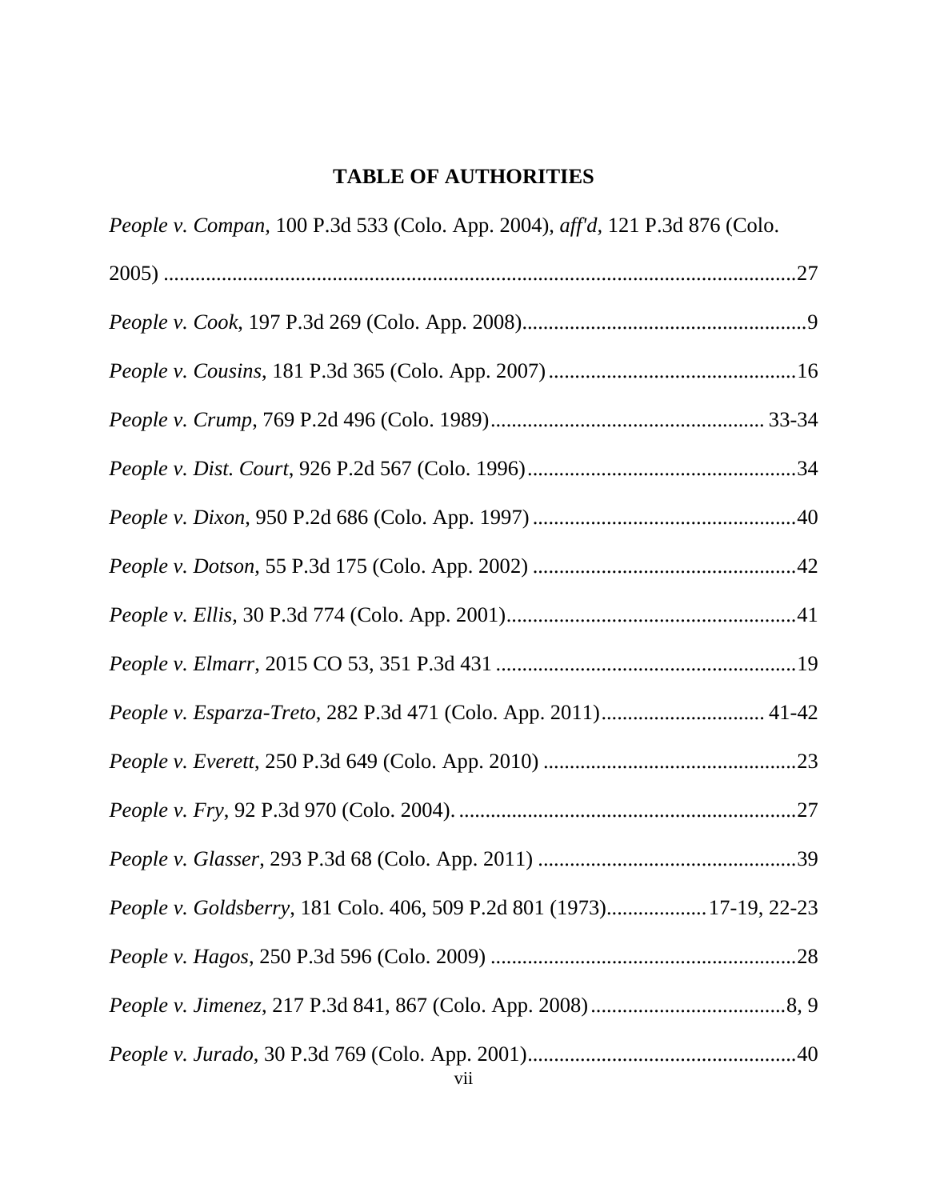## TABLE OF AUTHORITIES

*People v. Compan*, 100 P.3d 533 (Colo. App. 2004), *aff'd*, 121 P.3d 876 (Colo. 2005) ......................................................................................................................27

*People v. Cook*, 197 P.3d 269 (Colo. App. 2008)......................................................9

*People v. Cousins*, 181 P.3d 365 (Colo. App. 2007)...............................................16

*People v. Crump*, 769 P.2d 496 (Colo. 1989).................................................... 33-34

*People v. Dist. Court*, 926 P.2d 567 (Colo. 1996)...................................................34

*People v. Dixon*, 950 P.2d 686 (Colo. App. 1997) ..................................................40

*People v. Dotson*, 55 P.3d 175 (Colo. App. 2002) ..................................................42

*People v. Ellis*, 30 P.3d 774 (Colo. App. 2001).......................................................41

*People v. Elmarr*, 2015 CO 53, 351 P.3d 431 .........................................................19

*People v. Esparza-Treto*, 282 P.3d 471 (Colo. App. 2011)............................... 41-42

*People v. Everett*, 250 P.3d 649 (Colo. App. 2010) ................................................23

*People v. Fry*, 92 P.3d 970 (Colo. 2004). ................................................................27

*People v. Glasser*, 293 P.3d 68 (Colo. App. 2011) .................................................39

*People v. Goldsberry*, 181 Colo. 406, 509 P.2d 801 (1973)..................17-19, 22-23

*People v. Hagos*, 250 P.3d 596 (Colo. 2009) ..........................................................28

*People v. Jimenez*, 217 P.3d 841, 867 (Colo. App. 2008).....................................8, 9

*People v. Jurado*, 30 P.3d 769 (Colo. App. 2001)...................................................40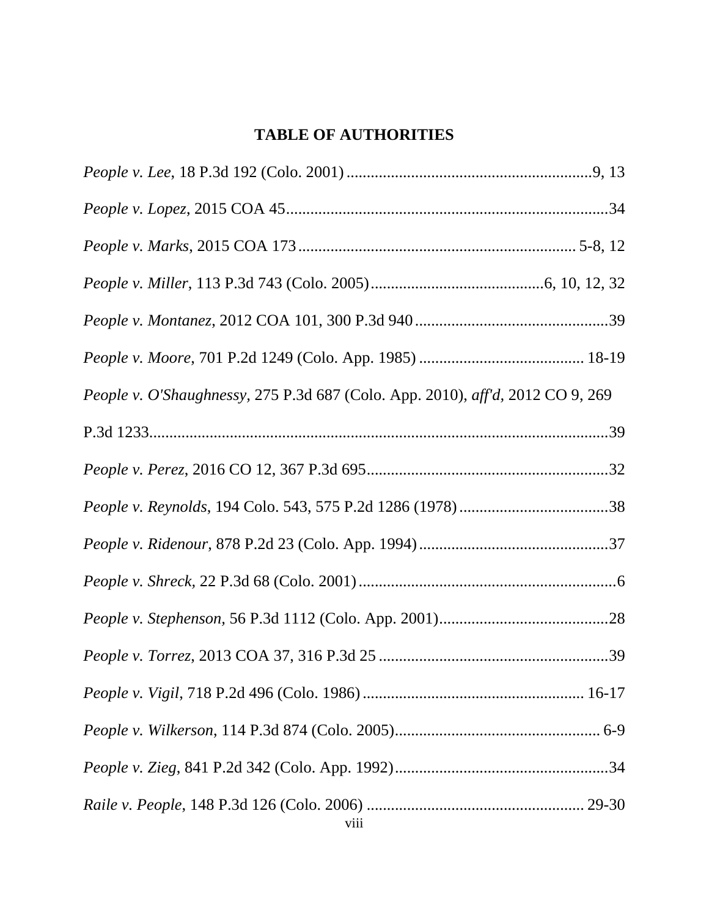# TABLE OF AUTHORITIES

*People v. Lee*, 18 P.3d 192 (Colo. 2001) .............................................................9, 13

*People v. Lopez*, 2015 COA 45................................................................................34

*People v. Marks*, 2015 COA 173 .................................................................... 5-8, 12

*People v. Miller*, 113 P.3d 743 (Colo. 2005)...........................................6, 10, 12, 32

*People v. Montanez*, 2012 COA 101, 300 P.3d 940 ................................................39

*People v. Moore*, 701 P.2d 1249 (Colo. App. 1985) ......................................... 18-19

*People v. O'Shaughnessy*, 275 P.3d 687 (Colo. App. 2010), *aff'd*, 2012 CO 9, 269 P.3d 1233..................................................................................................................39

*People v. Perez*, 2016 CO 12, 367 P.3d 695............................................................32

*People v. Reynolds*, 194 Colo. 543, 575 P.2d 1286 (1978) .....................................38

*People v. Ridenour*, 878 P.2d 23 (Colo. App. 1994)...............................................37

*People v. Shreck*, 22 P.3d 68 (Colo. 2001) ................................................................6

*People v. Stephenson*, 56 P.3d 1112 (Colo. App. 2001)...........................................28

*People v. Torrez*, 2013 COA 37, 316 P.3d 25 .........................................................39

*People v. Vigil*, 718 P.2d 496 (Colo. 1986) ...................................................... 16-17

*People v. Wilkerson*, 114 P.3d 874 (Colo. 2005)................................................... 6-9

*People v. Zieg*, 841 P.2d 342 (Colo. App. 1992)......................................................34

*Raile v. People*, 148 P.3d 126 (Colo. 2006) ...................................................... 29-30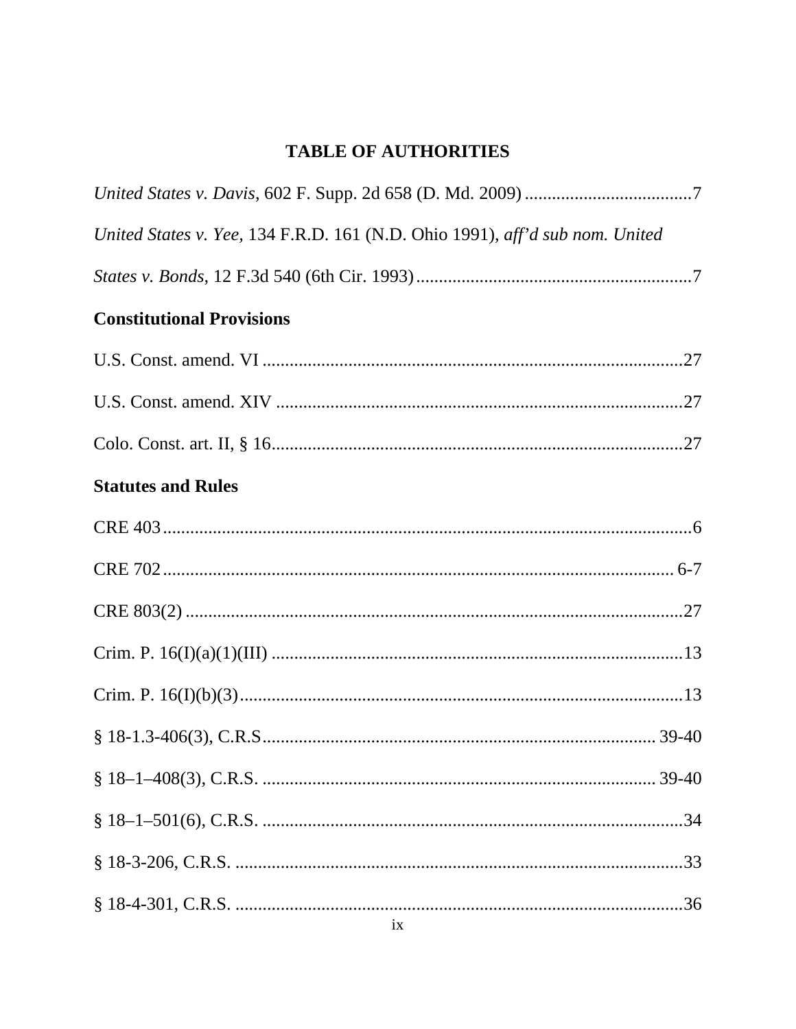## TABLE OF AUTHORITIES

*United States v. Davis*, 602 F. Supp. 2d 658 (D. Md. 2009) ....................................7

*United States v. Yee*, 134 F.R.D. 161 (N.D. Ohio 1991), *aff'd sub nom. United States v. Bonds*, 12 F.3d 540 (6th Cir. 1993) ............................................................7

### Constitutional Provisions

U.S. Const. amend. VI ............................................................................................27

U.S. Const. amend. XIV .........................................................................................27

Colo. Const. art. II, § 16..........................................................................................27

### Statutes and Rules

CRE 403 ...................................................................................................................6

CRE 702 ................................................................................................................ 6-7

CRE 803(2) .............................................................................................................27

Crim. P. 16(I)(a)(1)(III) ..........................................................................................13

Crim. P. 16(I)(b)(3).................................................................................................13

§ 18-1.3-406(3), C.R.S...................................................................................... 39-40

§ 18–1–408(3), C.R.S. ...................................................................................... 39-40

§ 18–1–501(6), C.R.S. ............................................................................................34

§ 18-3-206, C.R.S. ..................................................................................................33

§ 18-4-301, C.R.S. ..................................................................................................36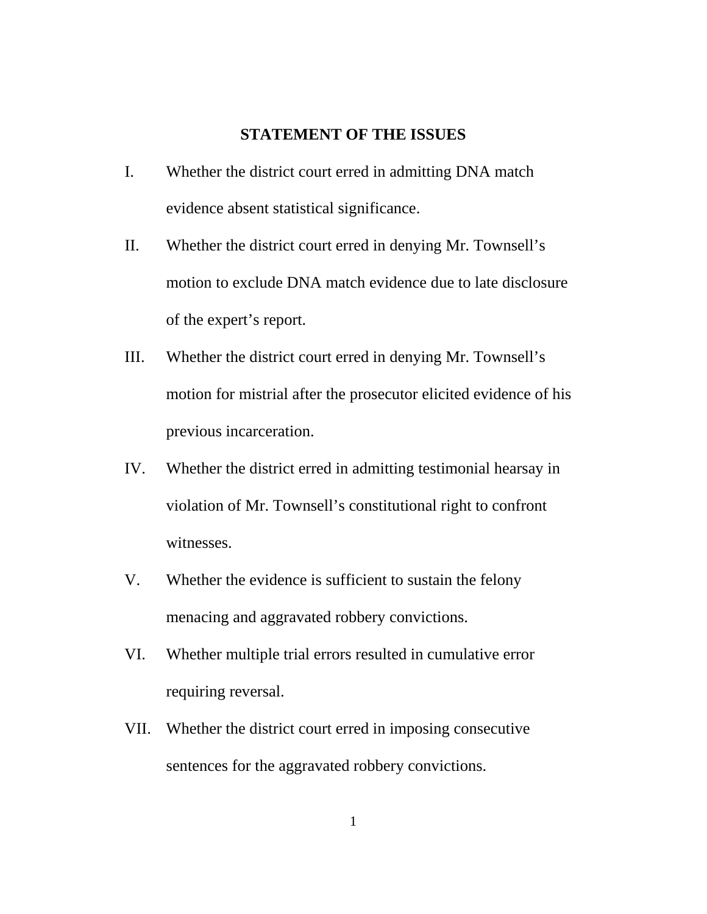## STATEMENT OF THE ISSUES

I. Whether the district court erred in admitting DNA match evidence absent statistical significance.

II. Whether the district court erred in denying Mr. Townsell's motion to exclude DNA match evidence due to late disclosure of the expert's report.

III. Whether the district court erred in denying Mr. Townsell's motion for mistrial after the prosecutor elicited evidence of his previous incarceration.

IV. Whether the district erred in admitting testimonial hearsay in violation of Mr. Townsell's constitutional right to confront witnesses.

V. Whether the evidence is sufficient to sustain the felony menacing and aggravated robbery convictions.

VI. Whether multiple trial errors resulted in cumulative error requiring reversal.

VII. Whether the district court erred in imposing consecutive sentences for the aggravated robbery convictions.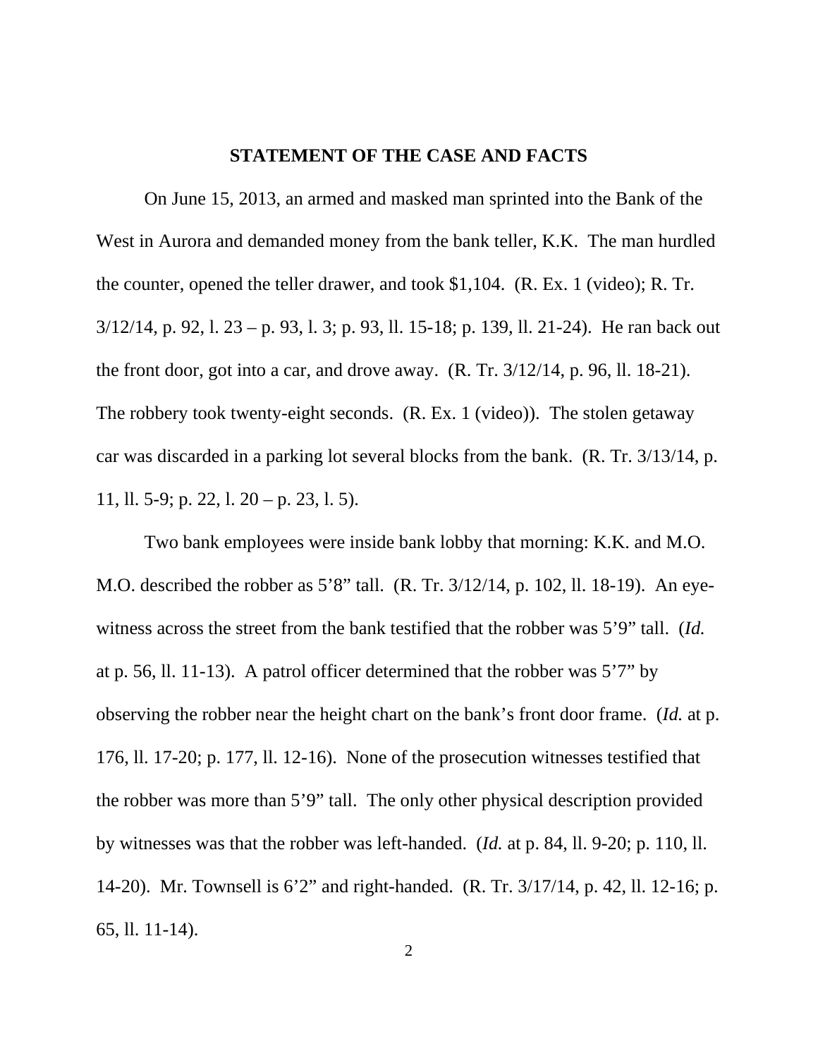## STATEMENT OF THE CASE AND FACTS

On June 15, 2013, an armed and masked man sprinted into the Bank of the West in Aurora and demanded money from the bank teller, K.K. The man hurdled the counter, opened the teller drawer, and took $1,104. (R. Ex. 1 (video); R. Tr. 3/12/14, p. 92, l. 23 – p. 93, l. 3; p. 93, ll. 15-18; p. 139, ll. 21-24). He ran back out the front door, got into a car, and drove away. (R. Tr. 3/12/14, p. 96, ll. 18-21). The robbery took twenty-eight seconds. (R. Ex. 1 (video)). The stolen getaway car was discarded in a parking lot several blocks from the bank. (R. Tr. 3/13/14, p. 11, ll. 5-9; p. 22, l. 20 – p. 23, l. 5).

Two bank employees were inside bank lobby that morning: K.K. and M.O. M.O. described the robber as 5'8" tall. (R. Tr. 3/12/14, p. 102, ll. 18-19). An eye-witness across the street from the bank testified that the robber was 5'9" tall. (*Id.* at p. 56, ll. 11-13). A patrol officer determined that the robber was 5'7" by observing the robber near the height chart on the bank's front door frame. (*Id.* at p. 176, ll. 17-20; p. 177, ll. 12-16). None of the prosecution witnesses testified that the robber was more than 5'9" tall. The only other physical description provided by witnesses was that the robber was left-handed. (*Id.* at p. 84, ll. 9-20; p. 110, ll. 14-20). Mr. Townsell is 6'2" and right-handed. (R. Tr. 3/17/14, p. 42, ll. 12-16; p. 65, ll. 11-14).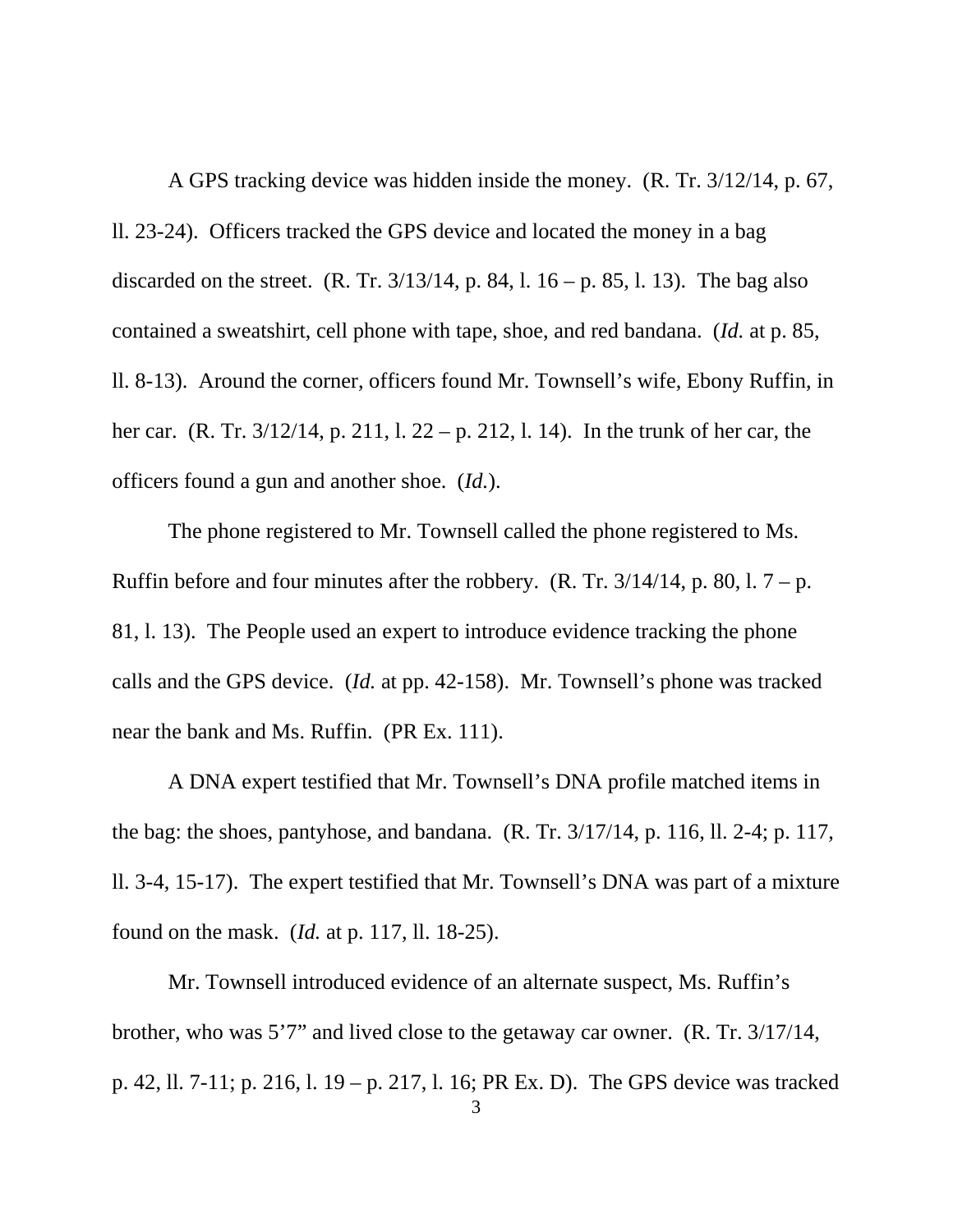A GPS tracking device was hidden inside the money. (R. Tr. 3/12/14, p. 67, ll. 23-24). Officers tracked the GPS device and located the money in a bag discarded on the street. (R. Tr. 3/13/14, p. 84, l. 16 – p. 85, l. 13). The bag also contained a sweatshirt, cell phone with tape, shoe, and red bandana. (*Id.* at p. 85, ll. 8-13). Around the corner, officers found Mr. Townsell's wife, Ebony Ruffin, in her car. (R. Tr. 3/12/14, p. 211, l. 22 – p. 212, l. 14). In the trunk of her car, the officers found a gun and another shoe. (*Id.*).

The phone registered to Mr. Townsell called the phone registered to Ms. Ruffin before and four minutes after the robbery. (R. Tr. 3/14/14, p. 80, l. 7 – p. 81, l. 13). The People used an expert to introduce evidence tracking the phone calls and the GPS device. (*Id.* at pp. 42-158). Mr. Townsell's phone was tracked near the bank and Ms. Ruffin. (PR Ex. 111).

A DNA expert testified that Mr. Townsell's DNA profile matched items in the bag: the shoes, pantyhose, and bandana. (R. Tr. 3/17/14, p. 116, ll. 2-4; p. 117, ll. 3-4, 15-17). The expert testified that Mr. Townsell's DNA was part of a mixture found on the mask. (*Id.* at p. 117, ll. 18-25).

Mr. Townsell introduced evidence of an alternate suspect, Ms. Ruffin's brother, who was 5'7" and lived close to the getaway car owner. (R. Tr. 3/17/14, p. 42, ll. 7-11; p. 216, l. 19 – p. 217, l. 16; PR Ex. D). The GPS device was tracked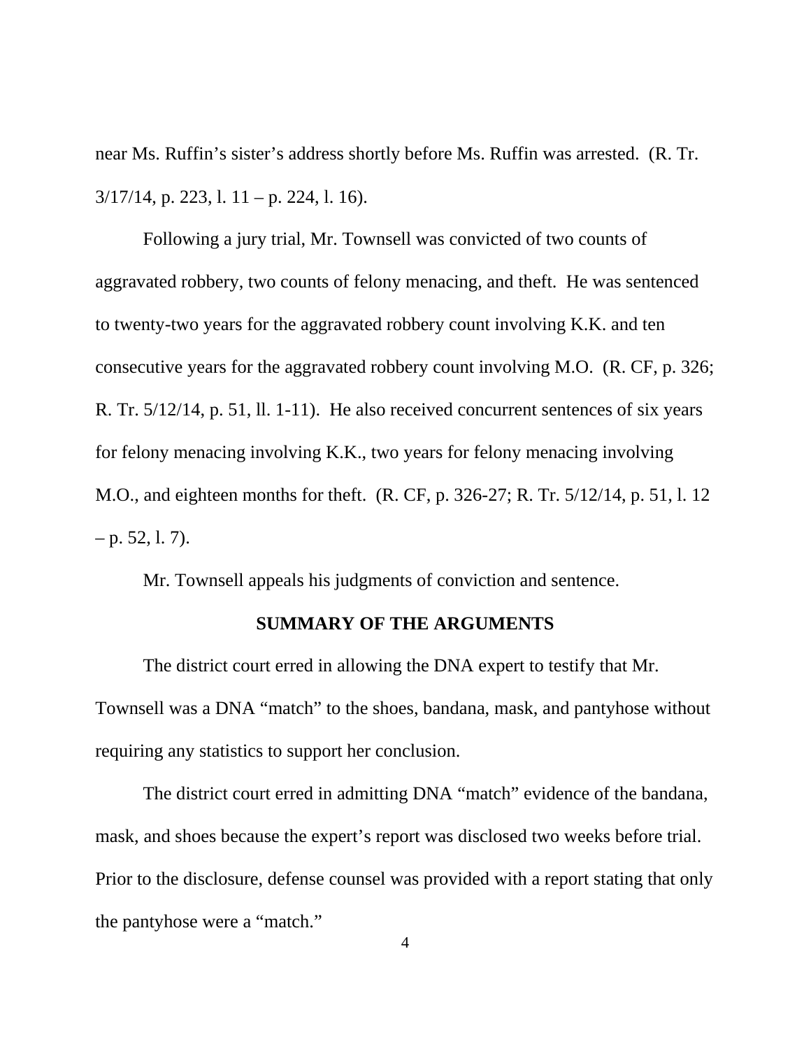near Ms. Ruffin's sister's address shortly before Ms. Ruffin was arrested. (R. Tr. 3/17/14, p. 223, l. 11 – p. 224, l. 16).

Following a jury trial, Mr. Townsell was convicted of two counts of aggravated robbery, two counts of felony menacing, and theft. He was sentenced to twenty-two years for the aggravated robbery count involving K.K. and ten consecutive years for the aggravated robbery count involving M.O. (R. CF, p. 326; R. Tr. 5/12/14, p. 51, ll. 1-11). He also received concurrent sentences of six years for felony menacing involving K.K., two years for felony menacing involving M.O., and eighteen months for theft. (R. CF, p. 326-27; R. Tr. 5/12/14, p. 51, l. 12 – p. 52, l. 7).

Mr. Townsell appeals his judgments of conviction and sentence.

## SUMMARY OF THE ARGUMENTS

The district court erred in allowing the DNA expert to testify that Mr. Townsell was a DNA "match" to the shoes, bandana, mask, and pantyhose without requiring any statistics to support her conclusion.

The district court erred in admitting DNA "match" evidence of the bandana, mask, and shoes because the expert's report was disclosed two weeks before trial. Prior to the disclosure, defense counsel was provided with a report stating that only the pantyhose were a "match."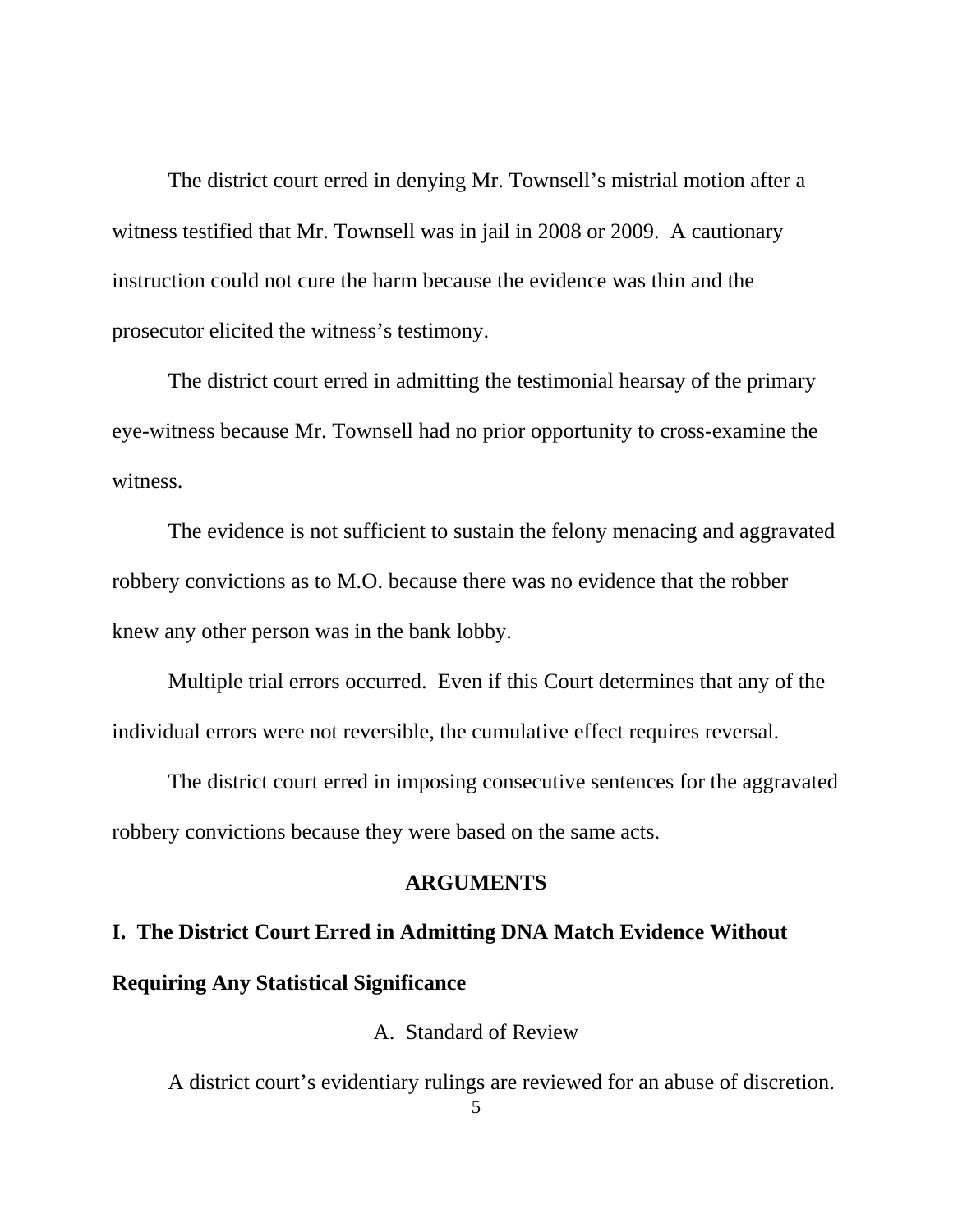The district court erred in denying Mr. Townsell's mistrial motion after a witness testified that Mr. Townsell was in jail in 2008 or 2009. A cautionary instruction could not cure the harm because the evidence was thin and the prosecutor elicited the witness's testimony.

The district court erred in admitting the testimonial hearsay of the primary eye-witness because Mr. Townsell had no prior opportunity to cross-examine the witness.

The evidence is not sufficient to sustain the felony menacing and aggravated robbery convictions as to M.O. because there was no evidence that the robber knew any other person was in the bank lobby.

Multiple trial errors occurred. Even if this Court determines that any of the individual errors were not reversible, the cumulative effect requires reversal.

The district court erred in imposing consecutive sentences for the aggravated robbery convictions because they were based on the same acts.

## ARGUMENTS

## I. The District Court Erred in Admitting DNA Match Evidence Without Requiring Any Statistical Significance

### A. Standard of Review

A district court's evidentiary rulings are reviewed for an abuse of discretion.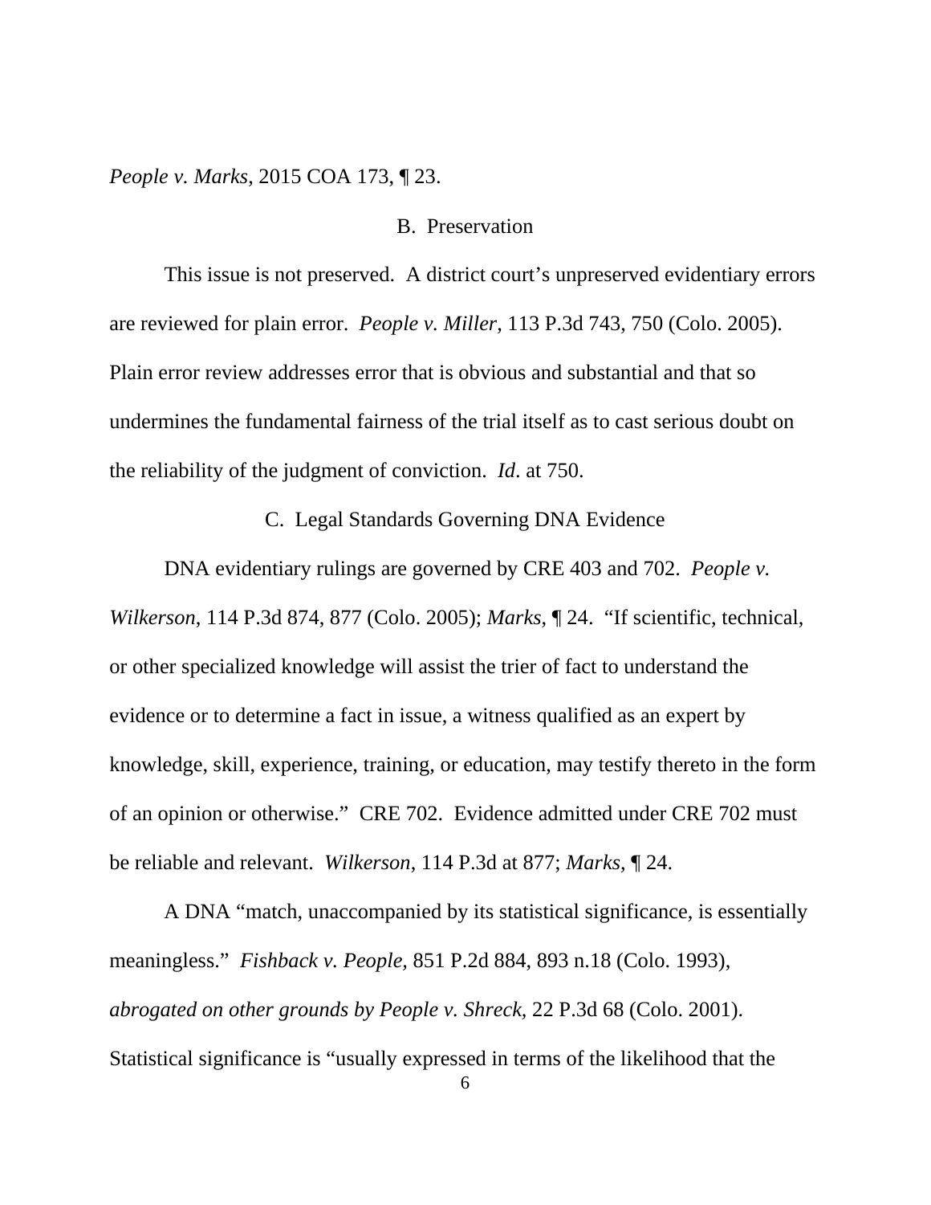*People v. Marks*, 2015 COA 173, ¶ 23.

### B. Preservation

This issue is not preserved. A district court's unpreserved evidentiary errors are reviewed for plain error. *People v. Miller*, 113 P.3d 743, 750 (Colo. 2005). Plain error review addresses error that is obvious and substantial and that so undermines the fundamental fairness of the trial itself as to cast serious doubt on the reliability of the judgment of conviction. *Id*. at 750.

### C. Legal Standards Governing DNA Evidence

DNA evidentiary rulings are governed by CRE 403 and 702. *People v. Wilkerson*, 114 P.3d 874, 877 (Colo. 2005); *Marks*, ¶ 24. "If scientific, technical, or other specialized knowledge will assist the trier of fact to understand the evidence or to determine a fact in issue, a witness qualified as an expert by knowledge, skill, experience, training, or education, may testify thereto in the form of an opinion or otherwise." CRE 702. Evidence admitted under CRE 702 must be reliable and relevant. *Wilkerson*, 114 P.3d at 877; *Marks*, ¶ 24.

A DNA "match, unaccompanied by its statistical significance, is essentially meaningless." *Fishback v. People*, 851 P.2d 884, 893 n.18 (Colo. 1993), *abrogated on other grounds by People v. Shreck*, 22 P.3d 68 (Colo. 2001). Statistical significance is "usually expressed in terms of the likelihood that the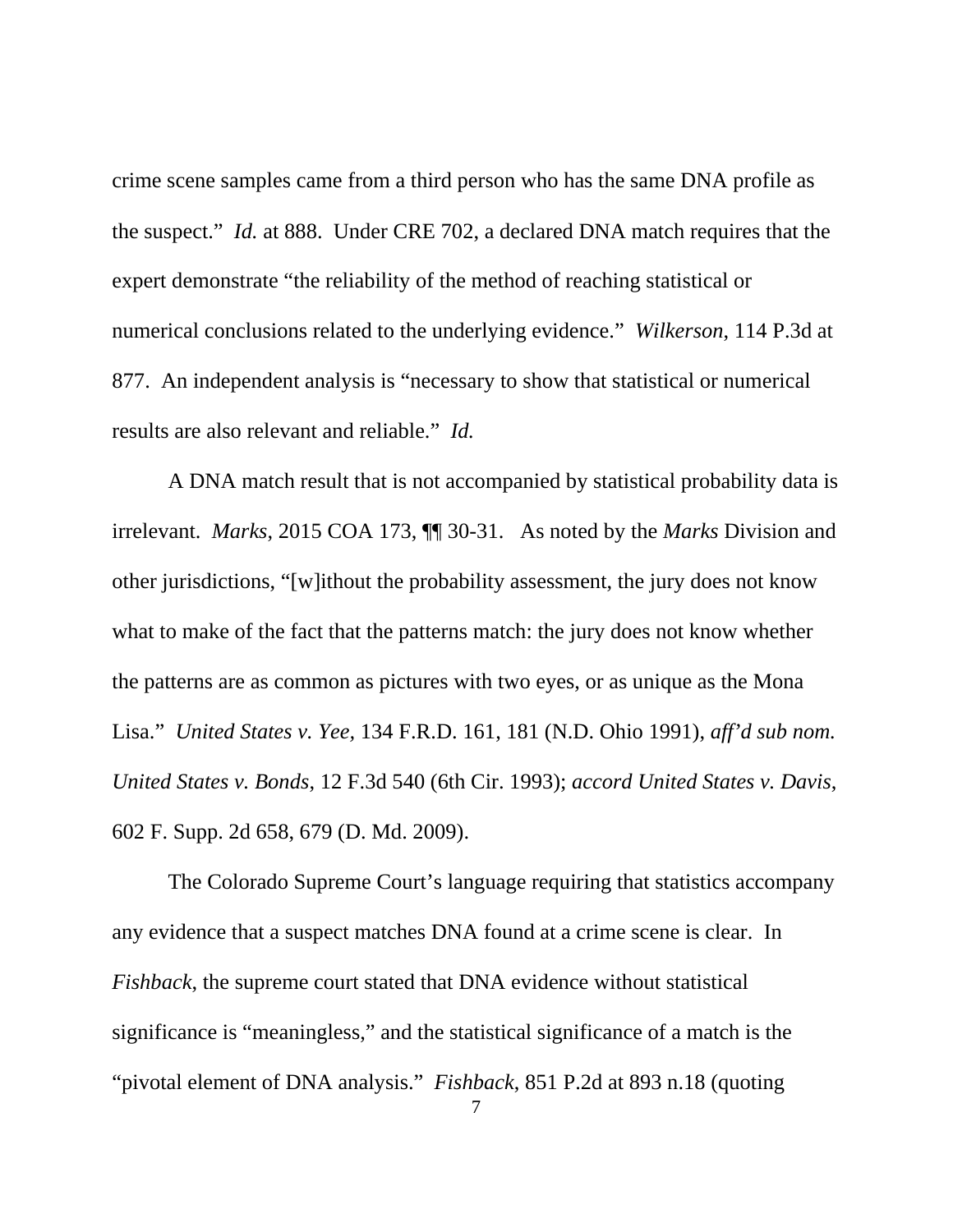crime scene samples came from a third person who has the same DNA profile as the suspect." *Id.* at 888. Under CRE 702, a declared DNA match requires that the expert demonstrate "the reliability of the method of reaching statistical or numerical conclusions related to the underlying evidence." *Wilkerson*, 114 P.3d at 877. An independent analysis is "necessary to show that statistical or numerical results are also relevant and reliable." *Id.*

A DNA match result that is not accompanied by statistical probability data is irrelevant. *Marks*, 2015 COA 173, ¶¶ 30-31. As noted by the *Marks* Division and other jurisdictions, "[w]ithout the probability assessment, the jury does not know what to make of the fact that the patterns match: the jury does not know whether the patterns are as common as pictures with two eyes, or as unique as the Mona Lisa." *United States v. Yee,* 134 F.R.D. 161, 181 (N.D. Ohio 1991), *aff'd sub nom. United States v. Bonds*, 12 F.3d 540 (6th Cir. 1993); *accord United States v. Davis*, 602 F. Supp. 2d 658, 679 (D. Md. 2009).

The Colorado Supreme Court's language requiring that statistics accompany any evidence that a suspect matches DNA found at a crime scene is clear. In *Fishback*, the supreme court stated that DNA evidence without statistical significance is "meaningless," and the statistical significance of a match is the "pivotal element of DNA analysis." *Fishback*, 851 P.2d at 893 n.18 (quoting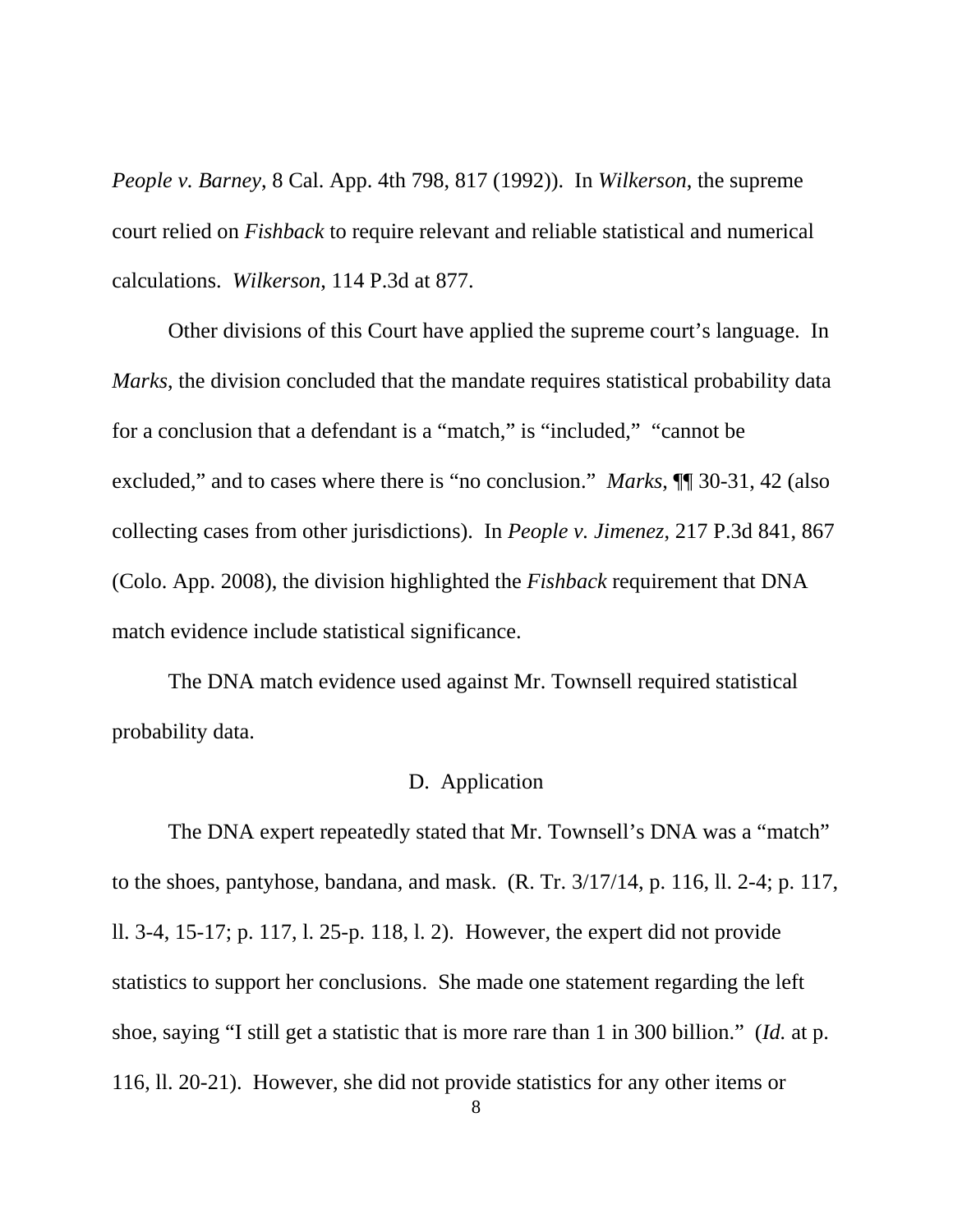*People v. Barney*, 8 Cal. App. 4th 798, 817 (1992)). In *Wilkerson*, the supreme court relied on *Fishback* to require relevant and reliable statistical and numerical calculations. *Wilkerson*, 114 P.3d at 877.

Other divisions of this Court have applied the supreme court's language. In *Marks*, the division concluded that the mandate requires statistical probability data for a conclusion that a defendant is a "match," is "included," "cannot be excluded," and to cases where there is "no conclusion." *Marks*, ¶¶ 30-31, 42 (also collecting cases from other jurisdictions). In *People v. Jimenez*, 217 P.3d 841, 867 (Colo. App. 2008), the division highlighted the *Fishback* requirement that DNA match evidence include statistical significance.

The DNA match evidence used against Mr. Townsell required statistical probability data.

D. Application

The DNA expert repeatedly stated that Mr. Townsell's DNA was a "match" to the shoes, pantyhose, bandana, and mask. (R. Tr. 3/17/14, p. 116, ll. 2-4; p. 117, ll. 3-4, 15-17; p. 117, l. 25-p. 118, l. 2). However, the expert did not provide statistics to support her conclusions. She made one statement regarding the left shoe, saying "I still get a statistic that is more rare than 1 in 300 billion." (*Id.* at p. 116, ll. 20-21). However, she did not provide statistics for any other items or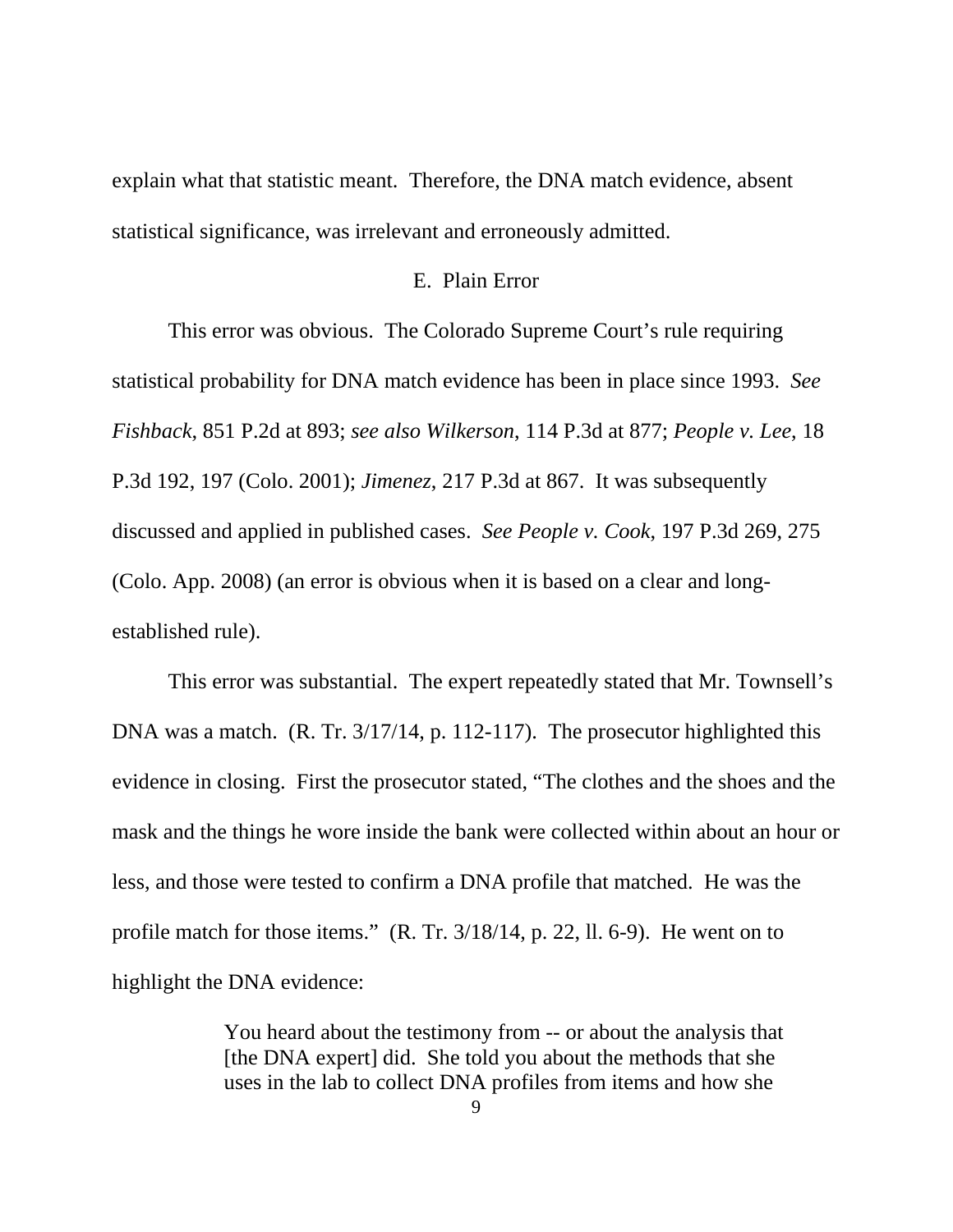explain what that statistic meant. Therefore, the DNA match evidence, absent statistical significance, was irrelevant and erroneously admitted.

### E. Plain Error

This error was obvious. The Colorado Supreme Court's rule requiring statistical probability for DNA match evidence has been in place since 1993. *See Fishback*, 851 P.2d at 893; *see also Wilkerson*, 114 P.3d at 877; *People v. Lee*, 18 P.3d 192, 197 (Colo. 2001); *Jimenez*, 217 P.3d at 867. It was subsequently discussed and applied in published cases. *See People v. Cook*, 197 P.3d 269, 275 (Colo. App. 2008) (an error is obvious when it is based on a clear and long-established rule).

This error was substantial. The expert repeatedly stated that Mr. Townsell's DNA was a match. (R. Tr. 3/17/14, p. 112-117). The prosecutor highlighted this evidence in closing. First the prosecutor stated, "The clothes and the shoes and the mask and the things he wore inside the bank were collected within about an hour or less, and those were tested to confirm a DNA profile that matched. He was the profile match for those items." (R. Tr. 3/18/14, p. 22, ll. 6-9). He went on to highlight the DNA evidence:

> You heard about the testimony from -- or about the analysis that [the DNA expert] did. She told you about the methods that she uses in the lab to collect DNA profiles from items and how she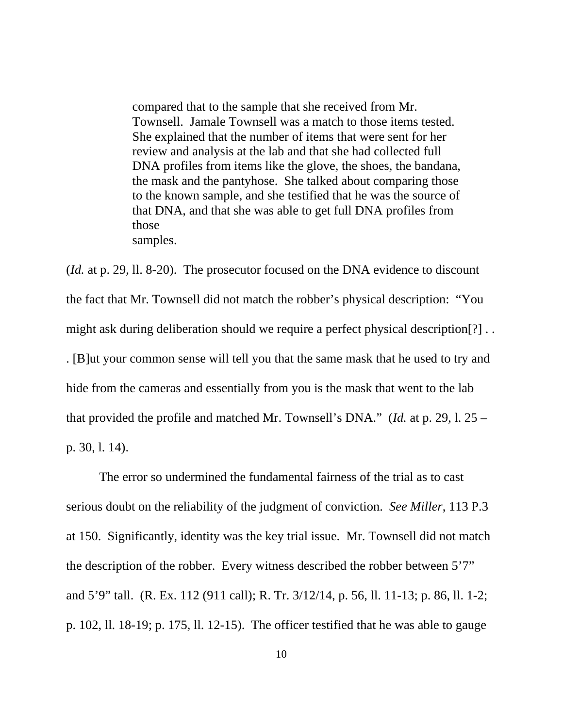> compared that to the sample that she received from Mr. Townsell. Jamale Townsell was a match to those items tested. She explained that the number of items that were sent for her review and analysis at the lab and that she had collected full DNA profiles from items like the glove, the shoes, the bandana, the mask and the pantyhose. She talked about comparing those to the known sample, and she testified that he was the source of that DNA, and that she was able to get full DNA profiles from those samples.

(*Id.* at p. 29, ll. 8-20). The prosecutor focused on the DNA evidence to discount the fact that Mr. Townsell did not match the robber's physical description: "You might ask during deliberation should we require a perfect physical description[?] . . . [B]ut your common sense will tell you that the same mask that he used to try and hide from the cameras and essentially from you is the mask that went to the lab that provided the profile and matched Mr. Townsell's DNA." (*Id.* at p. 29, l. 25 – p. 30, l. 14).

The error so undermined the fundamental fairness of the trial as to cast serious doubt on the reliability of the judgment of conviction. *See Miller*, 113 P.3 at 150. Significantly, identity was the key trial issue. Mr. Townsell did not match the description of the robber. Every witness described the robber between 5'7" and 5'9" tall. (R. Ex. 112 (911 call); R. Tr. 3/12/14, p. 56, ll. 11-13; p. 86, ll. 1-2; p. 102, ll. 18-19; p. 175, ll. 12-15). The officer testified that he was able to gauge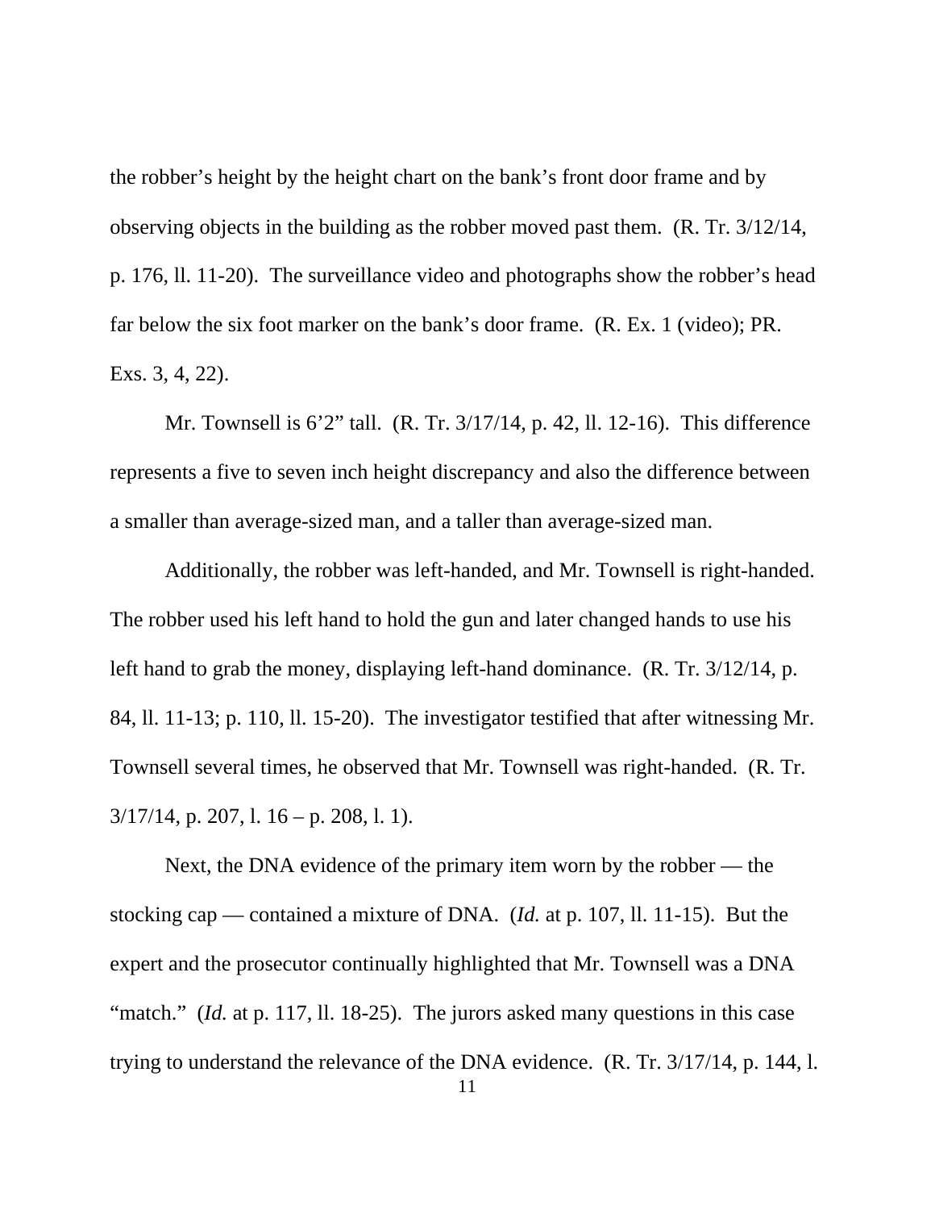the robber's height by the height chart on the bank's front door frame and by observing objects in the building as the robber moved past them. (R. Tr. 3/12/14, p. 176, ll. 11-20). The surveillance video and photographs show the robber's head far below the six foot marker on the bank's door frame. (R. Ex. 1 (video); PR. Exs. 3, 4, 22).

Mr. Townsell is 6'2" tall. (R. Tr. 3/17/14, p. 42, ll. 12-16). This difference represents a five to seven inch height discrepancy and also the difference between a smaller than average-sized man, and a taller than average-sized man.

Additionally, the robber was left-handed, and Mr. Townsell is right-handed. The robber used his left hand to hold the gun and later changed hands to use his left hand to grab the money, displaying left-hand dominance. (R. Tr. 3/12/14, p. 84, ll. 11-13; p. 110, ll. 15-20). The investigator testified that after witnessing Mr. Townsell several times, he observed that Mr. Townsell was right-handed. (R. Tr. 3/17/14, p. 207, l. 16 – p. 208, l. 1).

Next, the DNA evidence of the primary item worn by the robber — the stocking cap — contained a mixture of DNA. (*Id.* at p. 107, ll. 11-15). But the expert and the prosecutor continually highlighted that Mr. Townsell was a DNA "match." (*Id.* at p. 117, ll. 18-25). The jurors asked many questions in this case trying to understand the relevance of the DNA evidence. (R. Tr. 3/17/14, p. 144, l.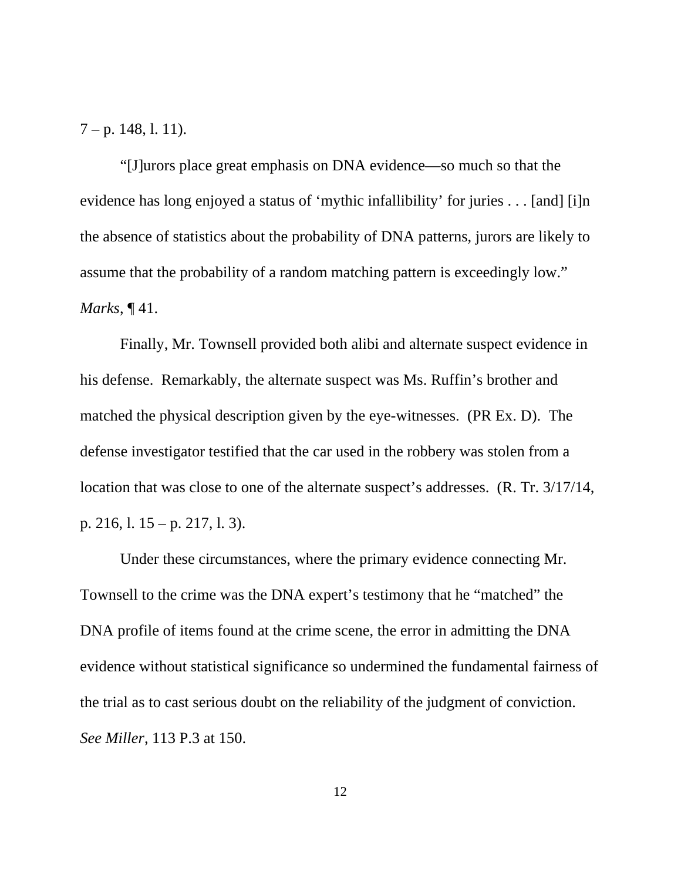7 – p. 148, l. 11).

"[J]urors place great emphasis on DNA evidence—so much so that the evidence has long enjoyed a status of 'mythic infallibility' for juries . . . [and] [i]n the absence of statistics about the probability of DNA patterns, jurors are likely to assume that the probability of a random matching pattern is exceedingly low." *Marks*, ¶ 41.

Finally, Mr. Townsell provided both alibi and alternate suspect evidence in his defense. Remarkably, the alternate suspect was Ms. Ruffin's brother and matched the physical description given by the eye-witnesses. (PR Ex. D). The defense investigator testified that the car used in the robbery was stolen from a location that was close to one of the alternate suspect's addresses. (R. Tr. 3/17/14, p. 216, l. 15 – p. 217, l. 3).

Under these circumstances, where the primary evidence connecting Mr. Townsell to the crime was the DNA expert's testimony that he "matched" the DNA profile of items found at the crime scene, the error in admitting the DNA evidence without statistical significance so undermined the fundamental fairness of the trial as to cast serious doubt on the reliability of the judgment of conviction. *See Miller*, 113 P.3 at 150.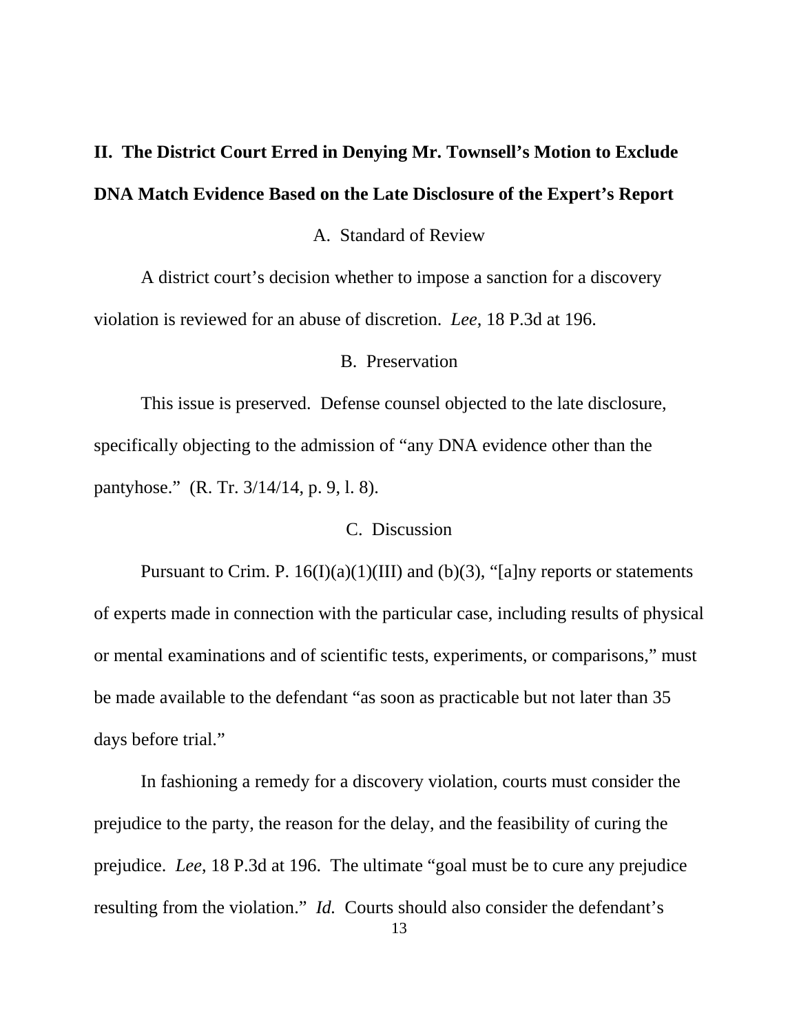## II. The District Court Erred in Denying Mr. Townsell's Motion to Exclude DNA Match Evidence Based on the Late Disclosure of the Expert's Report

### A. Standard of Review

A district court's decision whether to impose a sanction for a discovery violation is reviewed for an abuse of discretion. *Lee*, 18 P.3d at 196.

### B. Preservation

This issue is preserved. Defense counsel objected to the late disclosure, specifically objecting to the admission of "any DNA evidence other than the pantyhose." (R. Tr. 3/14/14, p. 9, l. 8).

### C. Discussion

Pursuant to Crim. P. 16(I)(a)(1)(III) and (b)(3), "[a]ny reports or statements of experts made in connection with the particular case, including results of physical or mental examinations and of scientific tests, experiments, or comparisons," must be made available to the defendant "as soon as practicable but not later than 35 days before trial."

In fashioning a remedy for a discovery violation, courts must consider the prejudice to the party, the reason for the delay, and the feasibility of curing the prejudice. *Lee*, 18 P.3d at 196. The ultimate "goal must be to cure any prejudice resulting from the violation." *Id.* Courts should also consider the defendant's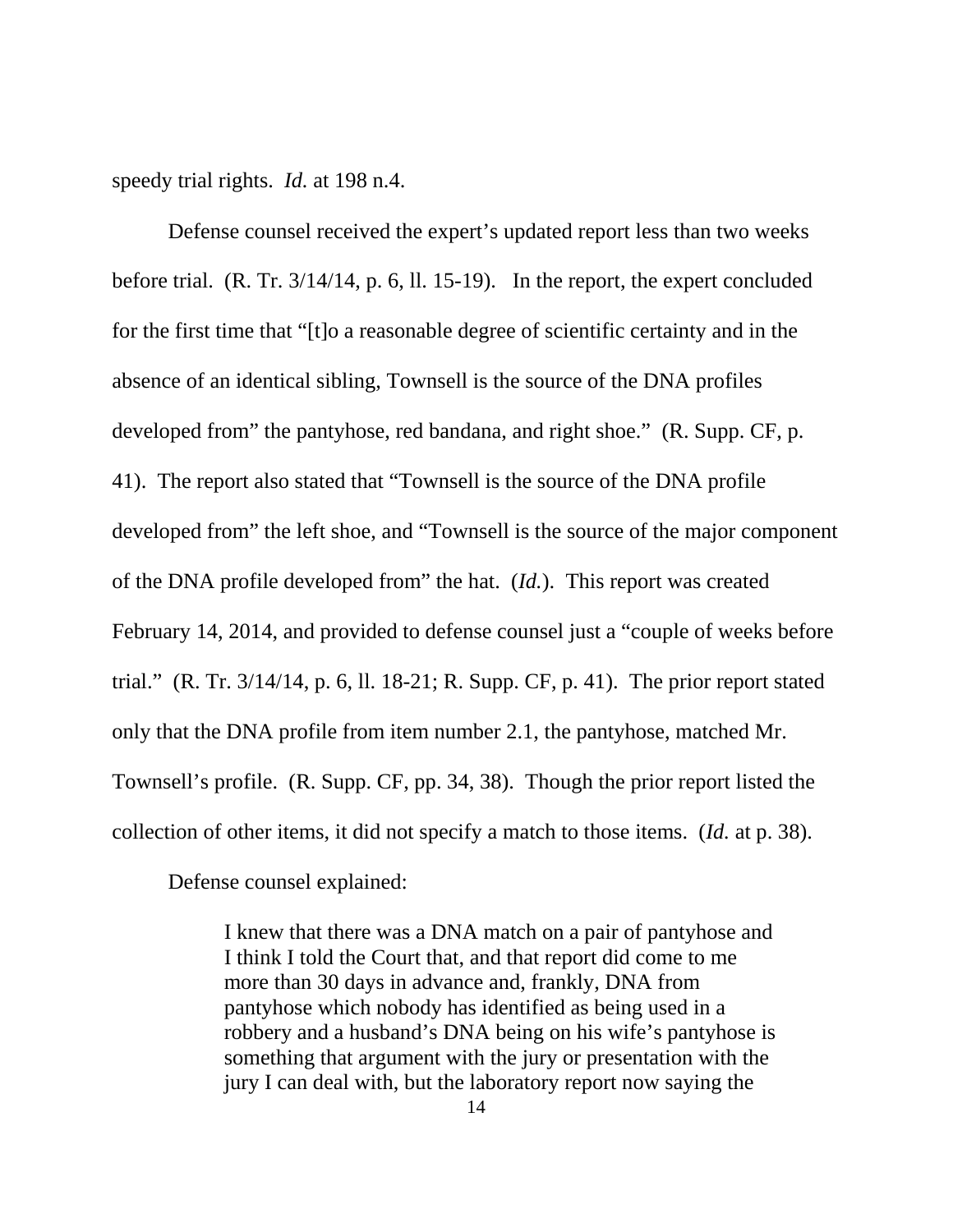speedy trial rights. *Id.* at 198 n.4.

Defense counsel received the expert's updated report less than two weeks before trial. (R. Tr. 3/14/14, p. 6, ll. 15-19). In the report, the expert concluded for the first time that "[t]o a reasonable degree of scientific certainty and in the absence of an identical sibling, Townsell is the source of the DNA profiles developed from" the pantyhose, red bandana, and right shoe." (R. Supp. CF, p. 41). The report also stated that "Townsell is the source of the DNA profile developed from" the left shoe, and "Townsell is the source of the major component of the DNA profile developed from" the hat. (*Id.*). This report was created February 14, 2014, and provided to defense counsel just a "couple of weeks before trial." (R. Tr. 3/14/14, p. 6, ll. 18-21; R. Supp. CF, p. 41). The prior report stated only that the DNA profile from item number 2.1, the pantyhose, matched Mr. Townsell's profile. (R. Supp. CF, pp. 34, 38). Though the prior report listed the collection of other items, it did not specify a match to those items. (*Id.* at p. 38).

Defense counsel explained:

> I knew that there was a DNA match on a pair of pantyhose and I think I told the Court that, and that report did come to me more than 30 days in advance and, frankly, DNA from pantyhose which nobody has identified as being used in a robbery and a husband's DNA being on his wife's pantyhose is something that argument with the jury or presentation with the jury I can deal with, but the laboratory report now saying the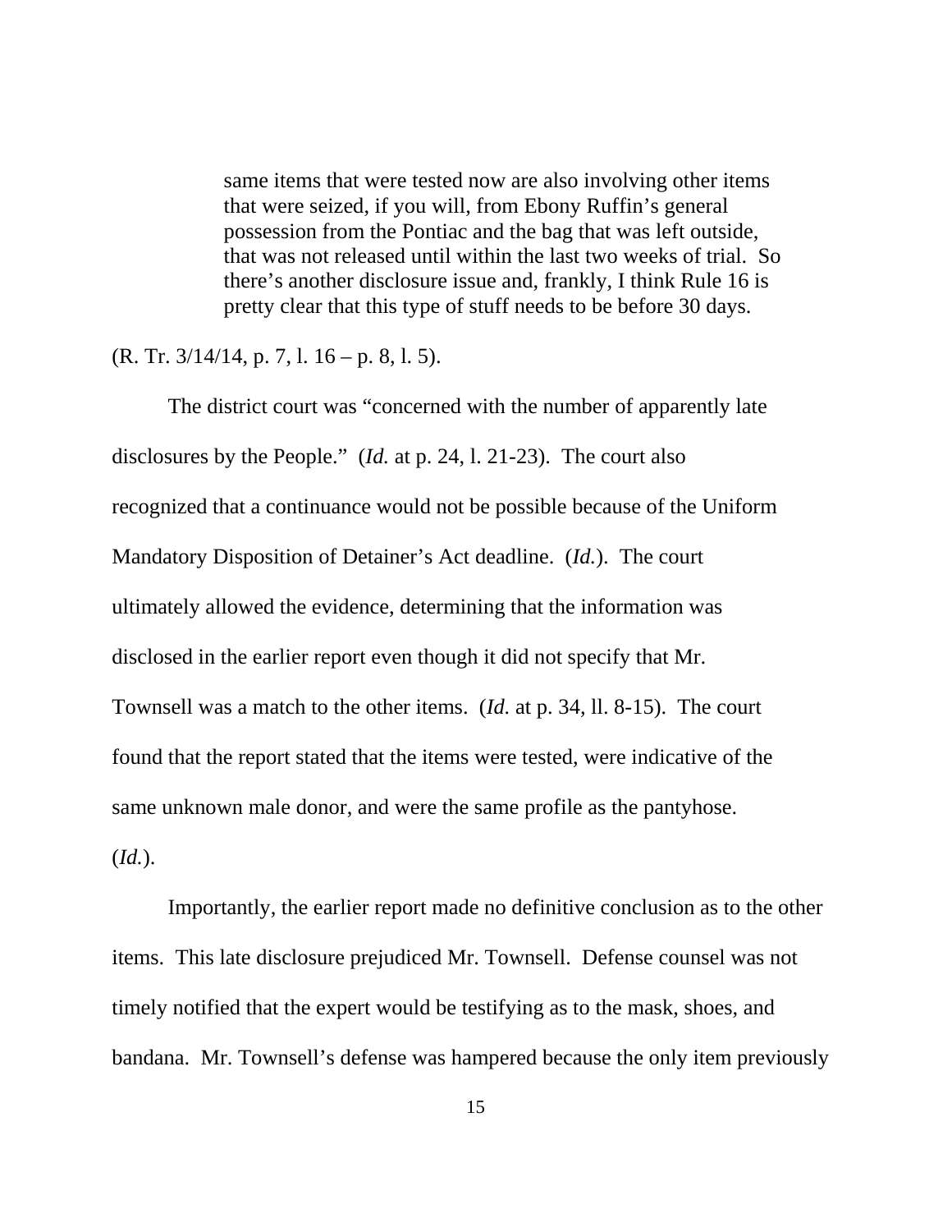> same items that were tested now are also involving other items that were seized, if you will, from Ebony Ruffin's general possession from the Pontiac and the bag that was left outside, that was not released until within the last two weeks of trial. So there's another disclosure issue and, frankly, I think Rule 16 is pretty clear that this type of stuff needs to be before 30 days.

(R. Tr. 3/14/14, p. 7, l. 16 – p. 8, l. 5).

The district court was "concerned with the number of apparently late disclosures by the People." (*Id.* at p. 24, l. 21-23). The court also recognized that a continuance would not be possible because of the Uniform Mandatory Disposition of Detainer's Act deadline. (*Id.*). The court ultimately allowed the evidence, determining that the information was disclosed in the earlier report even though it did not specify that Mr. Townsell was a match to the other items. (*Id.* at p. 34, ll. 8-15). The court found that the report stated that the items were tested, were indicative of the same unknown male donor, and were the same profile as the pantyhose. (*Id.*).

Importantly, the earlier report made no definitive conclusion as to the other items. This late disclosure prejudiced Mr. Townsell. Defense counsel was not timely notified that the expert would be testifying as to the mask, shoes, and bandana. Mr. Townsell's defense was hampered because the only item previously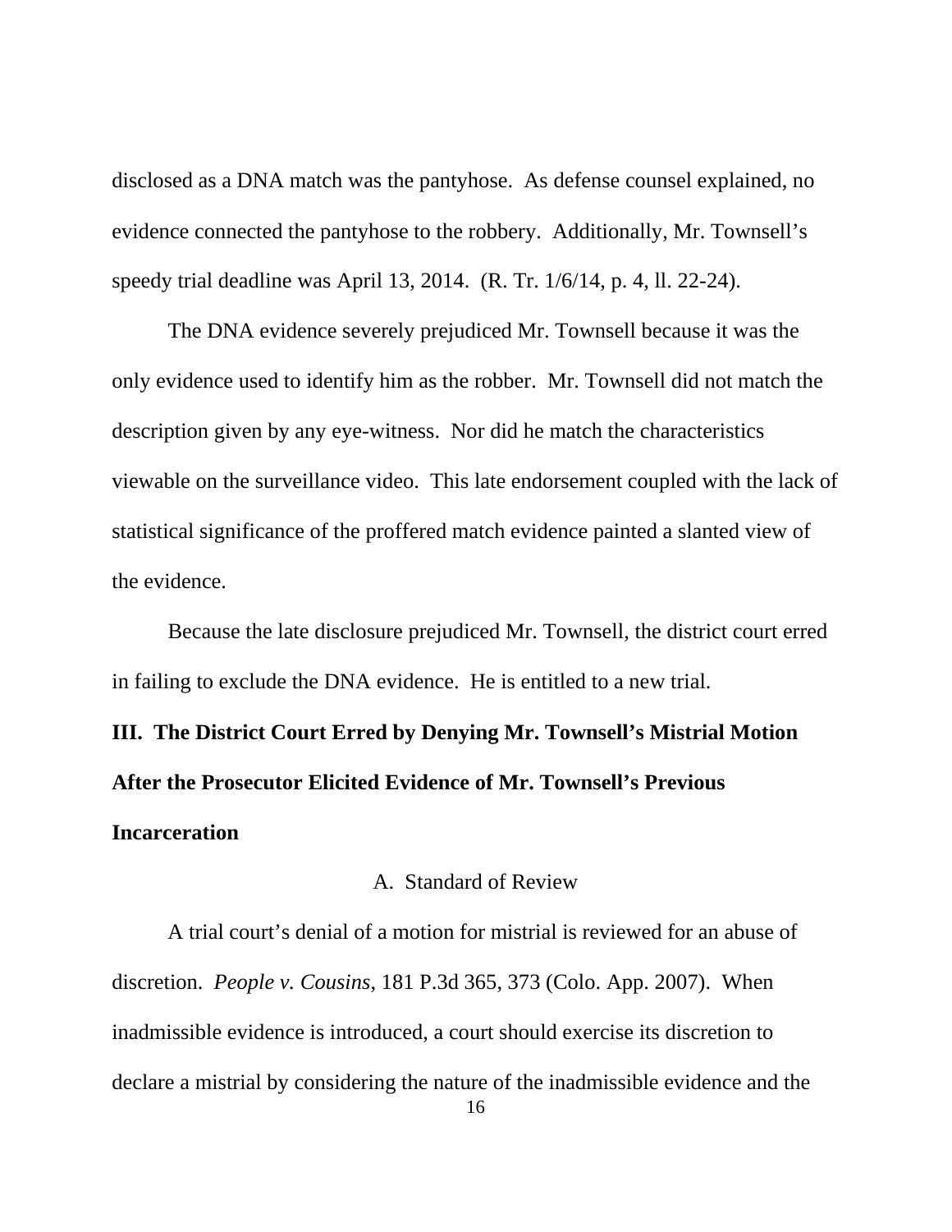disclosed as a DNA match was the pantyhose. As defense counsel explained, no evidence connected the pantyhose to the robbery. Additionally, Mr. Townsell's speedy trial deadline was April 13, 2014. (R. Tr. 1/6/14, p. 4, ll. 22-24).

The DNA evidence severely prejudiced Mr. Townsell because it was the only evidence used to identify him as the robber. Mr. Townsell did not match the description given by any eye-witness. Nor did he match the characteristics viewable on the surveillance video. This late endorsement coupled with the lack of statistical significance of the proffered match evidence painted a slanted view of the evidence.

Because the late disclosure prejudiced Mr. Townsell, the district court erred in failing to exclude the DNA evidence. He is entitled to a new trial.

## III. The District Court Erred by Denying Mr. Townsell's Mistrial Motion After the Prosecutor Elicited Evidence of Mr. Townsell's Previous Incarceration

### A. Standard of Review

A trial court's denial of a motion for mistrial is reviewed for an abuse of discretion. *People v. Cousins*, 181 P.3d 365, 373 (Colo. App. 2007). When inadmissible evidence is introduced, a court should exercise its discretion to declare a mistrial by considering the nature of the inadmissible evidence and the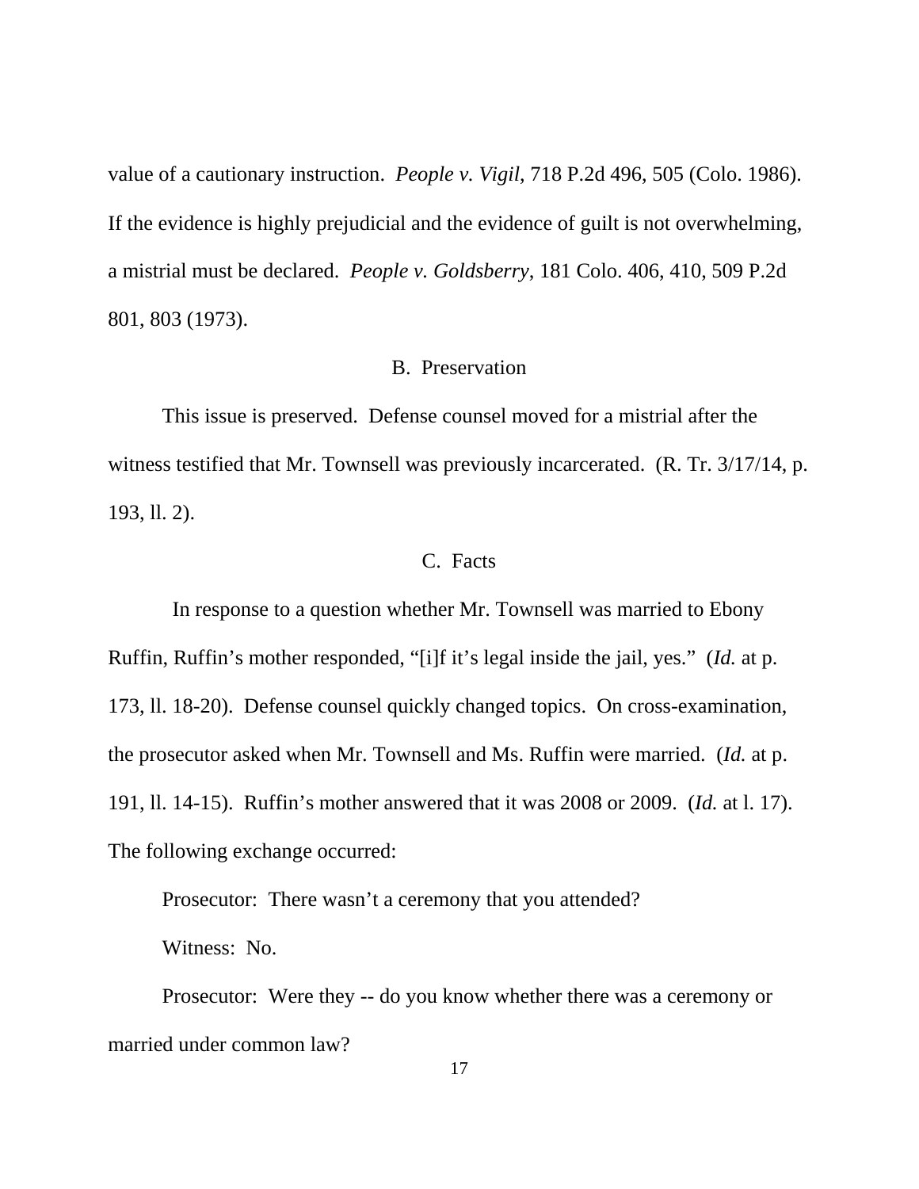value of a cautionary instruction. *People v. Vigil*, 718 P.2d 496, 505 (Colo. 1986). If the evidence is highly prejudicial and the evidence of guilt is not overwhelming, a mistrial must be declared. *People v. Goldsberry*, 181 Colo. 406, 410, 509 P.2d 801, 803 (1973).

### B. Preservation

This issue is preserved. Defense counsel moved for a mistrial after the witness testified that Mr. Townsell was previously incarcerated. (R. Tr. 3/17/14, p. 193, ll. 2).

### C. Facts

In response to a question whether Mr. Townsell was married to Ebony Ruffin, Ruffin's mother responded, "[i]f it's legal inside the jail, yes." (*Id.* at p. 173, ll. 18-20). Defense counsel quickly changed topics. On cross-examination, the prosecutor asked when Mr. Townsell and Ms. Ruffin were married. (*Id.* at p. 191, ll. 14-15). Ruffin's mother answered that it was 2008 or 2009. (*Id.* at l. 17). The following exchange occurred:

Prosecutor: There wasn't a ceremony that you attended?

Witness: No.

Prosecutor: Were they -- do you know whether there was a ceremony or married under common law?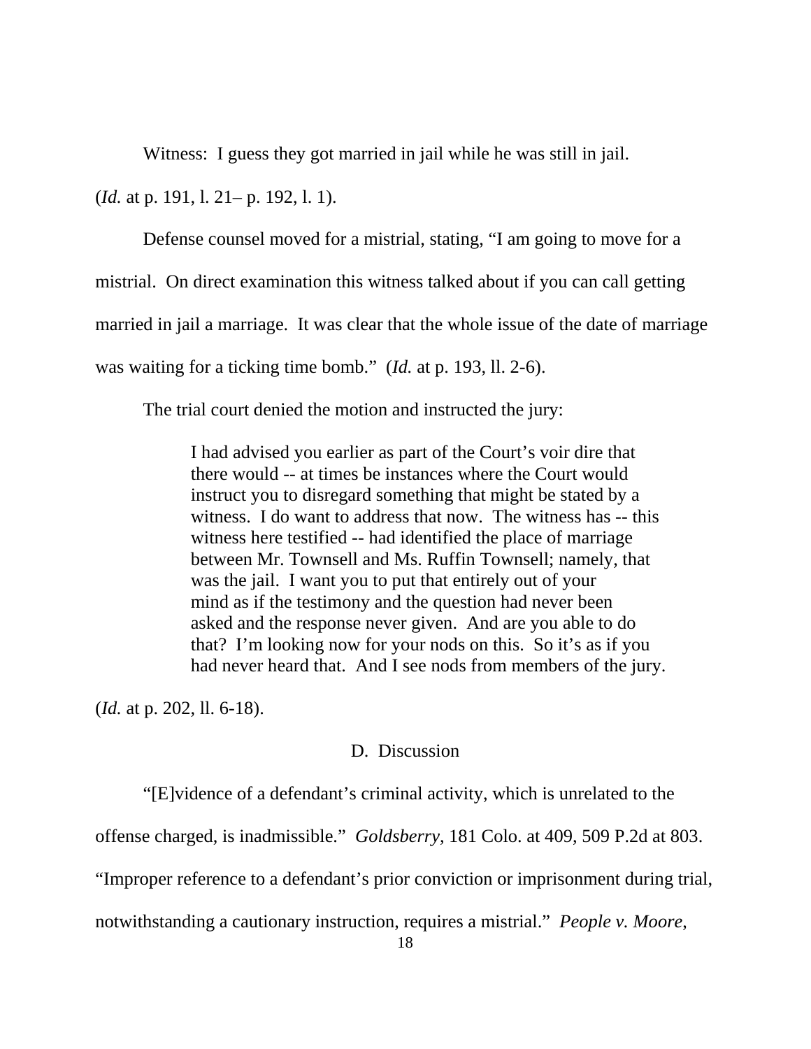Witness: I guess they got married in jail while he was still in jail.

(*Id.* at p. 191, l. 21– p. 192, l. 1).

Defense counsel moved for a mistrial, stating, "I am going to move for a mistrial. On direct examination this witness talked about if you can call getting married in jail a marriage. It was clear that the whole issue of the date of marriage was waiting for a ticking time bomb." (*Id.* at p. 193, ll. 2-6).

The trial court denied the motion and instructed the jury:

> I had advised you earlier as part of the Court's voir dire that there would -- at times be instances where the Court would instruct you to disregard something that might be stated by a witness. I do want to address that now. The witness has -- this witness here testified -- had identified the place of marriage between Mr. Townsell and Ms. Ruffin Townsell; namely, that was the jail. I want you to put that entirely out of your mind as if the testimony and the question had never been asked and the response never given. And are you able to do that? I'm looking now for your nods on this. So it's as if you had never heard that. And I see nods from members of the jury.

(*Id.* at p. 202, ll. 6-18).

D. Discussion

"[E]vidence of a defendant's criminal activity, which is unrelated to the offense charged, is inadmissible." *Goldsberry*, 181 Colo. at 409, 509 P.2d at 803. "Improper reference to a defendant's prior conviction or imprisonment during trial, notwithstanding a cautionary instruction, requires a mistrial." *People v. Moore*,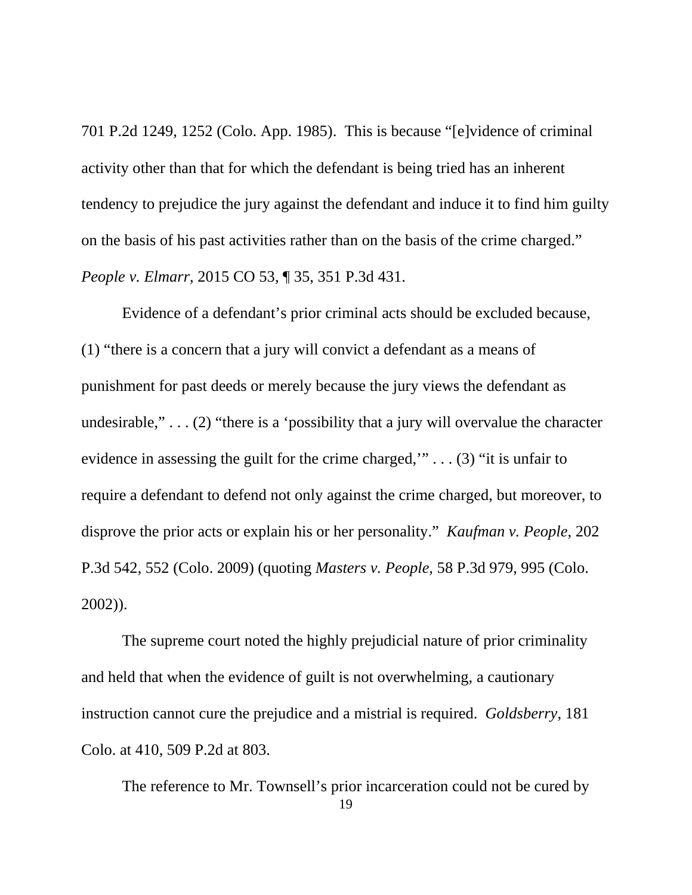701 P.2d 1249, 1252 (Colo. App. 1985). This is because "[e]vidence of criminal activity other than that for which the defendant is being tried has an inherent tendency to prejudice the jury against the defendant and induce it to find him guilty on the basis of his past activities rather than on the basis of the crime charged." *People v. Elmarr*, 2015 CO 53, ¶ 35, 351 P.3d 431.

Evidence of a defendant's prior criminal acts should be excluded because, (1) "there is a concern that a jury will convict a defendant as a means of punishment for past deeds or merely because the jury views the defendant as undesirable," . . . (2) "there is a 'possibility that a jury will overvalue the character evidence in assessing the guilt for the crime charged,'" . . . (3) "it is unfair to require a defendant to defend not only against the crime charged, but moreover, to disprove the prior acts or explain his or her personality." *Kaufman v. People*, 202 P.3d 542, 552 (Colo. 2009) (quoting *Masters v. People*, 58 P.3d 979, 995 (Colo. 2002)).

The supreme court noted the highly prejudicial nature of prior criminality and held that when the evidence of guilt is not overwhelming, a cautionary instruction cannot cure the prejudice and a mistrial is required. *Goldsberry*, 181 Colo. at 410, 509 P.2d at 803.

The reference to Mr. Townsell's prior incarceration could not be cured by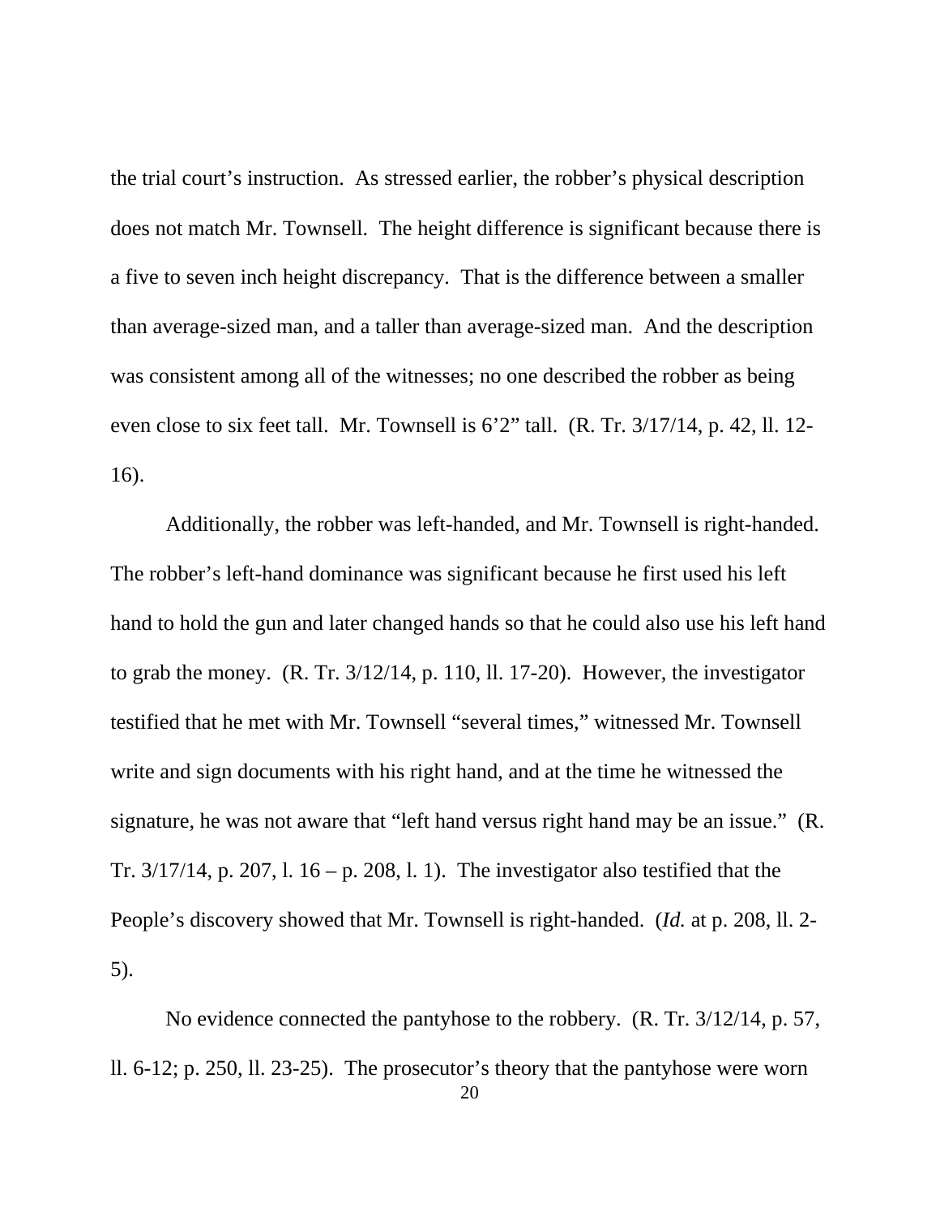the trial court's instruction. As stressed earlier, the robber's physical description does not match Mr. Townsell. The height difference is significant because there is a five to seven inch height discrepancy. That is the difference between a smaller than average-sized man, and a taller than average-sized man. And the description was consistent among all of the witnesses; no one described the robber as being even close to six feet tall. Mr. Townsell is 6'2" tall. (R. Tr. 3/17/14, p. 42, ll. 12-16).

Additionally, the robber was left-handed, and Mr. Townsell is right-handed. The robber's left-hand dominance was significant because he first used his left hand to hold the gun and later changed hands so that he could also use his left hand to grab the money. (R. Tr. 3/12/14, p. 110, ll. 17-20). However, the investigator testified that he met with Mr. Townsell "several times," witnessed Mr. Townsell write and sign documents with his right hand, and at the time he witnessed the signature, he was not aware that "left hand versus right hand may be an issue." (R. Tr. 3/17/14, p. 207, l. 16 – p. 208, l. 1). The investigator also testified that the People's discovery showed that Mr. Townsell is right-handed. (*Id.* at p. 208, ll. 2-5).

No evidence connected the pantyhose to the robbery. (R. Tr. 3/12/14, p. 57, ll. 6-12; p. 250, ll. 23-25). The prosecutor's theory that the pantyhose were worn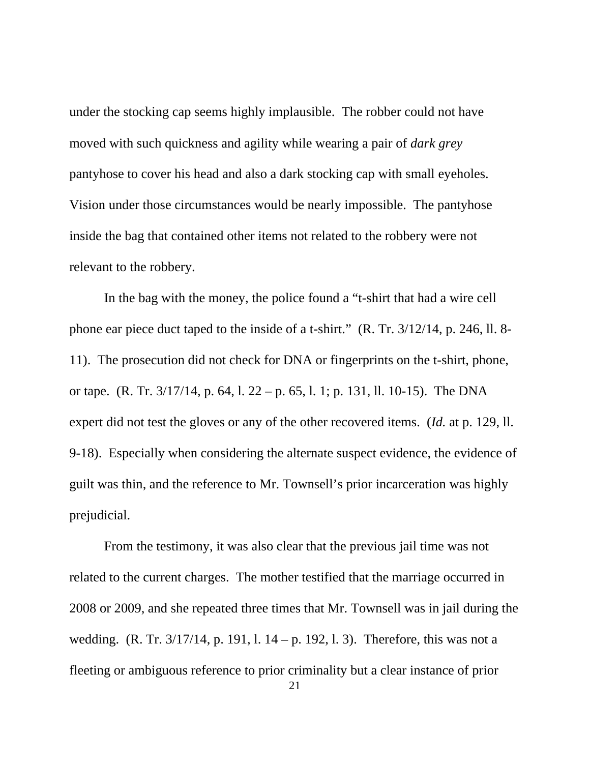under the stocking cap seems highly implausible. The robber could not have moved with such quickness and agility while wearing a pair of *dark grey* pantyhose to cover his head and also a dark stocking cap with small eyeholes. Vision under those circumstances would be nearly impossible. The pantyhose inside the bag that contained other items not related to the robbery were not relevant to the robbery.

In the bag with the money, the police found a "t-shirt that had a wire cell phone ear piece duct taped to the inside of a t-shirt." (R. Tr. 3/12/14, p. 246, ll. 8-11). The prosecution did not check for DNA or fingerprints on the t-shirt, phone, or tape. (R. Tr. 3/17/14, p. 64, l. 22 – p. 65, l. 1; p. 131, ll. 10-15). The DNA expert did not test the gloves or any of the other recovered items. (*Id.* at p. 129, ll. 9-18). Especially when considering the alternate suspect evidence, the evidence of guilt was thin, and the reference to Mr. Townsell's prior incarceration was highly prejudicial.

From the testimony, it was also clear that the previous jail time was not related to the current charges. The mother testified that the marriage occurred in 2008 or 2009, and she repeated three times that Mr. Townsell was in jail during the wedding. (R. Tr. 3/17/14, p. 191, l. 14 – p. 192, l. 3). Therefore, this was not a fleeting or ambiguous reference to prior criminality but a clear instance of prior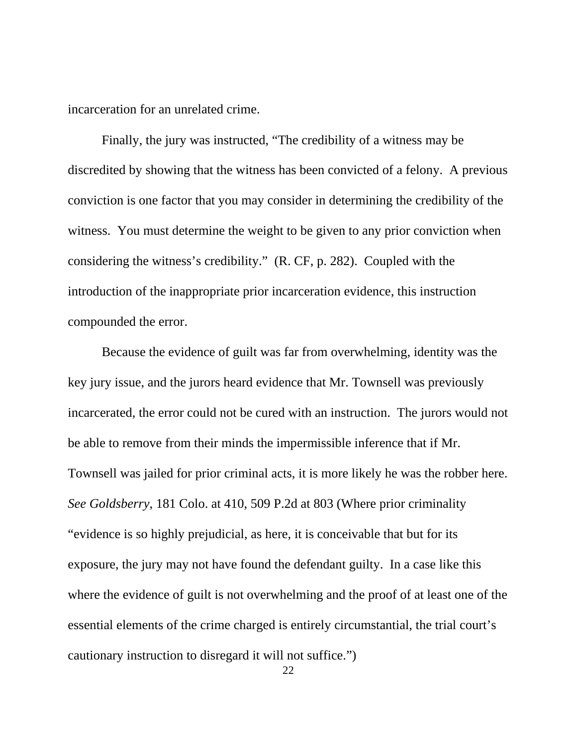incarceration for an unrelated crime.

Finally, the jury was instructed, "The credibility of a witness may be discredited by showing that the witness has been convicted of a felony. A previous conviction is one factor that you may consider in determining the credibility of the witness. You must determine the weight to be given to any prior conviction when considering the witness's credibility." (R. CF, p. 282). Coupled with the introduction of the inappropriate prior incarceration evidence, this instruction compounded the error.

Because the evidence of guilt was far from overwhelming, identity was the key jury issue, and the jurors heard evidence that Mr. Townsell was previously incarcerated, the error could not be cured with an instruction. The jurors would not be able to remove from their minds the impermissible inference that if Mr. Townsell was jailed for prior criminal acts, it is more likely he was the robber here. *See Goldsberry*, 181 Colo. at 410, 509 P.2d at 803 (Where prior criminality "evidence is so highly prejudicial, as here, it is conceivable that but for its exposure, the jury may not have found the defendant guilty. In a case like this where the evidence of guilt is not overwhelming and the proof of at least one of the essential elements of the crime charged is entirely circumstantial, the trial court's cautionary instruction to disregard it will not suffice.")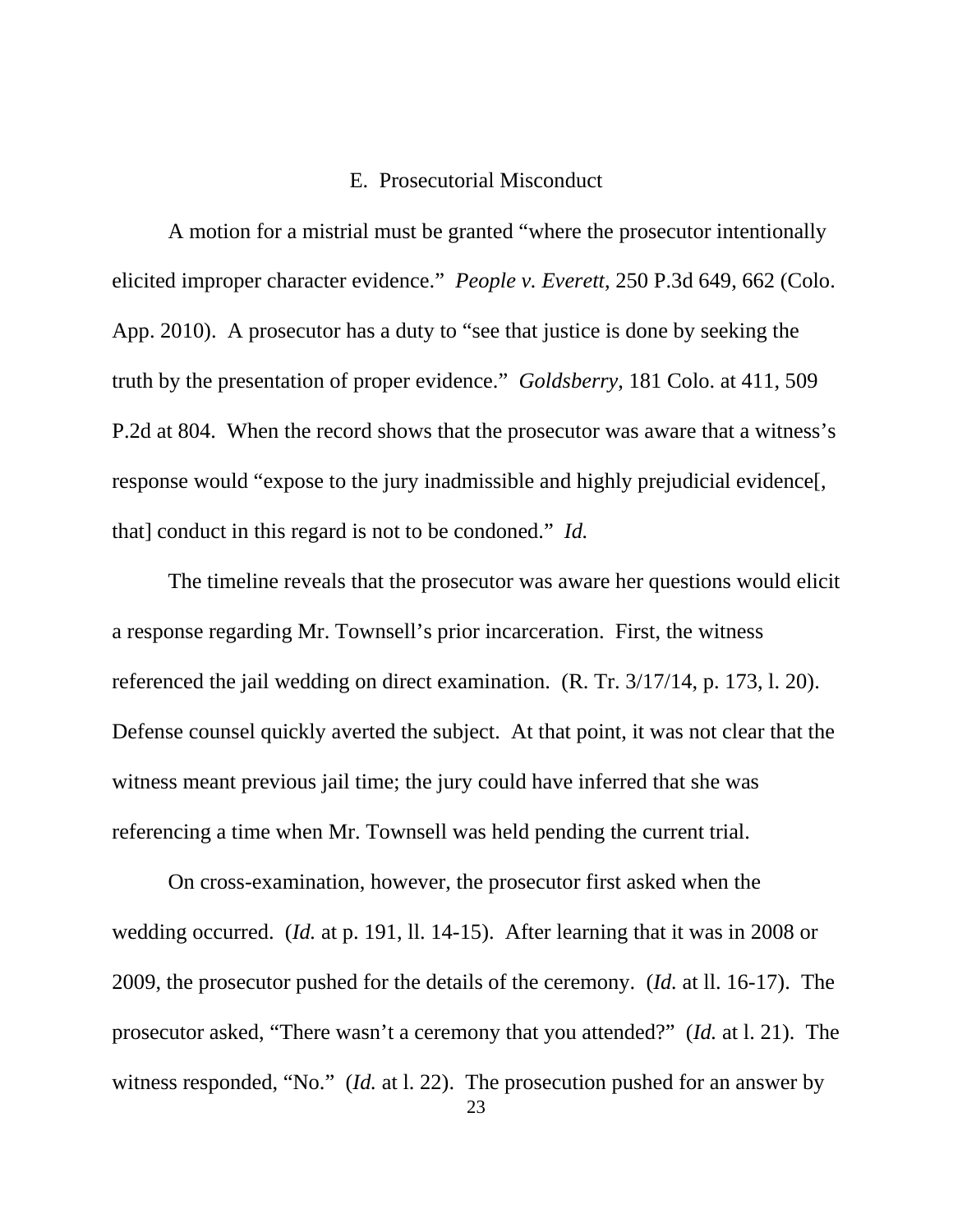## E. Prosecutorial Misconduct

A motion for a mistrial must be granted "where the prosecutor intentionally elicited improper character evidence." *People v. Everett*, 250 P.3d 649, 662 (Colo. App. 2010). A prosecutor has a duty to "see that justice is done by seeking the truth by the presentation of proper evidence." *Goldsberry*, 181 Colo. at 411, 509 P.2d at 804. When the record shows that the prosecutor was aware that a witness's response would "expose to the jury inadmissible and highly prejudicial evidence[, that] conduct in this regard is not to be condoned." *Id.*

The timeline reveals that the prosecutor was aware her questions would elicit a response regarding Mr. Townsell's prior incarceration. First, the witness referenced the jail wedding on direct examination. (R. Tr. 3/17/14, p. 173, l. 20). Defense counsel quickly averted the subject. At that point, it was not clear that the witness meant previous jail time; the jury could have inferred that she was referencing a time when Mr. Townsell was held pending the current trial.

On cross-examination, however, the prosecutor first asked when the wedding occurred. (*Id.* at p. 191, ll. 14-15). After learning that it was in 2008 or 2009, the prosecutor pushed for the details of the ceremony. (*Id.* at ll. 16-17). The prosecutor asked, "There wasn't a ceremony that you attended?" (*Id.* at l. 21). The witness responded, "No." (*Id.* at l. 22). The prosecution pushed for an answer by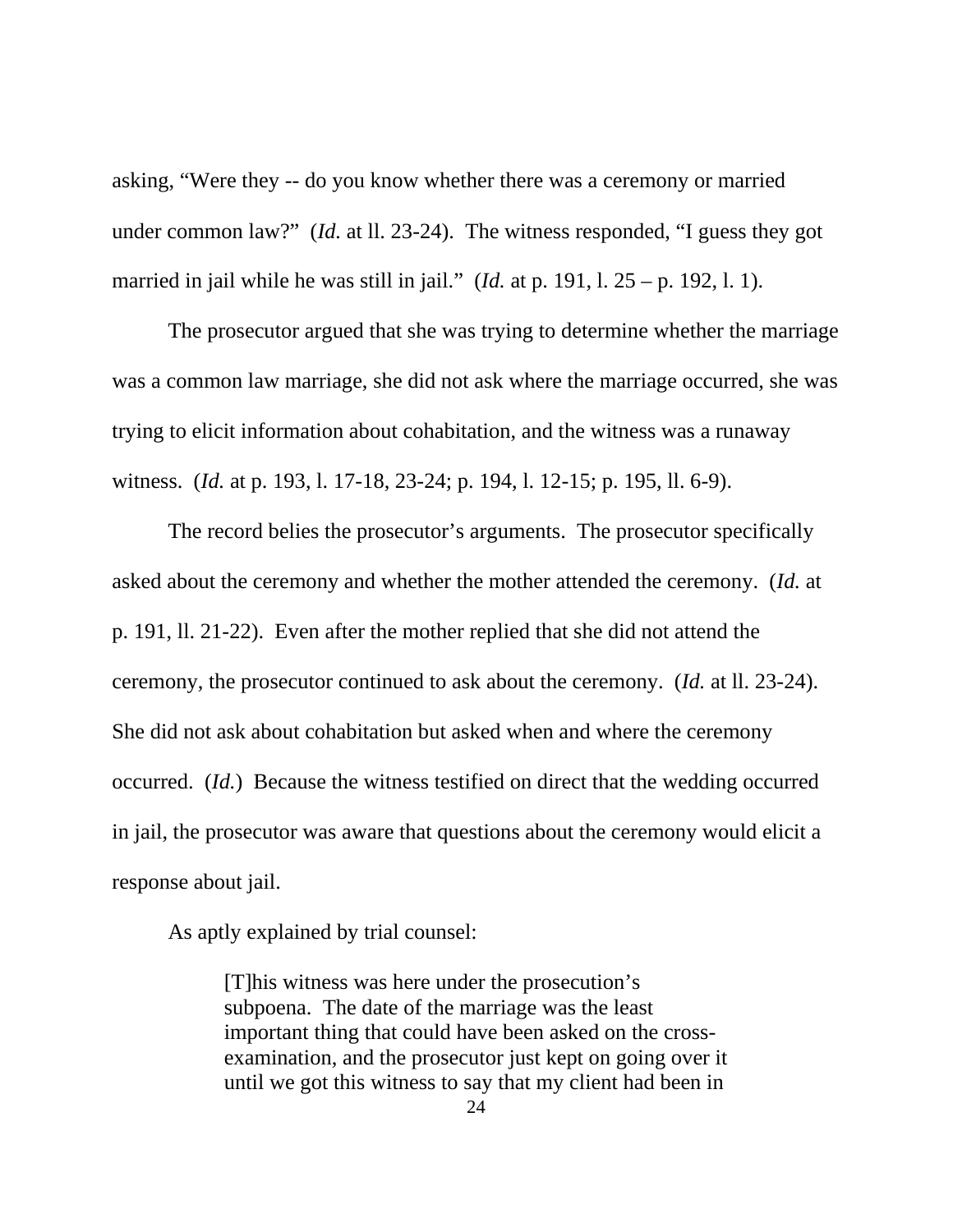asking, "Were they -- do you know whether there was a ceremony or married under common law?" (*Id.* at ll. 23-24). The witness responded, "I guess they got married in jail while he was still in jail." (*Id.* at p. 191, l. 25 – p. 192, l. 1).

The prosecutor argued that she was trying to determine whether the marriage was a common law marriage, she did not ask where the marriage occurred, she was trying to elicit information about cohabitation, and the witness was a runaway witness. (*Id.* at p. 193, l. 17-18, 23-24; p. 194, l. 12-15; p. 195, ll. 6-9).

The record belies the prosecutor's arguments. The prosecutor specifically asked about the ceremony and whether the mother attended the ceremony. (*Id.* at p. 191, ll. 21-22). Even after the mother replied that she did not attend the ceremony, the prosecutor continued to ask about the ceremony. (*Id.* at ll. 23-24). She did not ask about cohabitation but asked when and where the ceremony occurred. (*Id.*) Because the witness testified on direct that the wedding occurred in jail, the prosecutor was aware that questions about the ceremony would elicit a response about jail.

As aptly explained by trial counsel:

> [T]his witness was here under the prosecution's subpoena. The date of the marriage was the least important thing that could have been asked on the cross-examination, and the prosecutor just kept on going over it until we got this witness to say that my client had been in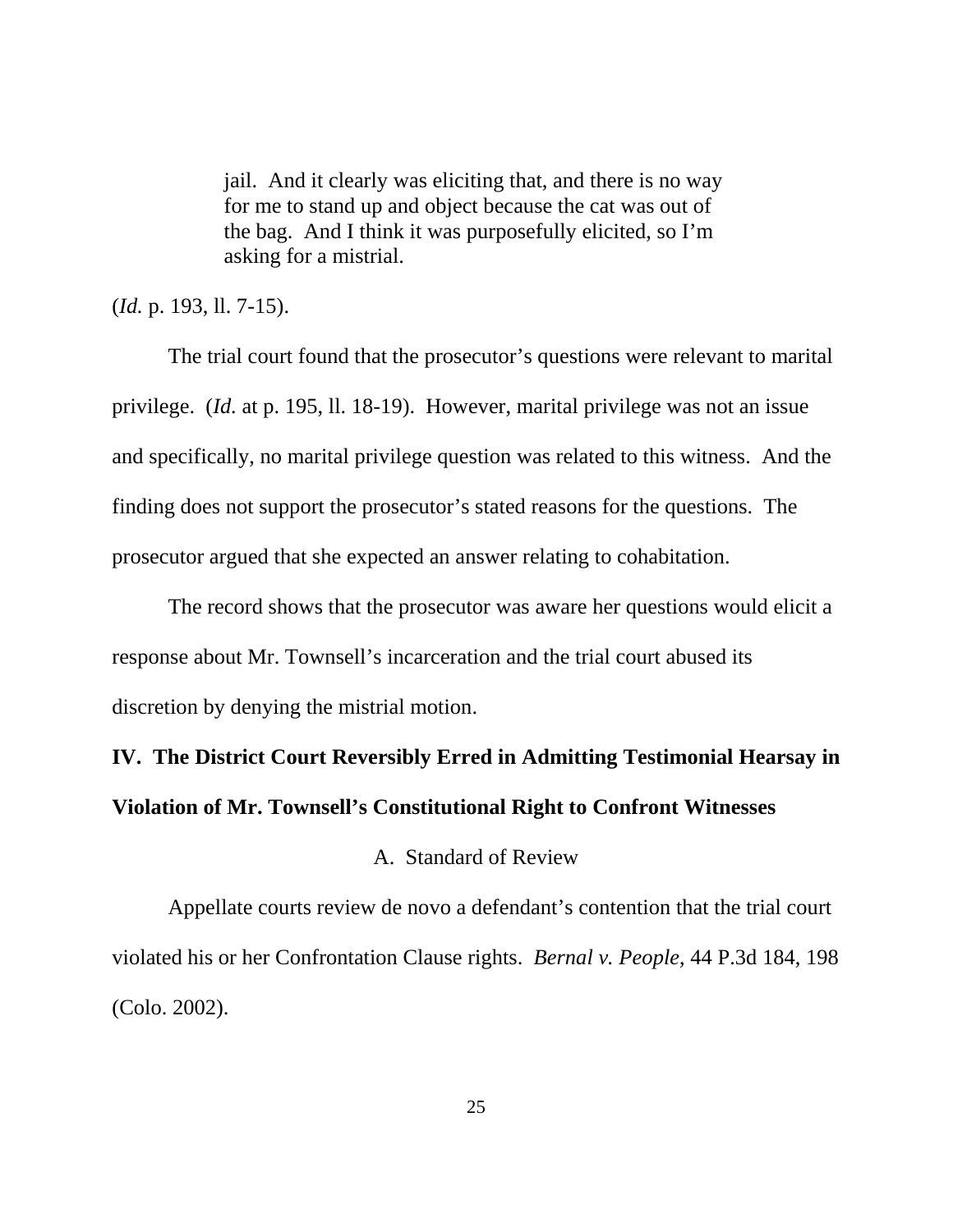> jail. And it clearly was eliciting that, and there is no way for me to stand up and object because the cat was out of the bag. And I think it was purposefully elicited, so I'm asking for a mistrial.

(*Id.* p. 193, ll. 7-15).

The trial court found that the prosecutor's questions were relevant to marital privilege. (*Id.* at p. 195, ll. 18-19). However, marital privilege was not an issue and specifically, no marital privilege question was related to this witness. And the finding does not support the prosecutor's stated reasons for the questions. The prosecutor argued that she expected an answer relating to cohabitation.

The record shows that the prosecutor was aware her questions would elicit a response about Mr. Townsell's incarceration and the trial court abused its discretion by denying the mistrial motion.

## IV. The District Court Reversibly Erred in Admitting Testimonial Hearsay in Violation of Mr. Townsell's Constitutional Right to Confront Witnesses

### A. Standard of Review

Appellate courts review de novo a defendant's contention that the trial court violated his or her Confrontation Clause rights. *Bernal v. People*, 44 P.3d 184, 198 (Colo. 2002).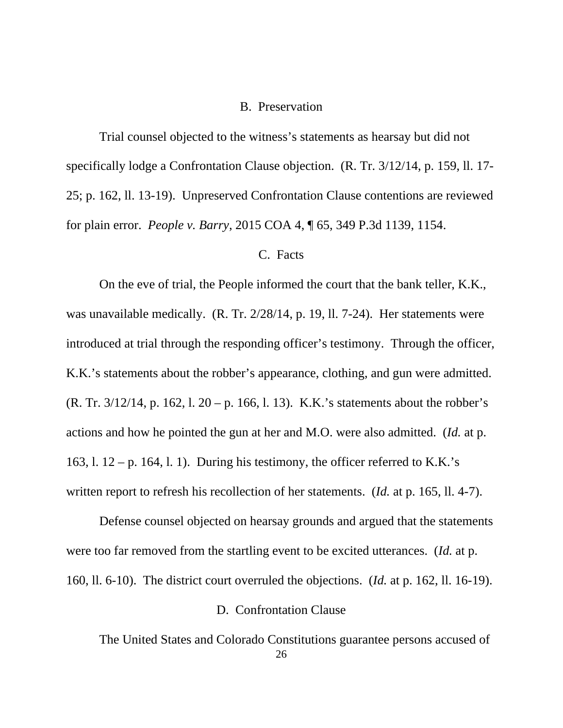### B. Preservation

Trial counsel objected to the witness's statements as hearsay but did not specifically lodge a Confrontation Clause objection. (R. Tr. 3/12/14, p. 159, ll. 17-25; p. 162, ll. 13-19). Unpreserved Confrontation Clause contentions are reviewed for plain error. *People v. Barry*, 2015 COA 4, ¶ 65, 349 P.3d 1139, 1154.

### C. Facts

On the eve of trial, the People informed the court that the bank teller, K.K., was unavailable medically. (R. Tr. 2/28/14, p. 19, ll. 7-24). Her statements were introduced at trial through the responding officer's testimony. Through the officer, K.K.'s statements about the robber's appearance, clothing, and gun were admitted. (R. Tr. 3/12/14, p. 162, l. 20 – p. 166, l. 13). K.K.'s statements about the robber's actions and how he pointed the gun at her and M.O. were also admitted. (*Id.* at p. 163, l. 12 – p. 164, l. 1). During his testimony, the officer referred to K.K.'s written report to refresh his recollection of her statements. (*Id.* at p. 165, ll. 4-7).

Defense counsel objected on hearsay grounds and argued that the statements were too far removed from the startling event to be excited utterances. (*Id.* at p. 160, ll. 6-10). The district court overruled the objections. (*Id.* at p. 162, ll. 16-19).

### D. Confrontation Clause

The United States and Colorado Constitutions guarantee persons accused of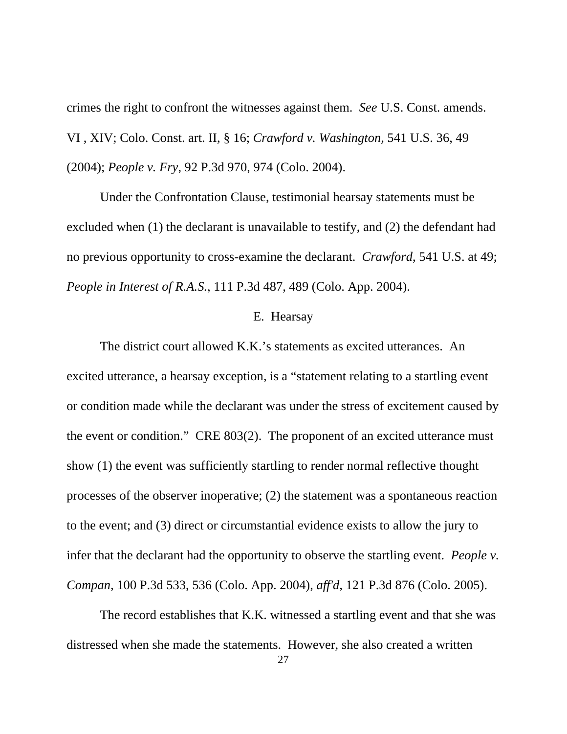crimes the right to confront the witnesses against them. *See* U.S. Const. amends. VI , XIV; Colo. Const. art. II, § 16; *Crawford v. Washington,* 541 U.S. 36, 49 (2004); *People v. Fry*, 92 P.3d 970, 974 (Colo. 2004).

Under the Confrontation Clause, testimonial hearsay statements must be excluded when (1) the declarant is unavailable to testify, and (2) the defendant had no previous opportunity to cross-examine the declarant. *Crawford*, 541 U.S. at 49; *People in Interest of R.A.S.*, 111 P.3d 487, 489 (Colo. App. 2004).

### E. Hearsay

The district court allowed K.K.'s statements as excited utterances. An excited utterance, a hearsay exception, is a "statement relating to a startling event or condition made while the declarant was under the stress of excitement caused by the event or condition." CRE 803(2). The proponent of an excited utterance must show (1) the event was sufficiently startling to render normal reflective thought processes of the observer inoperative; (2) the statement was a spontaneous reaction to the event; and (3) direct or circumstantial evidence exists to allow the jury to infer that the declarant had the opportunity to observe the startling event. *People v. Compan*, 100 P.3d 533, 536 (Colo. App. 2004), *aff'd*, 121 P.3d 876 (Colo. 2005).

The record establishes that K.K. witnessed a startling event and that she was distressed when she made the statements. However, she also created a written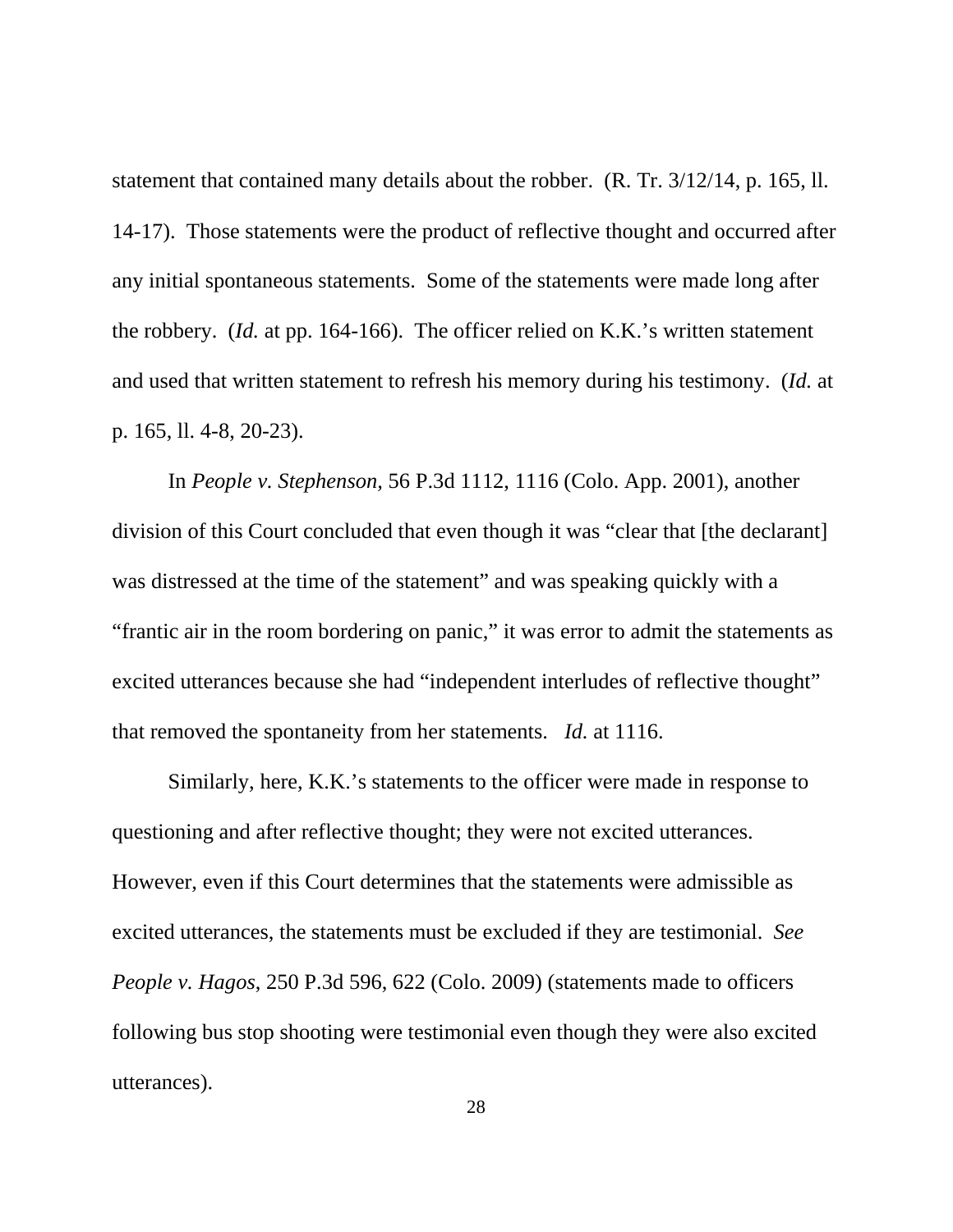statement that contained many details about the robber. (R. Tr. 3/12/14, p. 165, ll. 14-17). Those statements were the product of reflective thought and occurred after any initial spontaneous statements. Some of the statements were made long after the robbery. (*Id.* at pp. 164-166). The officer relied on K.K.'s written statement and used that written statement to refresh his memory during his testimony. (*Id.* at p. 165, ll. 4-8, 20-23).

In *People v. Stephenson*, 56 P.3d 1112, 1116 (Colo. App. 2001), another division of this Court concluded that even though it was "clear that [the declarant] was distressed at the time of the statement" and was speaking quickly with a "frantic air in the room bordering on panic," it was error to admit the statements as excited utterances because she had "independent interludes of reflective thought" that removed the spontaneity from her statements. *Id.* at 1116.

Similarly, here, K.K.'s statements to the officer were made in response to questioning and after reflective thought; they were not excited utterances. However, even if this Court determines that the statements were admissible as excited utterances, the statements must be excluded if they are testimonial. *See People v. Hagos*, 250 P.3d 596, 622 (Colo. 2009) (statements made to officers following bus stop shooting were testimonial even though they were also excited utterances).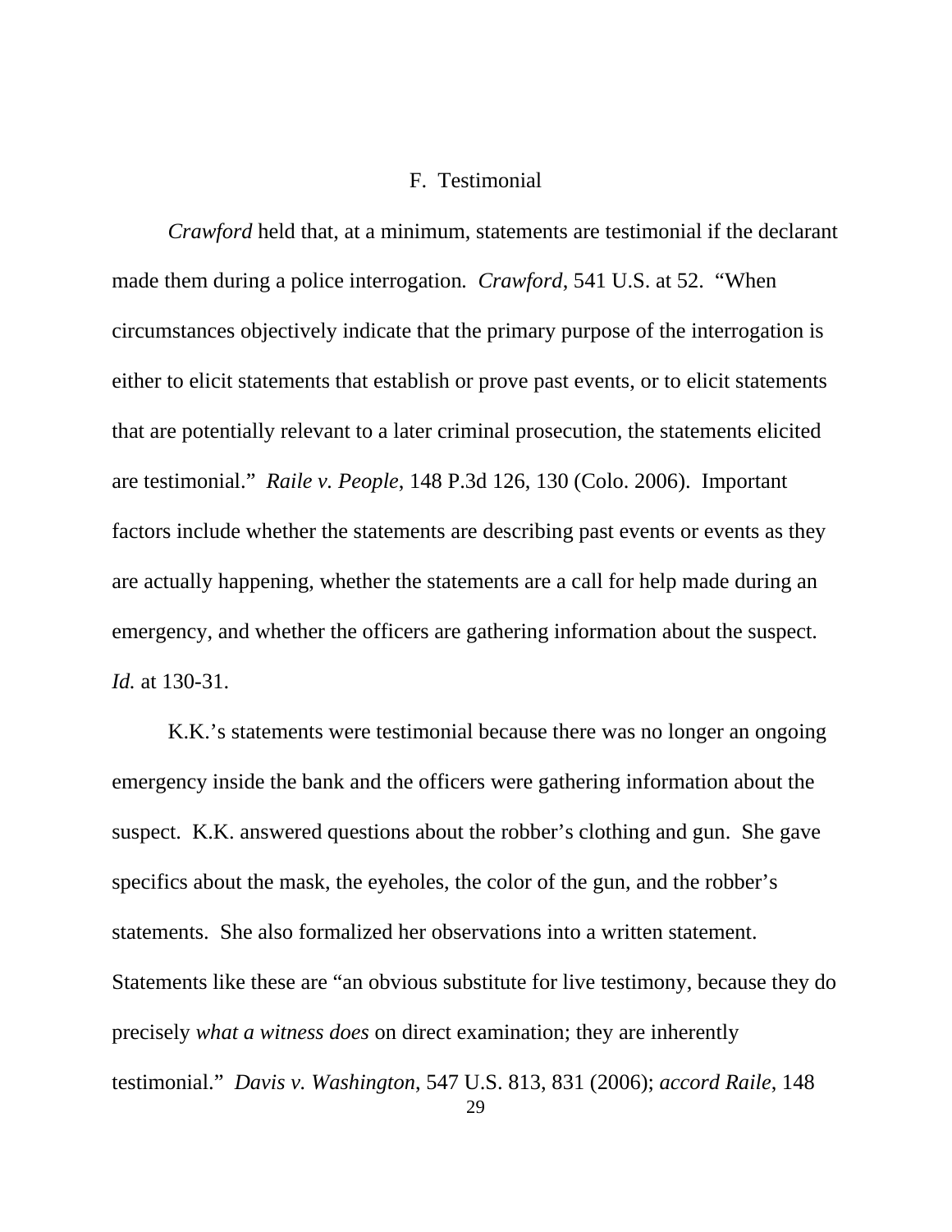### F. Testimonial

*Crawford* held that, at a minimum, statements are testimonial if the declarant made them during a police interrogation. *Crawford*, 541 U.S. at 52. "When circumstances objectively indicate that the primary purpose of the interrogation is either to elicit statements that establish or prove past events, or to elicit statements that are potentially relevant to a later criminal prosecution, the statements elicited are testimonial." *Raile v. People*, 148 P.3d 126, 130 (Colo. 2006). Important factors include whether the statements are describing past events or events as they are actually happening, whether the statements are a call for help made during an emergency, and whether the officers are gathering information about the suspect. *Id.* at 130-31.

K.K.'s statements were testimonial because there was no longer an ongoing emergency inside the bank and the officers were gathering information about the suspect. K.K. answered questions about the robber's clothing and gun. She gave specifics about the mask, the eyeholes, the color of the gun, and the robber's statements. She also formalized her observations into a written statement. Statements like these are "an obvious substitute for live testimony, because they do precisely *what a witness does* on direct examination; they are inherently testimonial." *Davis v. Washington*, 547 U.S. 813, 831 (2006); *accord Raile*, 148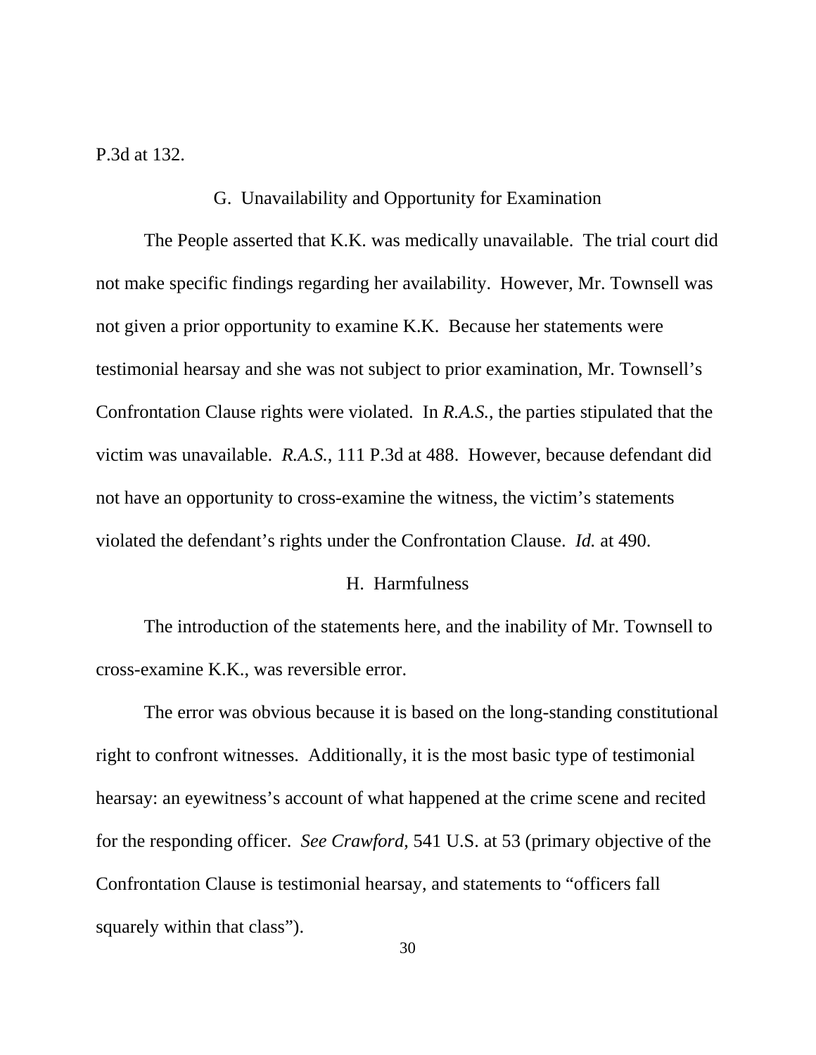P.3d at 132.

### G. Unavailability and Opportunity for Examination

The People asserted that K.K. was medically unavailable. The trial court did not make specific findings regarding her availability. However, Mr. Townsell was not given a prior opportunity to examine K.K. Because her statements were testimonial hearsay and she was not subject to prior examination, Mr. Townsell's Confrontation Clause rights were violated. In *R.A.S.*, the parties stipulated that the victim was unavailable. *R.A.S.*, 111 P.3d at 488. However, because defendant did not have an opportunity to cross-examine the witness, the victim's statements violated the defendant's rights under the Confrontation Clause. *Id.* at 490.

### H. Harmfulness

The introduction of the statements here, and the inability of Mr. Townsell to cross-examine K.K., was reversible error.

The error was obvious because it is based on the long-standing constitutional right to confront witnesses. Additionally, it is the most basic type of testimonial hearsay: an eyewitness's account of what happened at the crime scene and recited for the responding officer. *See Crawford*, 541 U.S. at 53 (primary objective of the Confrontation Clause is testimonial hearsay, and statements to "officers fall squarely within that class").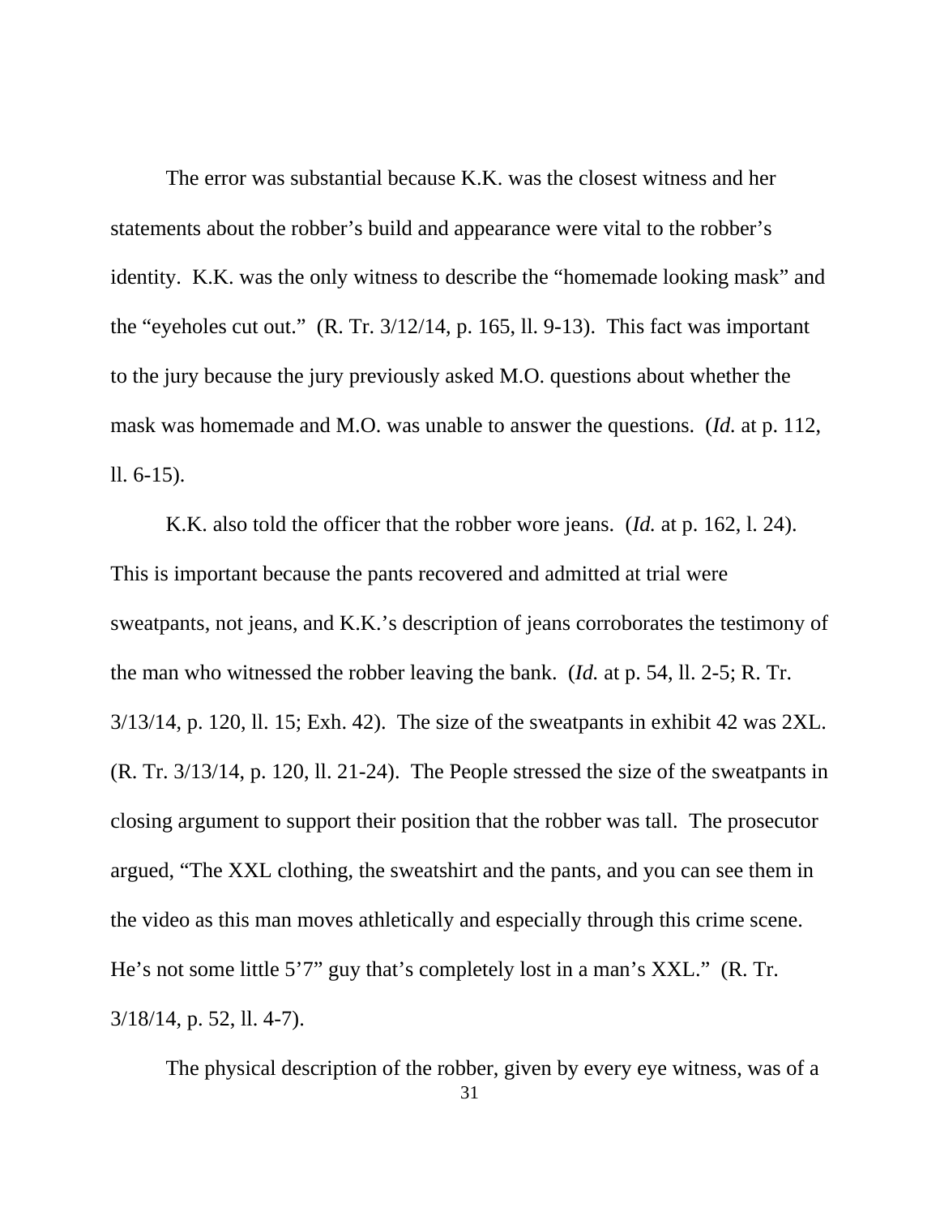The error was substantial because K.K. was the closest witness and her statements about the robber's build and appearance were vital to the robber's identity. K.K. was the only witness to describe the "homemade looking mask" and the "eyeholes cut out." (R. Tr. 3/12/14, p. 165, ll. 9-13). This fact was important to the jury because the jury previously asked M.O. questions about whether the mask was homemade and M.O. was unable to answer the questions. (*Id.* at p. 112, ll. 6-15).

K.K. also told the officer that the robber wore jeans. (*Id.* at p. 162, l. 24). This is important because the pants recovered and admitted at trial were sweatpants, not jeans, and K.K.'s description of jeans corroborates the testimony of the man who witnessed the robber leaving the bank. (*Id.* at p. 54, ll. 2-5; R. Tr. 3/13/14, p. 120, ll. 15; Exh. 42). The size of the sweatpants in exhibit 42 was 2XL. (R. Tr. 3/13/14, p. 120, ll. 21-24). The People stressed the size of the sweatpants in closing argument to support their position that the robber was tall. The prosecutor argued, "The XXL clothing, the sweatshirt and the pants, and you can see them in the video as this man moves athletically and especially through this crime scene. He's not some little 5'7" guy that's completely lost in a man's XXL." (R. Tr. 3/18/14, p. 52, ll. 4-7).

The physical description of the robber, given by every eye witness, was of a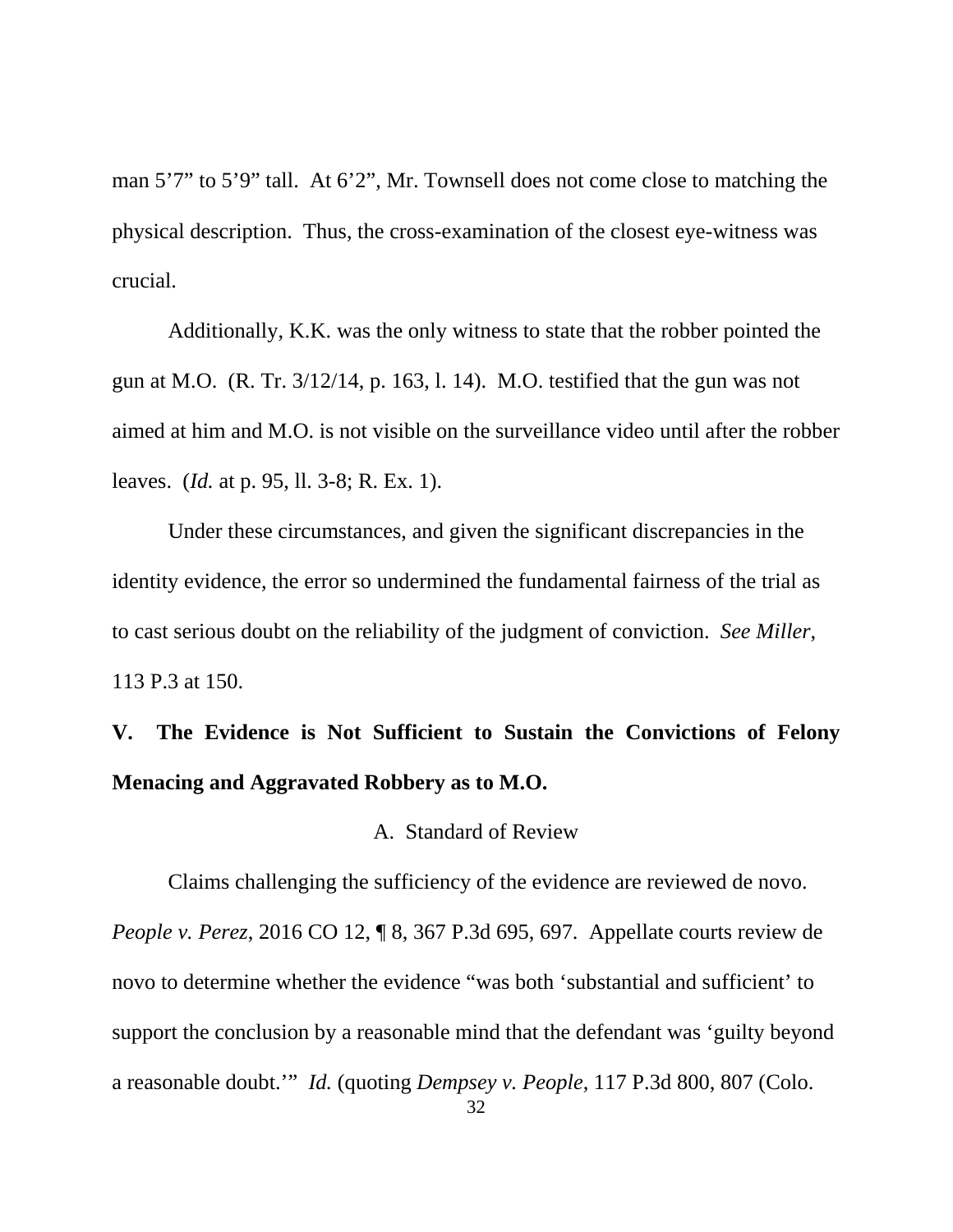man 5’7” to 5’9” tall. At 6’2”, Mr. Townsell does not come close to matching the physical description. Thus, the cross-examination of the closest eye-witness was crucial.

Additionally, K.K. was the only witness to state that the robber pointed the gun at M.O. (R. Tr. 3/12/14, p. 163, l. 14). M.O. testified that the gun was not aimed at him and M.O. is not visible on the surveillance video until after the robber leaves. (*Id.* at p. 95, ll. 3-8; R. Ex. 1).

Under these circumstances, and given the significant discrepancies in the identity evidence, the error so undermined the fundamental fairness of the trial as to cast serious doubt on the reliability of the judgment of conviction. *See Miller*, 113 P.3 at 150.

## V. The Evidence is Not Sufficient to Sustain the Convictions of Felony Menacing and Aggravated Robbery as to M.O.

### A. Standard of Review

Claims challenging the sufficiency of the evidence are reviewed de novo. *People v. Perez*, 2016 CO 12, ¶ 8, 367 P.3d 695, 697. Appellate courts review de novo to determine whether the evidence “was both ‘substantial and sufficient’ to support the conclusion by a reasonable mind that the defendant was ‘guilty beyond a reasonable doubt.’” *Id.* (quoting *Dempsey v. People*, 117 P.3d 800, 807 (Colo.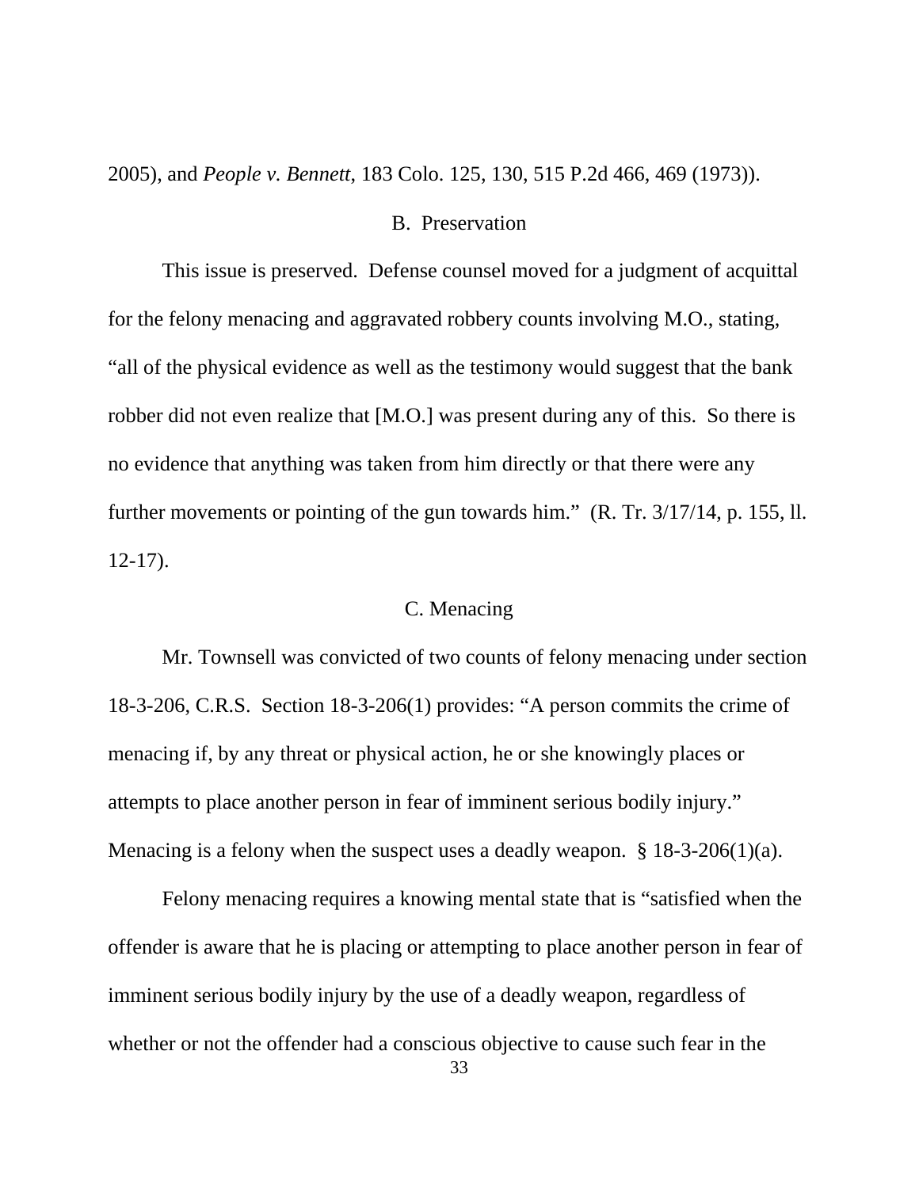2005), and *People v. Bennett*, 183 Colo. 125, 130, 515 P.2d 466, 469 (1973)).

### B. Preservation

This issue is preserved. Defense counsel moved for a judgment of acquittal for the felony menacing and aggravated robbery counts involving M.O., stating, "all of the physical evidence as well as the testimony would suggest that the bank robber did not even realize that [M.O.] was present during any of this. So there is no evidence that anything was taken from him directly or that there were any further movements or pointing of the gun towards him." (R. Tr. 3/17/14, p. 155, ll. 12-17).

### C. Menacing

Mr. Townsell was convicted of two counts of felony menacing under section 18-3-206, C.R.S. Section 18-3-206(1) provides: "A person commits the crime of menacing if, by any threat or physical action, he or she knowingly places or attempts to place another person in fear of imminent serious bodily injury." Menacing is a felony when the suspect uses a deadly weapon. § 18-3-206(1)(a).

Felony menacing requires a knowing mental state that is "satisfied when the offender is aware that he is placing or attempting to place another person in fear of imminent serious bodily injury by the use of a deadly weapon, regardless of whether or not the offender had a conscious objective to cause such fear in the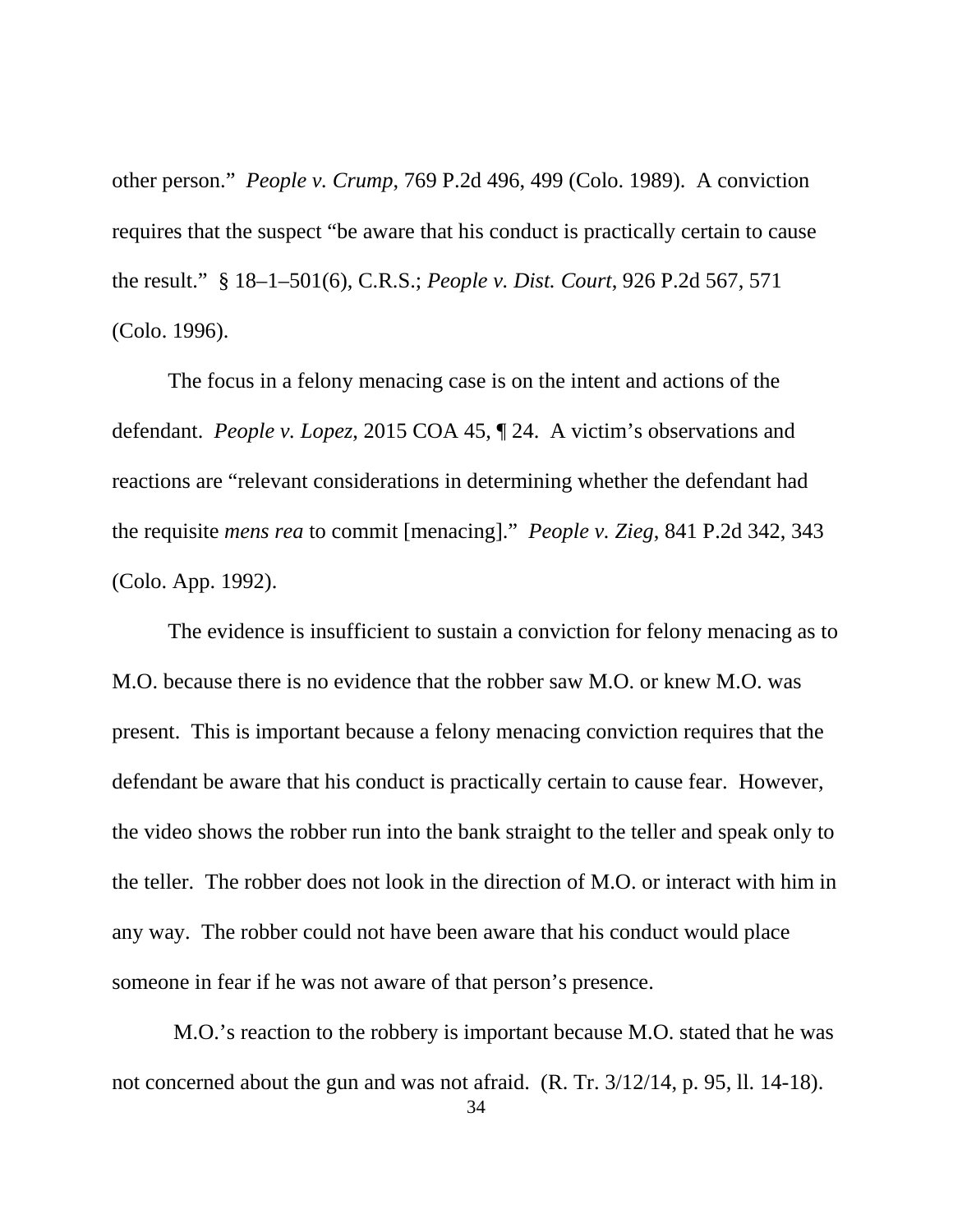other person." *People v. Crump*, 769 P.2d 496, 499 (Colo. 1989). A conviction requires that the suspect "be aware that his conduct is practically certain to cause the result." § 18–1–501(6), C.R.S.; *People v. Dist. Court*, 926 P.2d 567, 571 (Colo. 1996).

The focus in a felony menacing case is on the intent and actions of the defendant. *People v. Lopez*, 2015 COA 45, ¶ 24. A victim's observations and reactions are "relevant considerations in determining whether the defendant had the requisite *mens rea* to commit [menacing]." *People v. Zieg*, 841 P.2d 342, 343 (Colo. App. 1992).

The evidence is insufficient to sustain a conviction for felony menacing as to M.O. because there is no evidence that the robber saw M.O. or knew M.O. was present. This is important because a felony menacing conviction requires that the defendant be aware that his conduct is practically certain to cause fear. However, the video shows the robber run into the bank straight to the teller and speak only to the teller. The robber does not look in the direction of M.O. or interact with him in any way. The robber could not have been aware that his conduct would place someone in fear if he was not aware of that person's presence.

M.O.'s reaction to the robbery is important because M.O. stated that he was not concerned about the gun and was not afraid. (R. Tr. 3/12/14, p. 95, ll. 14-18).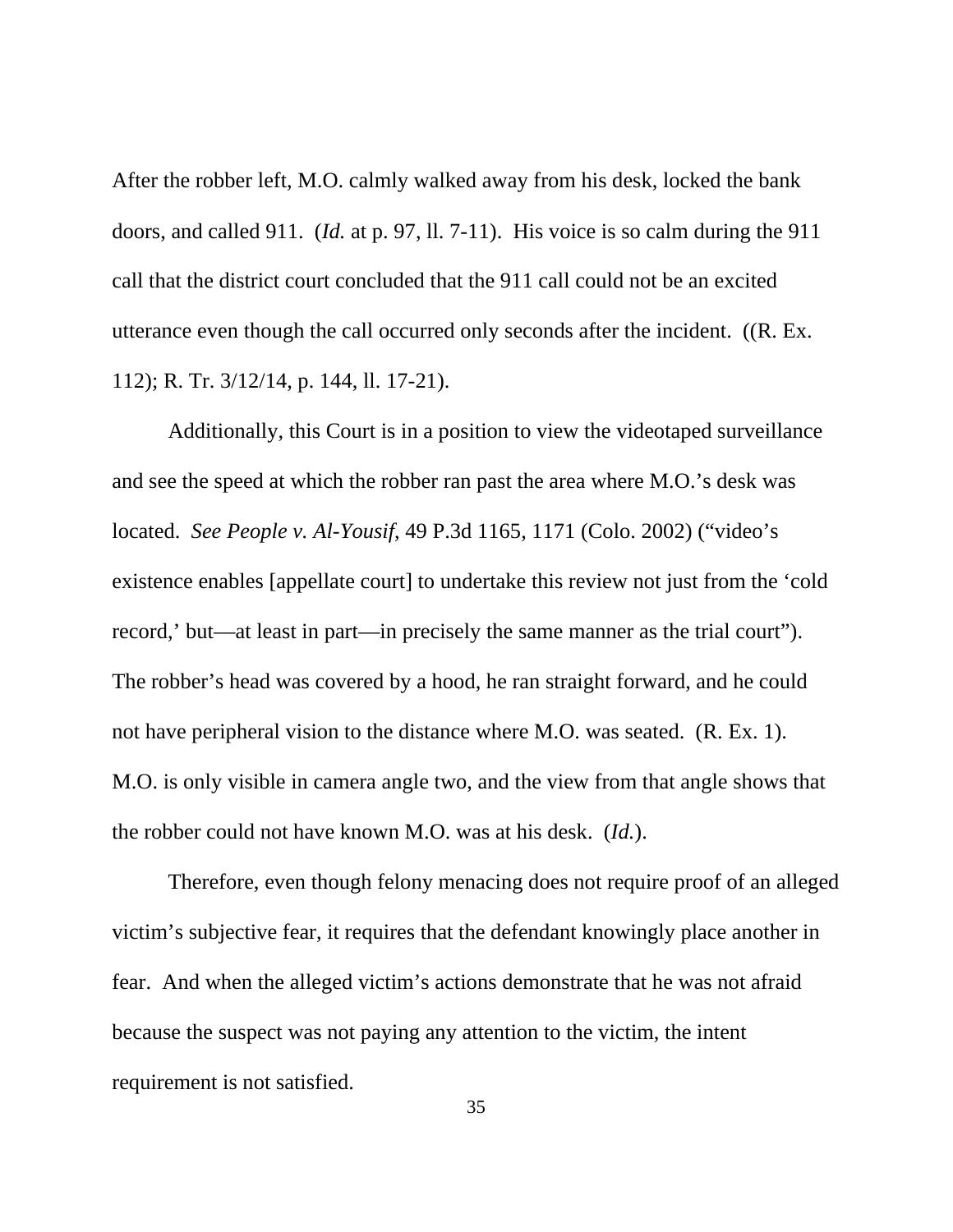After the robber left, M.O. calmly walked away from his desk, locked the bank doors, and called 911. (*Id.* at p. 97, ll. 7-11). His voice is so calm during the 911 call that the district court concluded that the 911 call could not be an excited utterance even though the call occurred only seconds after the incident. ((R. Ex. 112); R. Tr. 3/12/14, p. 144, ll. 17-21).

Additionally, this Court is in a position to view the videotaped surveillance and see the speed at which the robber ran past the area where M.O.'s desk was located. *See People v. Al-Yousif*, 49 P.3d 1165, 1171 (Colo. 2002) ("video's existence enables [appellate court] to undertake this review not just from the 'cold record,' but—at least in part—in precisely the same manner as the trial court"). The robber's head was covered by a hood, he ran straight forward, and he could not have peripheral vision to the distance where M.O. was seated. (R. Ex. 1). M.O. is only visible in camera angle two, and the view from that angle shows that the robber could not have known M.O. was at his desk. (*Id.*).

Therefore, even though felony menacing does not require proof of an alleged victim's subjective fear, it requires that the defendant knowingly place another in fear. And when the alleged victim's actions demonstrate that he was not afraid because the suspect was not paying any attention to the victim, the intent requirement is not satisfied.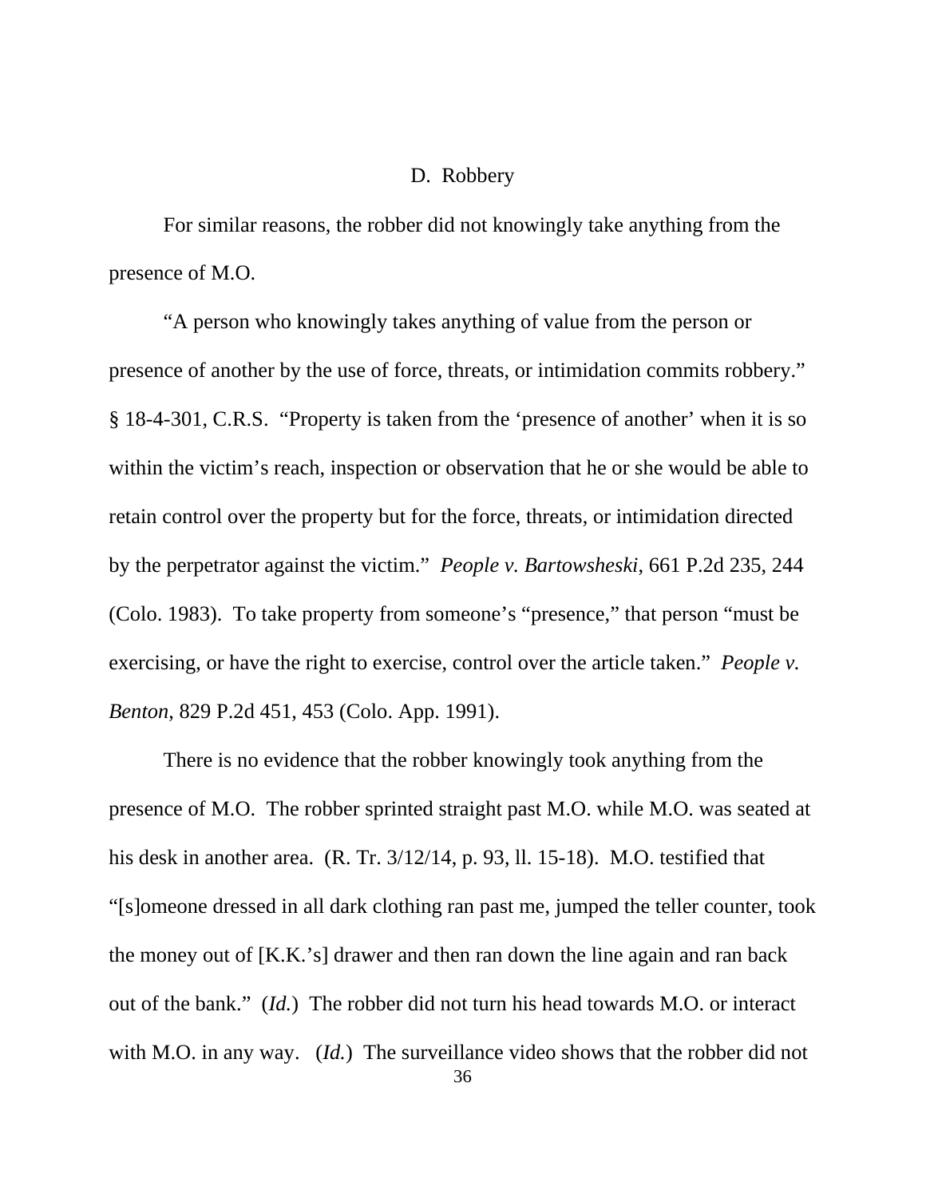### D. Robbery

For similar reasons, the robber did not knowingly take anything from the presence of M.O.

"A person who knowingly takes anything of value from the person or presence of another by the use of force, threats, or intimidation commits robbery." § 18-4-301, C.R.S. "Property is taken from the 'presence of another' when it is so within the victim's reach, inspection or observation that he or she would be able to retain control over the property but for the force, threats, or intimidation directed by the perpetrator against the victim." *People v. Bartowsheski*, 661 P.2d 235, 244 (Colo. 1983). To take property from someone's "presence," that person "must be exercising, or have the right to exercise, control over the article taken." *People v. Benton*, 829 P.2d 451, 453 (Colo. App. 1991).

There is no evidence that the robber knowingly took anything from the presence of M.O. The robber sprinted straight past M.O. while M.O. was seated at his desk in another area. (R. Tr. 3/12/14, p. 93, ll. 15-18). M.O. testified that "[s]omeone dressed in all dark clothing ran past me, jumped the teller counter, took the money out of [K.K.'s] drawer and then ran down the line again and ran back out of the bank." (*Id.*) The robber did not turn his head towards M.O. or interact with M.O. in any way. (*Id.*) The surveillance video shows that the robber did not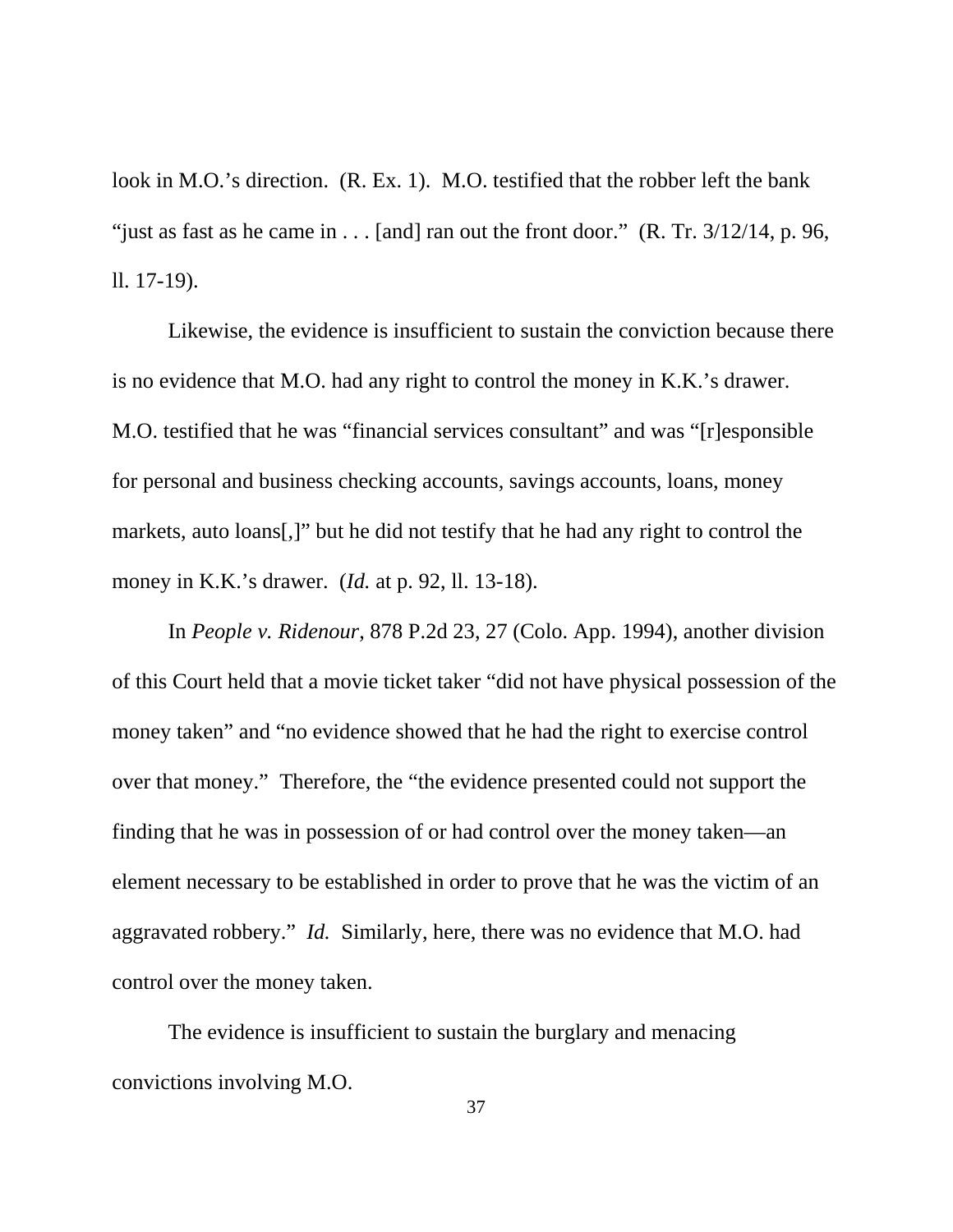look in M.O.'s direction. (R. Ex. 1). M.O. testified that the robber left the bank "just as fast as he came in . . . [and] ran out the front door." (R. Tr. 3/12/14, p. 96, ll. 17-19).

Likewise, the evidence is insufficient to sustain the conviction because there is no evidence that M.O. had any right to control the money in K.K.'s drawer. M.O. testified that he was "financial services consultant" and was "[r]esponsible for personal and business checking accounts, savings accounts, loans, money markets, auto loans[,]" but he did not testify that he had any right to control the money in K.K.'s drawer. (*Id.* at p. 92, ll. 13-18).

In *People v. Ridenour*, 878 P.2d 23, 27 (Colo. App. 1994), another division of this Court held that a movie ticket taker "did not have physical possession of the money taken" and "no evidence showed that he had the right to exercise control over that money." Therefore, the "the evidence presented could not support the finding that he was in possession of or had control over the money taken—an element necessary to be established in order to prove that he was the victim of an aggravated robbery." *Id.* Similarly, here, there was no evidence that M.O. had control over the money taken.

The evidence is insufficient to sustain the burglary and menacing convictions involving M.O.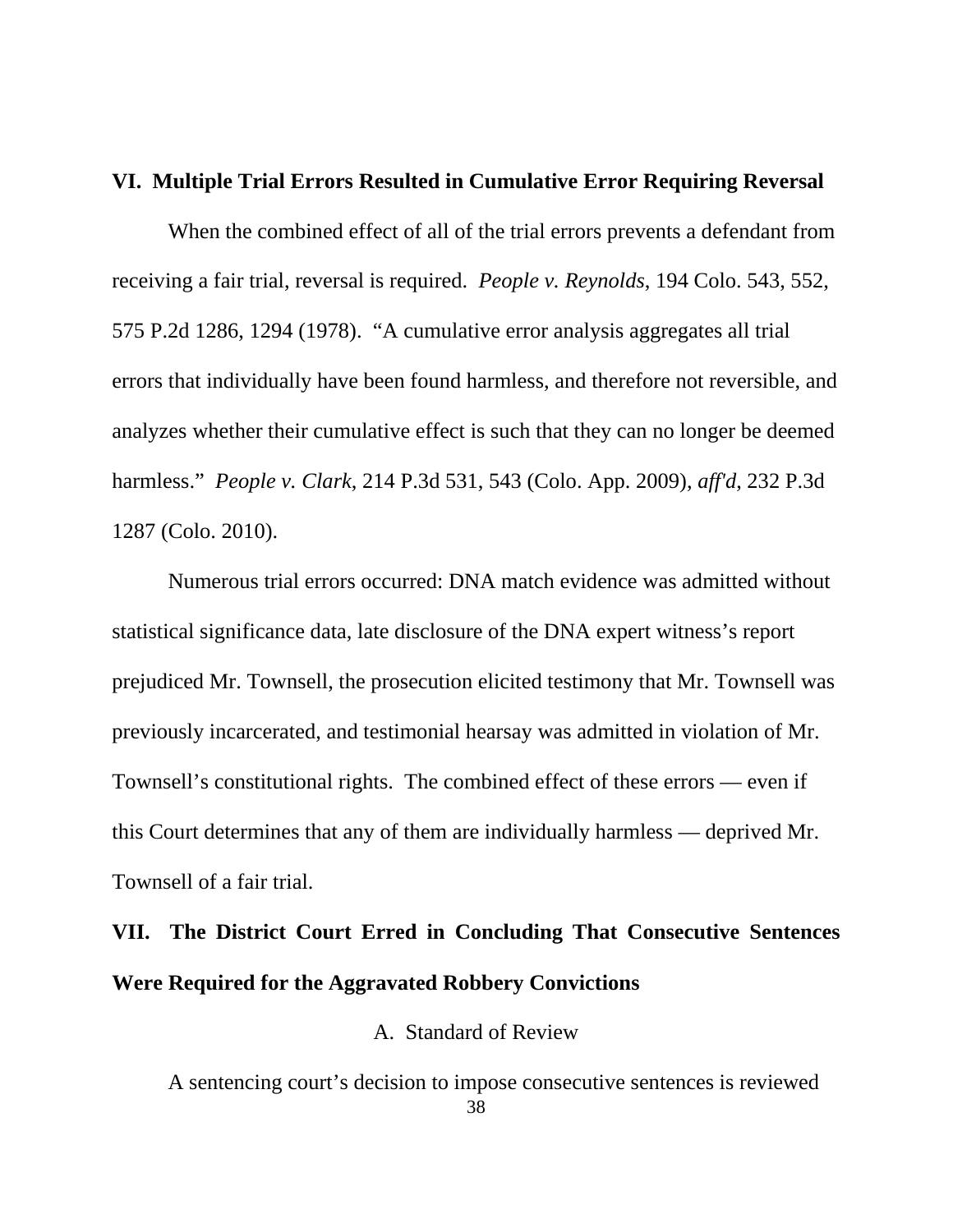## VI. Multiple Trial Errors Resulted in Cumulative Error Requiring Reversal

When the combined effect of all of the trial errors prevents a defendant from receiving a fair trial, reversal is required. *People v. Reynolds*, 194 Colo. 543, 552, 575 P.2d 1286, 1294 (1978). "A cumulative error analysis aggregates all trial errors that individually have been found harmless, and therefore not reversible, and analyzes whether their cumulative effect is such that they can no longer be deemed harmless." *People v. Clark*, 214 P.3d 531, 543 (Colo. App. 2009), *aff'd*, 232 P.3d 1287 (Colo. 2010).

Numerous trial errors occurred: DNA match evidence was admitted without statistical significance data, late disclosure of the DNA expert witness's report prejudiced Mr. Townsell, the prosecution elicited testimony that Mr. Townsell was previously incarcerated, and testimonial hearsay was admitted in violation of Mr. Townsell's constitutional rights. The combined effect of these errors — even if this Court determines that any of them are individually harmless — deprived Mr. Townsell of a fair trial.

## VII. The District Court Erred in Concluding That Consecutive Sentences Were Required for the Aggravated Robbery Convictions

### A. Standard of Review

A sentencing court's decision to impose consecutive sentences is reviewed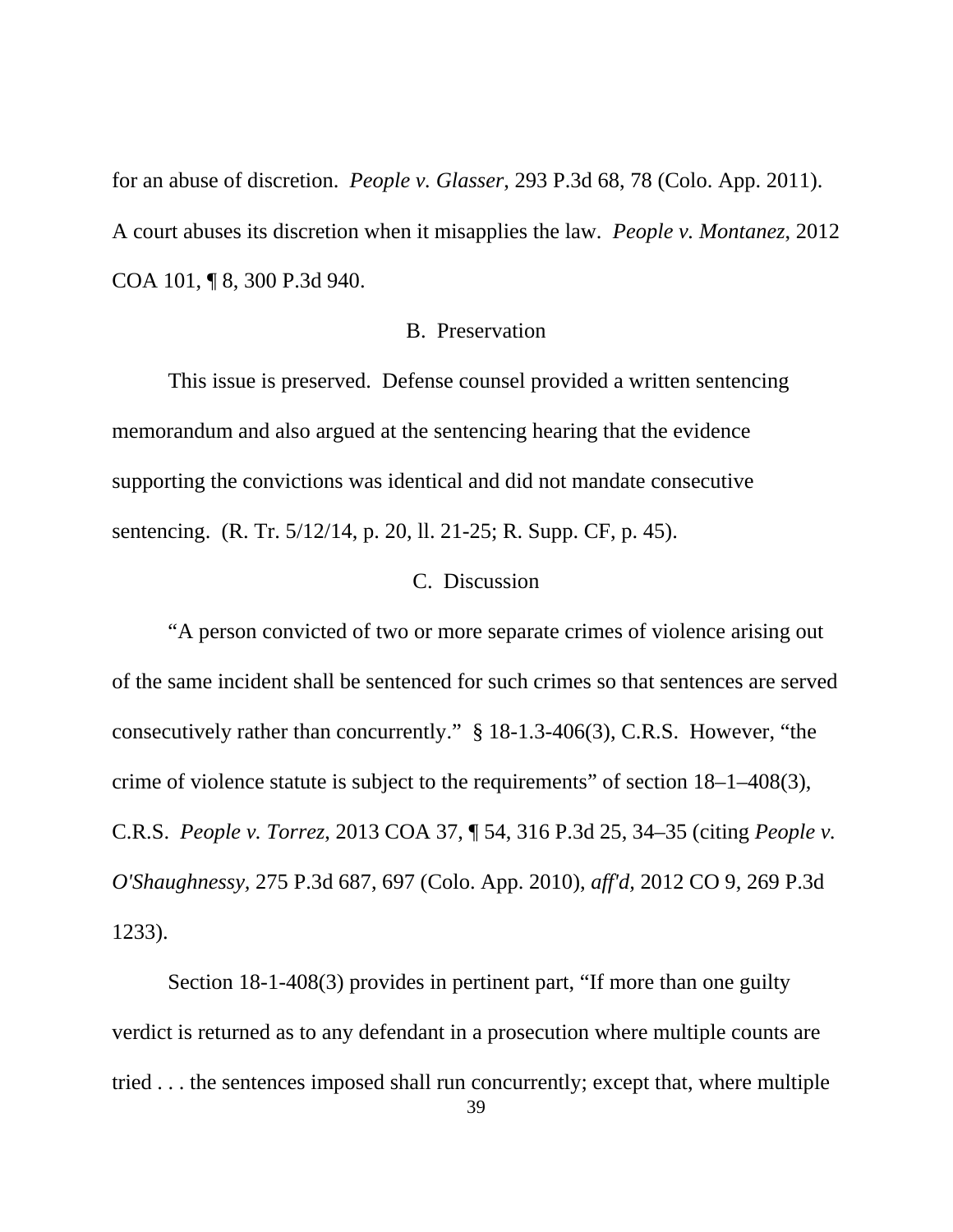for an abuse of discretion. *People v. Glasser*, 293 P.3d 68, 78 (Colo. App. 2011). A court abuses its discretion when it misapplies the law. *People v. Montanez*, 2012 COA 101, ¶ 8, 300 P.3d 940.

### B. Preservation

This issue is preserved. Defense counsel provided a written sentencing memorandum and also argued at the sentencing hearing that the evidence supporting the convictions was identical and did not mandate consecutive sentencing. (R. Tr. 5/12/14, p. 20, ll. 21-25; R. Supp. CF, p. 45).

### C. Discussion

"A person convicted of two or more separate crimes of violence arising out of the same incident shall be sentenced for such crimes so that sentences are served consecutively rather than concurrently." § 18-1.3-406(3), C.R.S. However, "the crime of violence statute is subject to the requirements" of section 18–1–408(3), C.R.S. *People v. Torrez*, 2013 COA 37, ¶ 54, 316 P.3d 25, 34–35 (citing *People v. O'Shaughnessy*, 275 P.3d 687, 697 (Colo. App. 2010), *aff'd*, 2012 CO 9, 269 P.3d 1233).

Section 18-1-408(3) provides in pertinent part, "If more than one guilty verdict is returned as to any defendant in a prosecution where multiple counts are tried . . . the sentences imposed shall run concurrently; except that, where multiple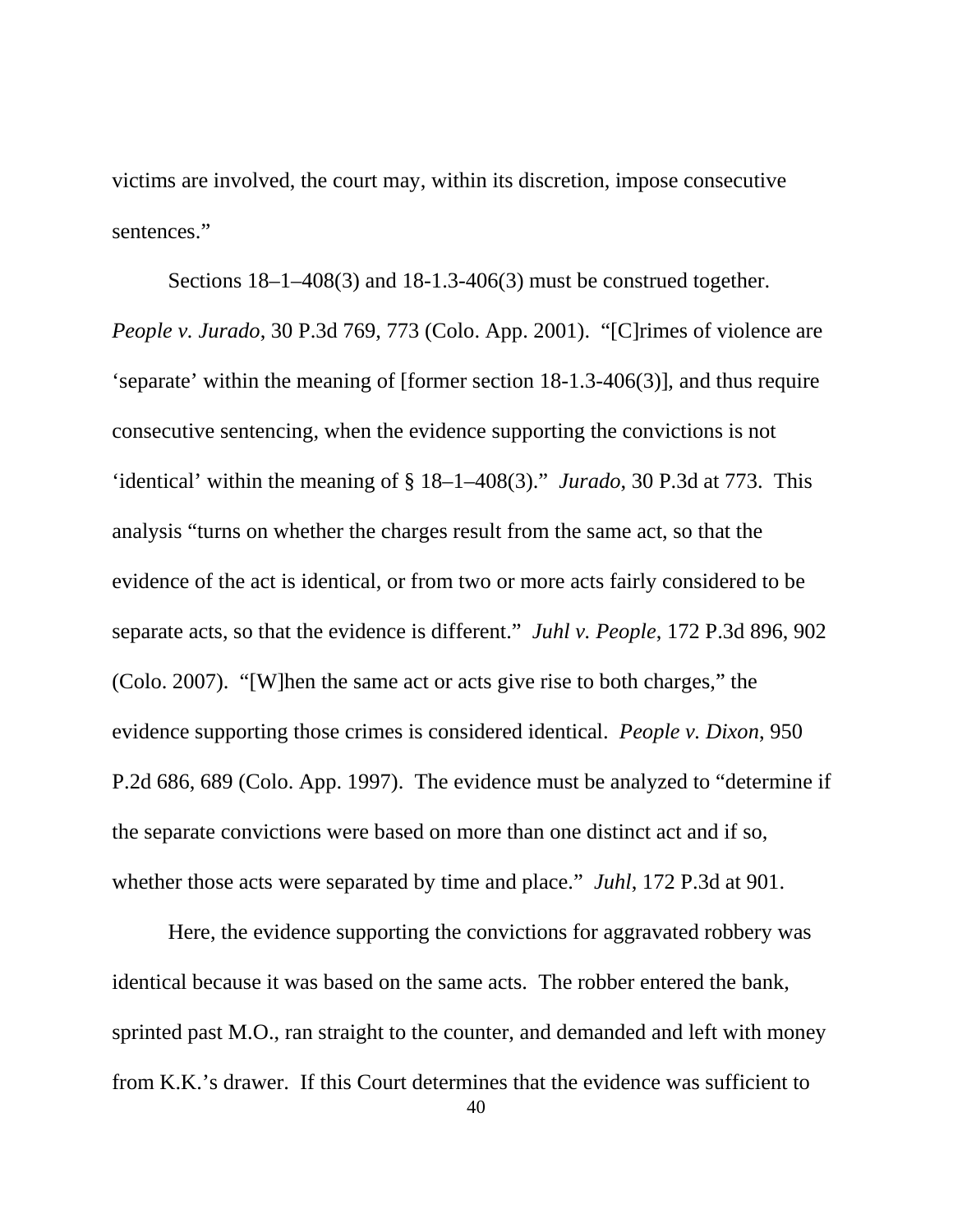victims are involved, the court may, within its discretion, impose consecutive sentences."

Sections 18–1–408(3) and 18-1.3-406(3) must be construed together. *People v. Jurado*, 30 P.3d 769, 773 (Colo. App. 2001). "[C]rimes of violence are 'separate' within the meaning of [former section 18-1.3-406(3)], and thus require consecutive sentencing, when the evidence supporting the convictions is not 'identical' within the meaning of § 18–1–408(3)." *Jurado*, 30 P.3d at 773. This analysis "turns on whether the charges result from the same act, so that the evidence of the act is identical, or from two or more acts fairly considered to be separate acts, so that the evidence is different." *Juhl v. People*, 172 P.3d 896, 902 (Colo. 2007). "[W]hen the same act or acts give rise to both charges," the evidence supporting those crimes is considered identical. *People v. Dixon*, 950 P.2d 686, 689 (Colo. App. 1997). The evidence must be analyzed to "determine if the separate convictions were based on more than one distinct act and if so, whether those acts were separated by time and place." *Juhl*, 172 P.3d at 901.

Here, the evidence supporting the convictions for aggravated robbery was identical because it was based on the same acts. The robber entered the bank, sprinted past M.O., ran straight to the counter, and demanded and left with money from K.K.'s drawer. If this Court determines that the evidence was sufficient to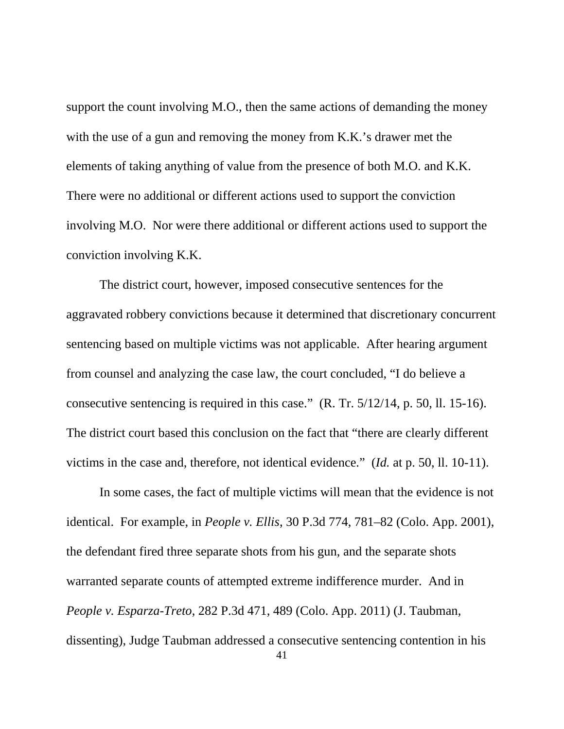support the count involving M.O., then the same actions of demanding the money with the use of a gun and removing the money from K.K.'s drawer met the elements of taking anything of value from the presence of both M.O. and K.K. There were no additional or different actions used to support the conviction involving M.O. Nor were there additional or different actions used to support the conviction involving K.K.

The district court, however, imposed consecutive sentences for the aggravated robbery convictions because it determined that discretionary concurrent sentencing based on multiple victims was not applicable. After hearing argument from counsel and analyzing the case law, the court concluded, "I do believe a consecutive sentencing is required in this case." (R. Tr. 5/12/14, p. 50, ll. 15-16). The district court based this conclusion on the fact that "there are clearly different victims in the case and, therefore, not identical evidence." (*Id.* at p. 50, ll. 10-11).

In some cases, the fact of multiple victims will mean that the evidence is not identical. For example, in *People v. Ellis*, 30 P.3d 774, 781–82 (Colo. App. 2001), the defendant fired three separate shots from his gun, and the separate shots warranted separate counts of attempted extreme indifference murder. And in *People v. Esparza-Treto*, 282 P.3d 471, 489 (Colo. App. 2011) (J. Taubman, dissenting), Judge Taubman addressed a consecutive sentencing contention in his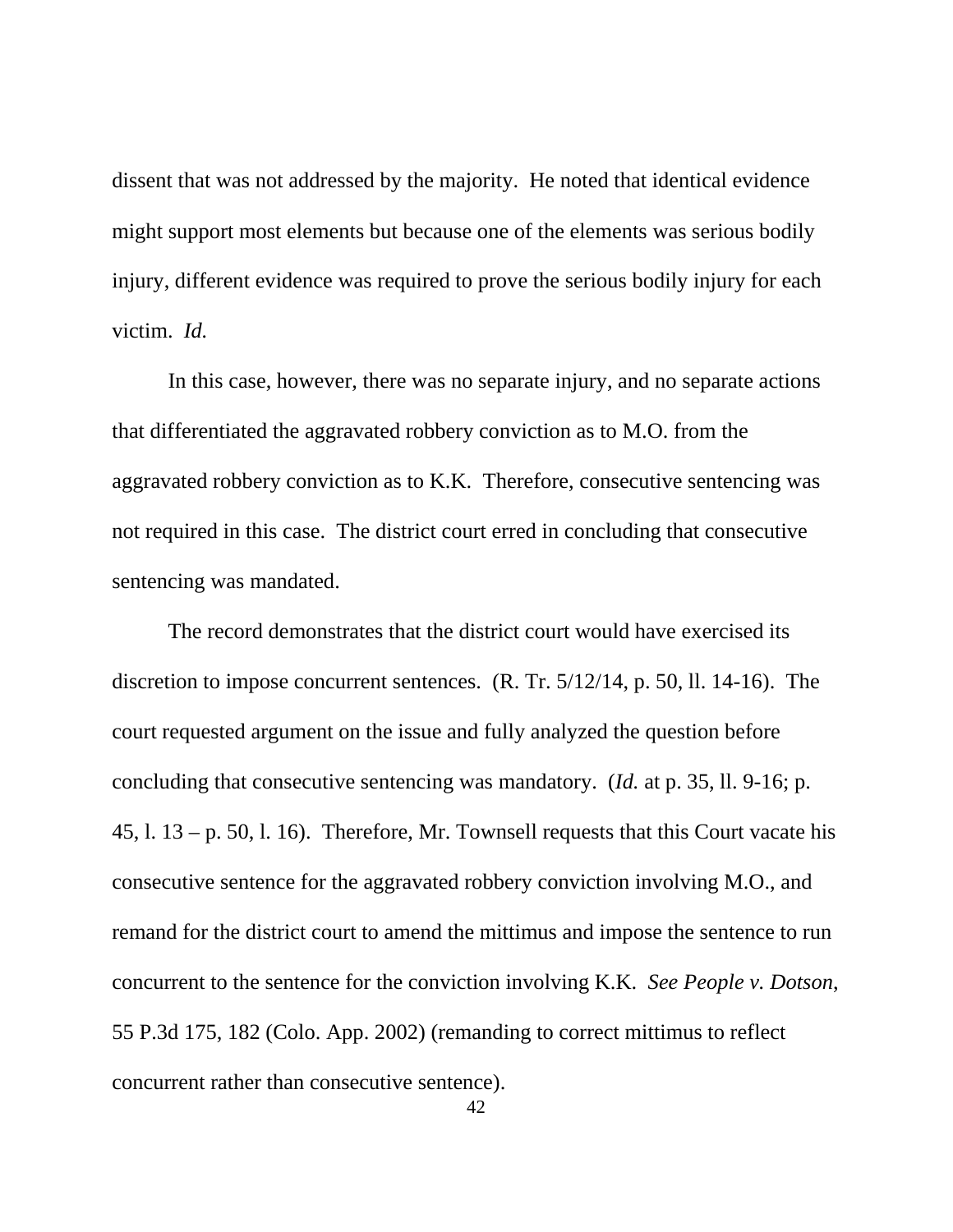dissent that was not addressed by the majority. He noted that identical evidence might support most elements but because one of the elements was serious bodily injury, different evidence was required to prove the serious bodily injury for each victim. *Id.*

In this case, however, there was no separate injury, and no separate actions that differentiated the aggravated robbery conviction as to M.O. from the aggravated robbery conviction as to K.K. Therefore, consecutive sentencing was not required in this case. The district court erred in concluding that consecutive sentencing was mandated.

The record demonstrates that the district court would have exercised its discretion to impose concurrent sentences. (R. Tr. 5/12/14, p. 50, ll. 14-16). The court requested argument on the issue and fully analyzed the question before concluding that consecutive sentencing was mandatory. (*Id.* at p. 35, ll. 9-16; p. 45, l. 13 – p. 50, l. 16). Therefore, Mr. Townsell requests that this Court vacate his consecutive sentence for the aggravated robbery conviction involving M.O., and remand for the district court to amend the mittimus and impose the sentence to run concurrent to the sentence for the conviction involving K.K. *See People v. Dotson,* 55 P.3d 175, 182 (Colo. App. 2002) (remanding to correct mittimus to reflect concurrent rather than consecutive sentence).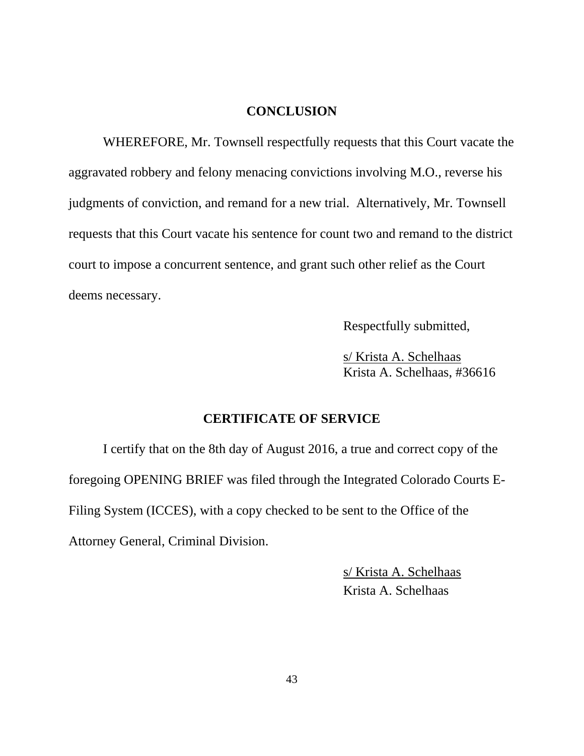## CONCLUSION

WHEREFORE, Mr. Townsell respectfully requests that this Court vacate the aggravated robbery and felony menacing convictions involving M.O., reverse his judgments of conviction, and remand for a new trial. Alternatively, Mr. Townsell requests that this Court vacate his sentence for count two and remand to the district court to impose a concurrent sentence, and grant such other relief as the Court deems necessary.

Respectfully submitted,

s/ Krista A. Schelhaas
Krista A. Schelhaas, #36616

## CERTIFICATE OF SERVICE

I certify that on the 8th day of August 2016, a true and correct copy of the foregoing OPENING BRIEF was filed through the Integrated Colorado Courts E-Filing System (ICCES), with a copy checked to be sent to the Office of the Attorney General, Criminal Division.

s/ Krista A. Schelhaas
Krista A. Schelhaas